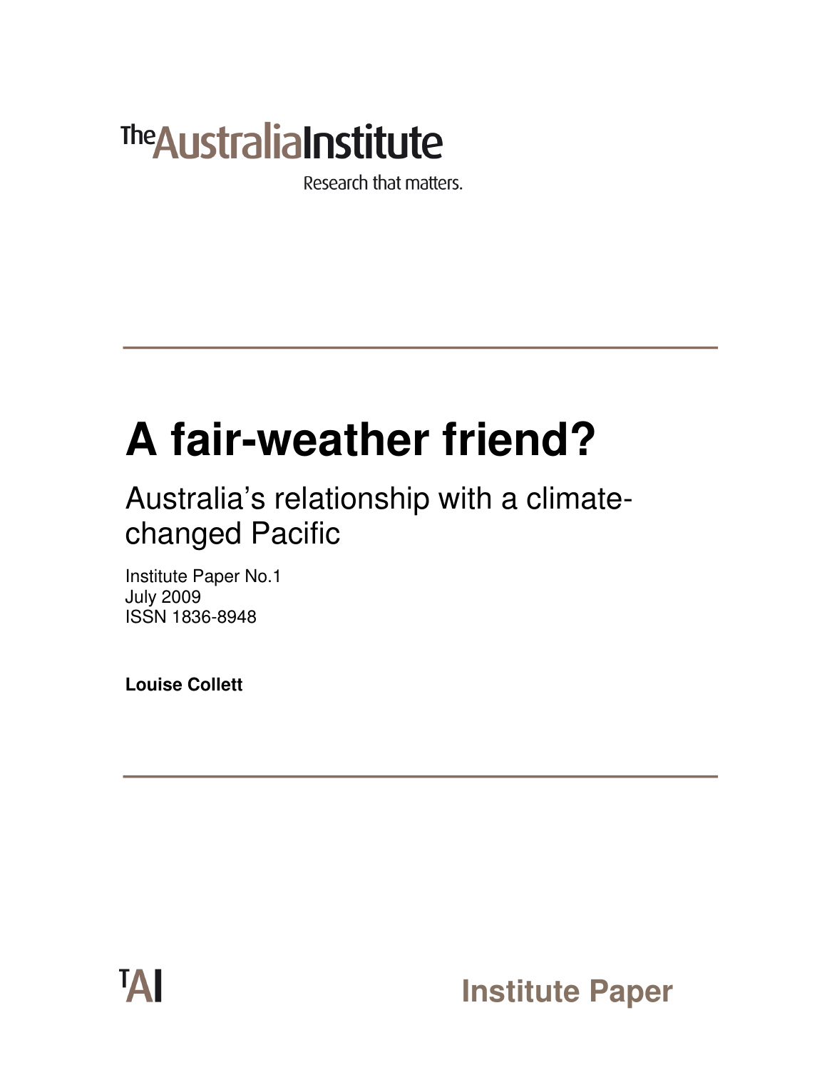The Australia Institute

Research that matters.

# A fair-weather friend?

## Australia's relationship with a climate-changed Pacific

Institute Paper No.1
July 2009
ISSN 1836-8948

**Louise Collett**

TAI

**Institute Paper**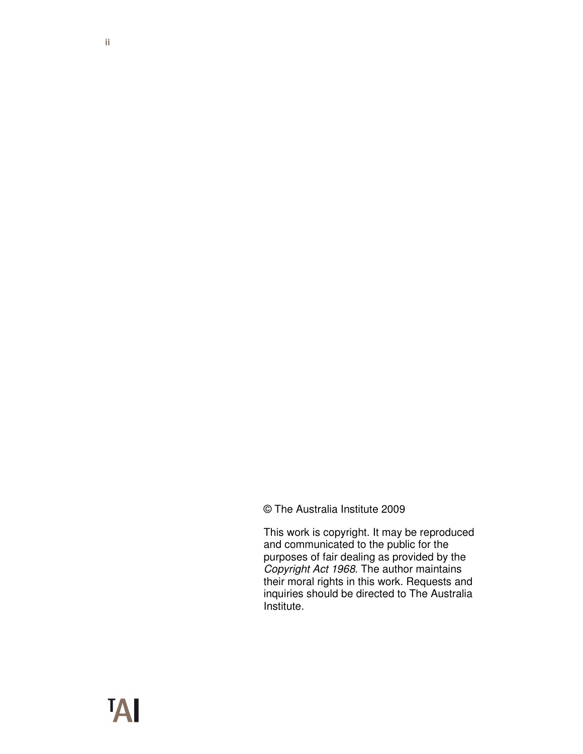© The Australia Institute 2009

This work is copyright. It may be reproduced and communicated to the public for the purposes of fair dealing as provided by the *Copyright Act 1968*. The author maintains their moral rights in this work. Requests and inquiries should be directed to The Australia Institute.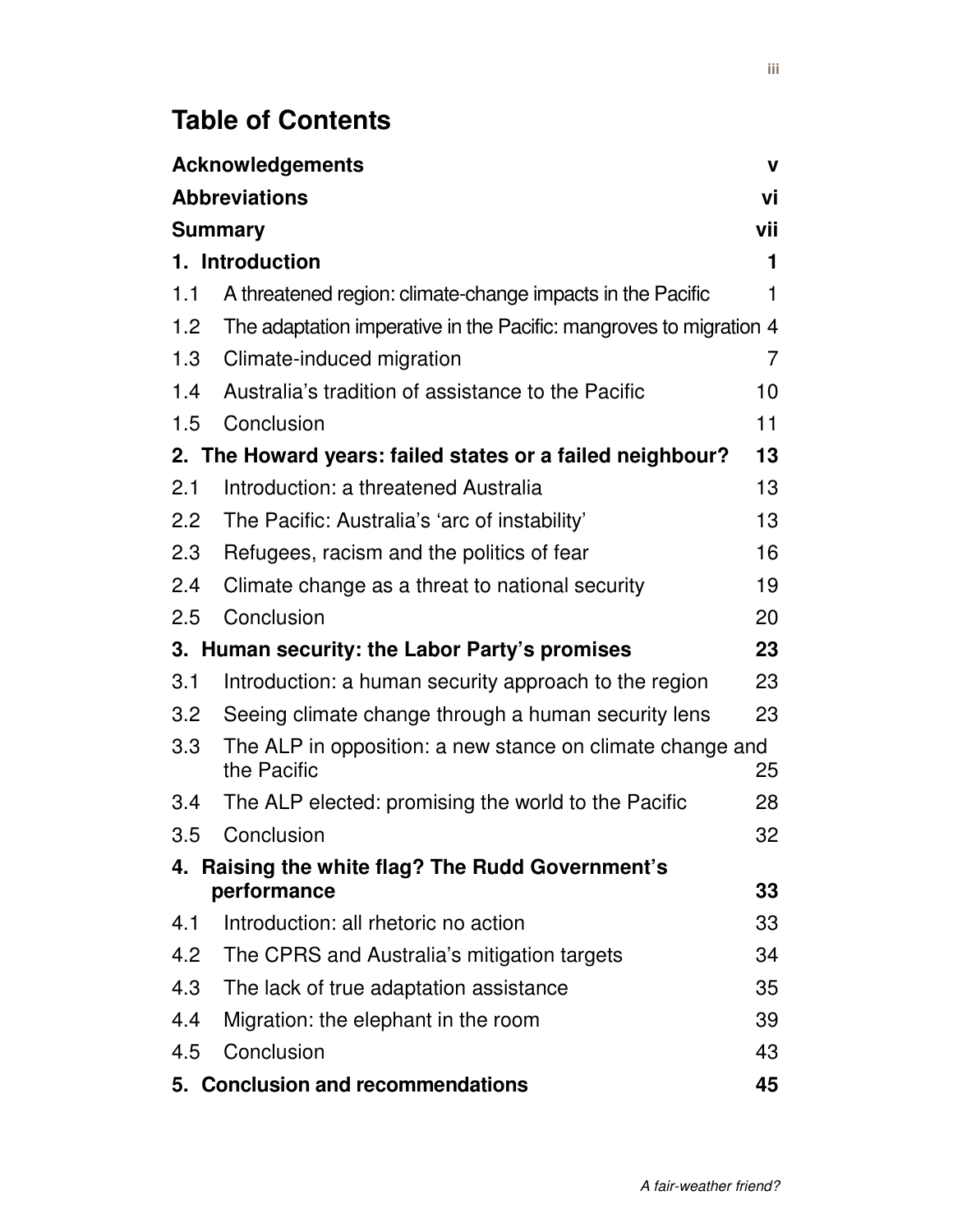# Table of Contents

| | | |
|---|---|---|
| **Acknowledgements** | | **v** |
| **Abbreviations** | | **vi** |
| **Summary** | | **vii** |
| **1. Introduction** | | **1** |
| 1.1 | A threatened region: climate-change impacts in the Pacific | 1 |
| 1.2 | The adaptation imperative in the Pacific: mangroves to migration | 4 |
| 1.3 | Climate-induced migration | 7 |
| 1.4 | Australia's tradition of assistance to the Pacific | 10 |
| 1.5 | Conclusion | 11 |
| **2. The Howard years: failed states or a failed neighbour?** | | **13** |
| 2.1 | Introduction: a threatened Australia | 13 |
| 2.2 | The Pacific: Australia's 'arc of instability' | 13 |
| 2.3 | Refugees, racism and the politics of fear | 16 |
| 2.4 | Climate change as a threat to national security | 19 |
| 2.5 | Conclusion | 20 |
| **3. Human security: the Labor Party's promises** | | **23** |
| 3.1 | Introduction: a human security approach to the region | 23 |
| 3.2 | Seeing climate change through a human security lens | 23 |
| 3.3 | The ALP in opposition: a new stance on climate change and the Pacific | 25 |
| 3.4 | The ALP elected: promising the world to the Pacific | 28 |
| 3.5 | Conclusion | 32 |
| **4. Raising the white flag? The Rudd Government's performance** | | **33** |
| 4.1 | Introduction: all rhetoric no action | 33 |
| 4.2 | The CPRS and Australia's mitigation targets | 34 |
| 4.3 | The lack of true adaptation assistance | 35 |
| 4.4 | Migration: the elephant in the room | 39 |
| 4.5 | Conclusion | 43 |
| **5. Conclusion and recommendations** | | **45** |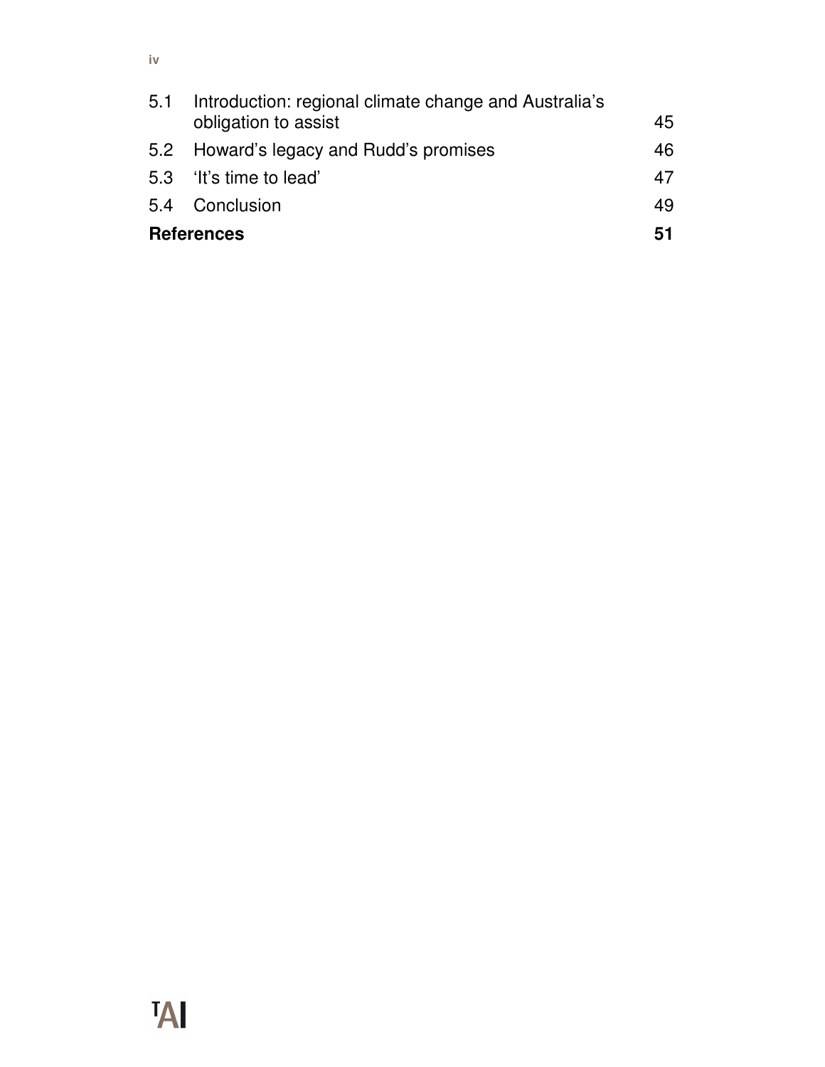| | | |
|---|---|---|
| 5.1 | Introduction: regional climate change and Australia's obligation to assist | 45 |
| 5.2 | Howard's legacy and Rudd's promises | 46 |
| 5.3 | 'It's time to lead' | 47 |
| 5.4 | Conclusion | 49 |
| **References** | | **51** |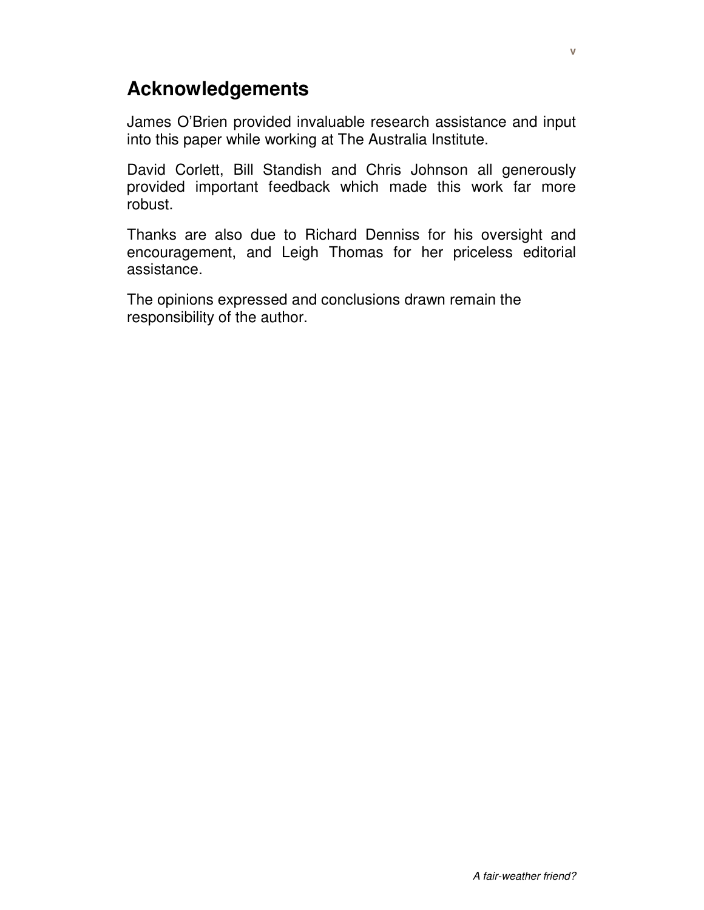## Acknowledgements

James O'Brien provided invaluable research assistance and input into this paper while working at The Australia Institute.

David Corlett, Bill Standish and Chris Johnson all generously provided important feedback which made this work far more robust.

Thanks are also due to Richard Denniss for his oversight and encouragement, and Leigh Thomas for her priceless editorial assistance.

The opinions expressed and conclusions drawn remain the responsibility of the author.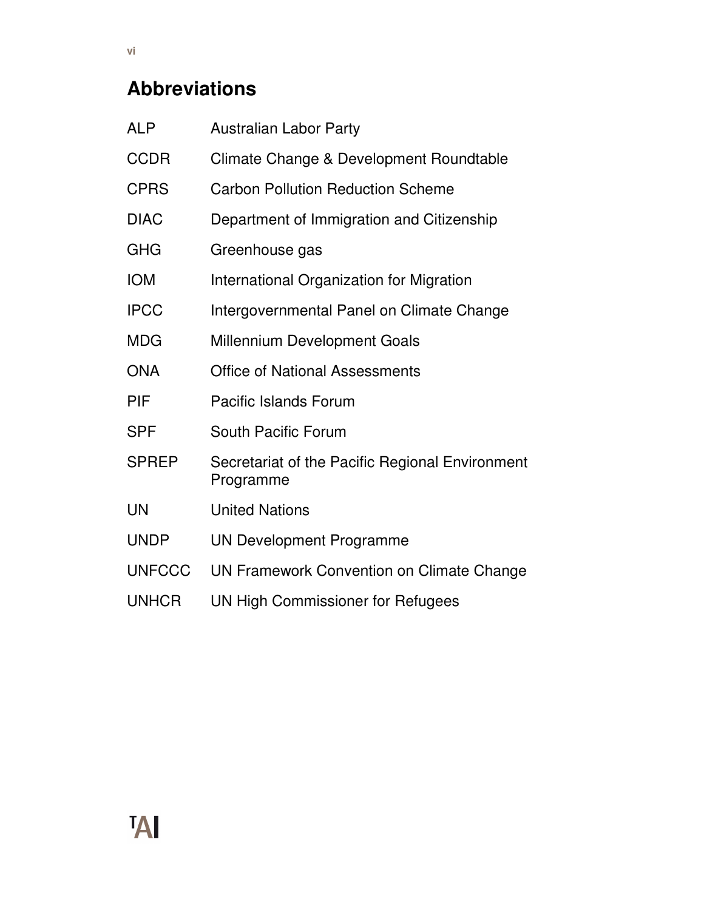## Abbreviations

| | |
|---|---|
| ALP | Australian Labor Party |
| CCDR | Climate Change & Development Roundtable |
| CPRS | Carbon Pollution Reduction Scheme |
| DIAC | Department of Immigration and Citizenship |
| GHG | Greenhouse gas |
| IOM | International Organization for Migration |
| IPCC | Intergovernmental Panel on Climate Change |
| MDG | Millennium Development Goals |
| ONA | Office of National Assessments |
| PIF | Pacific Islands Forum |
| SPF | South Pacific Forum |
| SPREP | Secretariat of the Pacific Regional Environment Programme |
| UN | United Nations |
| UNDP | UN Development Programme |
| UNFCCC | UN Framework Convention on Climate Change |
| UNHCR | UN High Commissioner for Refugees |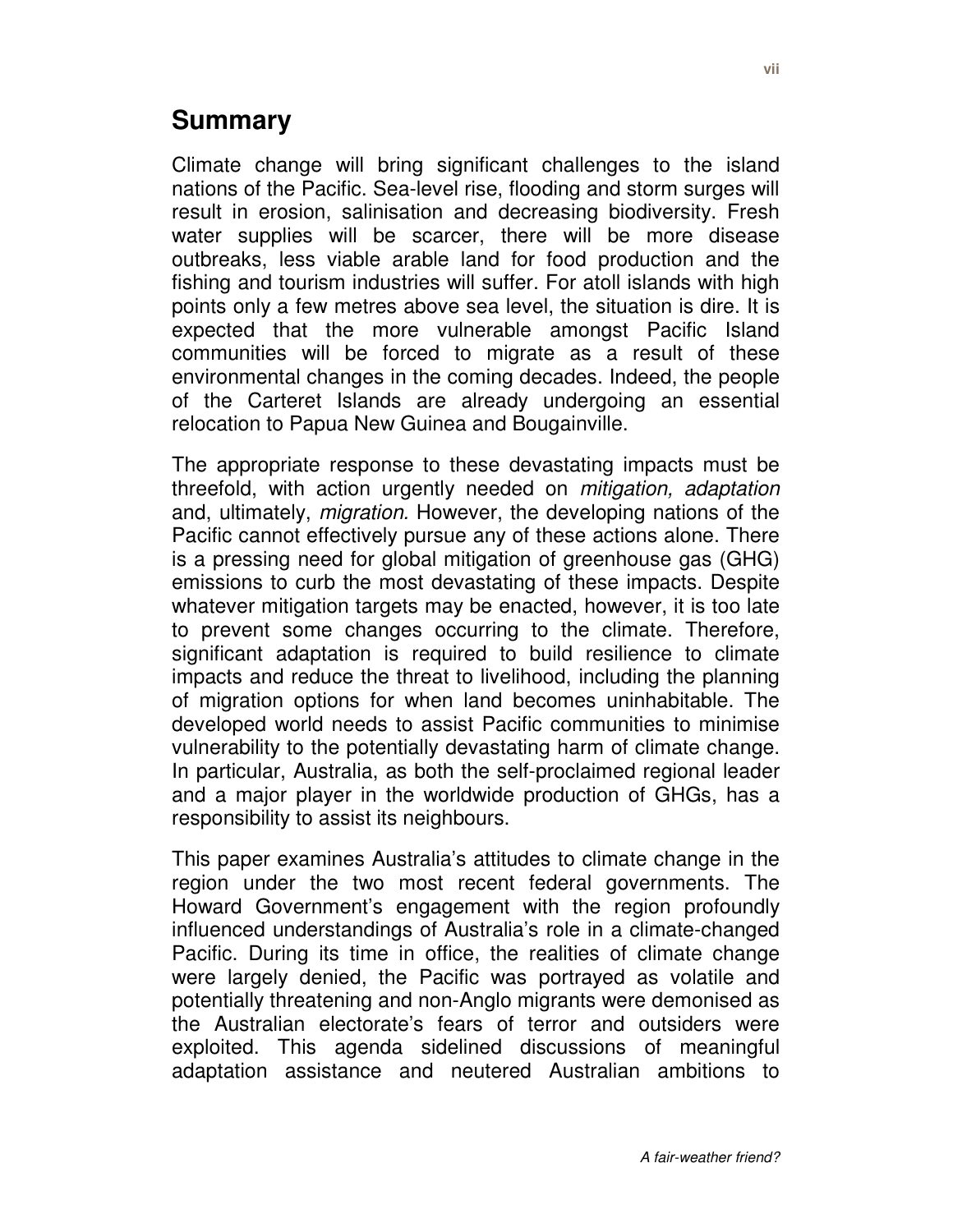## Summary

Climate change will bring significant challenges to the island nations of the Pacific. Sea-level rise, flooding and storm surges will result in erosion, salinisation and decreasing biodiversity. Fresh water supplies will be scarcer, there will be more disease outbreaks, less viable arable land for food production and the fishing and tourism industries will suffer. For atoll islands with high points only a few metres above sea level, the situation is dire. It is expected that the more vulnerable amongst Pacific Island communities will be forced to migrate as a result of these environmental changes in the coming decades. Indeed, the people of the Carteret Islands are already undergoing an essential relocation to Papua New Guinea and Bougainville.

The appropriate response to these devastating impacts must be threefold, with action urgently needed on *mitigation, adaptation* and, ultimately, *migration.* However, the developing nations of the Pacific cannot effectively pursue any of these actions alone. There is a pressing need for global mitigation of greenhouse gas (GHG) emissions to curb the most devastating of these impacts. Despite whatever mitigation targets may be enacted, however, it is too late to prevent some changes occurring to the climate. Therefore, significant adaptation is required to build resilience to climate impacts and reduce the threat to livelihood, including the planning of migration options for when land becomes uninhabitable. The developed world needs to assist Pacific communities to minimise vulnerability to the potentially devastating harm of climate change. In particular, Australia, as both the self-proclaimed regional leader and a major player in the worldwide production of GHGs, has a responsibility to assist its neighbours.

This paper examines Australia's attitudes to climate change in the region under the two most recent federal governments. The Howard Government's engagement with the region profoundly influenced understandings of Australia's role in a climate-changed Pacific. During its time in office, the realities of climate change were largely denied, the Pacific was portrayed as volatile and potentially threatening and non-Anglo migrants were demonised as the Australian electorate's fears of terror and outsiders were exploited. This agenda sidelined discussions of meaningful adaptation assistance and neutered Australian ambitions to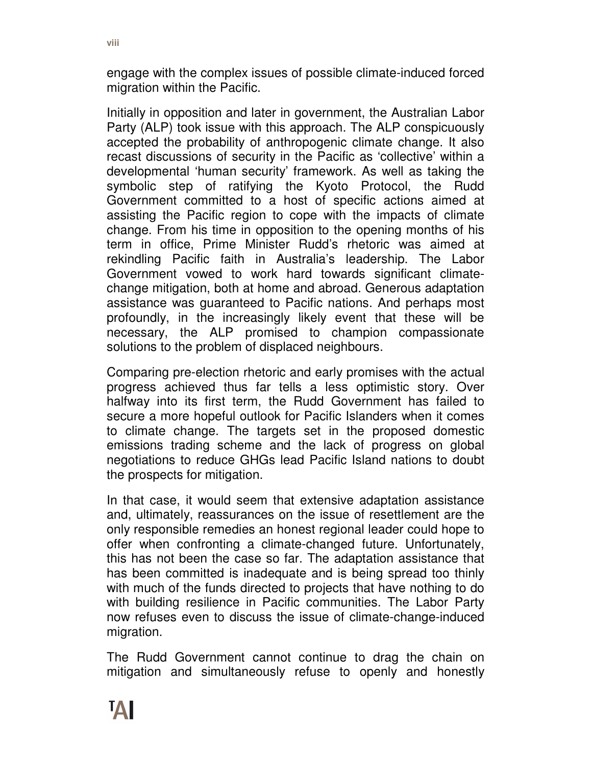engage with the complex issues of possible climate-induced forced migration within the Pacific.

Initially in opposition and later in government, the Australian Labor Party (ALP) took issue with this approach. The ALP conspicuously accepted the probability of anthropogenic climate change. It also recast discussions of security in the Pacific as 'collective' within a developmental 'human security' framework. As well as taking the symbolic step of ratifying the Kyoto Protocol, the Rudd Government committed to a host of specific actions aimed at assisting the Pacific region to cope with the impacts of climate change. From his time in opposition to the opening months of his term in office, Prime Minister Rudd's rhetoric was aimed at rekindling Pacific faith in Australia's leadership. The Labor Government vowed to work hard towards significant climate-change mitigation, both at home and abroad. Generous adaptation assistance was guaranteed to Pacific nations. And perhaps most profoundly, in the increasingly likely event that these will be necessary, the ALP promised to champion compassionate solutions to the problem of displaced neighbours.

Comparing pre-election rhetoric and early promises with the actual progress achieved thus far tells a less optimistic story. Over halfway into its first term, the Rudd Government has failed to secure a more hopeful outlook for Pacific Islanders when it comes to climate change. The targets set in the proposed domestic emissions trading scheme and the lack of progress on global negotiations to reduce GHGs lead Pacific Island nations to doubt the prospects for mitigation.

In that case, it would seem that extensive adaptation assistance and, ultimately, reassurances on the issue of resettlement are the only responsible remedies an honest regional leader could hope to offer when confronting a climate-changed future. Unfortunately, this has not been the case so far. The adaptation assistance that has been committed is inadequate and is being spread too thinly with much of the funds directed to projects that have nothing to do with building resilience in Pacific communities. The Labor Party now refuses even to discuss the issue of climate-change-induced migration.

The Rudd Government cannot continue to drag the chain on mitigation and simultaneously refuse to openly and honestly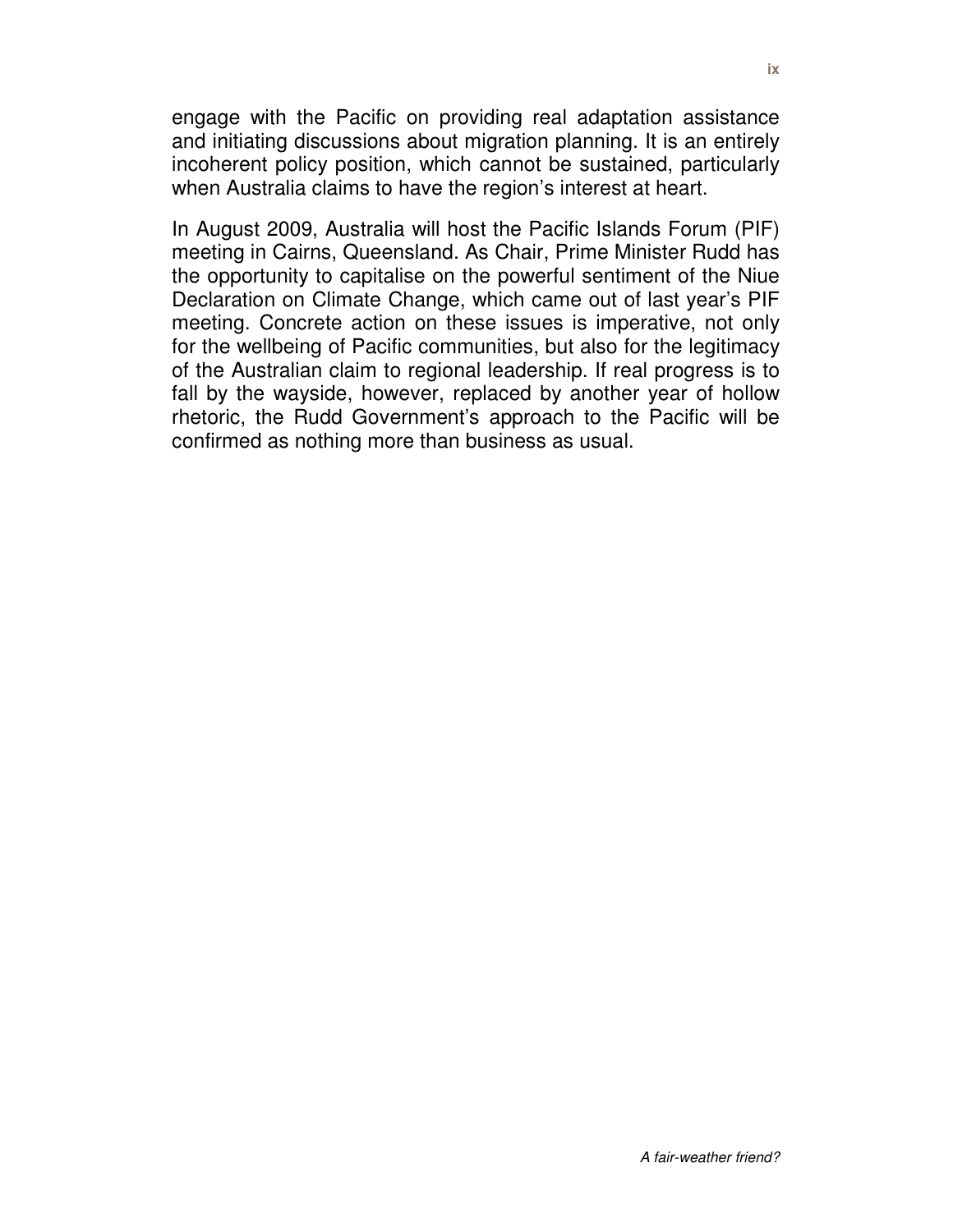engage with the Pacific on providing real adaptation assistance and initiating discussions about migration planning. It is an entirely incoherent policy position, which cannot be sustained, particularly when Australia claims to have the region's interest at heart.

In August 2009, Australia will host the Pacific Islands Forum (PIF) meeting in Cairns, Queensland. As Chair, Prime Minister Rudd has the opportunity to capitalise on the powerful sentiment of the Niue Declaration on Climate Change, which came out of last year's PIF meeting. Concrete action on these issues is imperative, not only for the wellbeing of Pacific communities, but also for the legitimacy of the Australian claim to regional leadership. If real progress is to fall by the wayside, however, replaced by another year of hollow rhetoric, the Rudd Government's approach to the Pacific will be confirmed as nothing more than business as usual.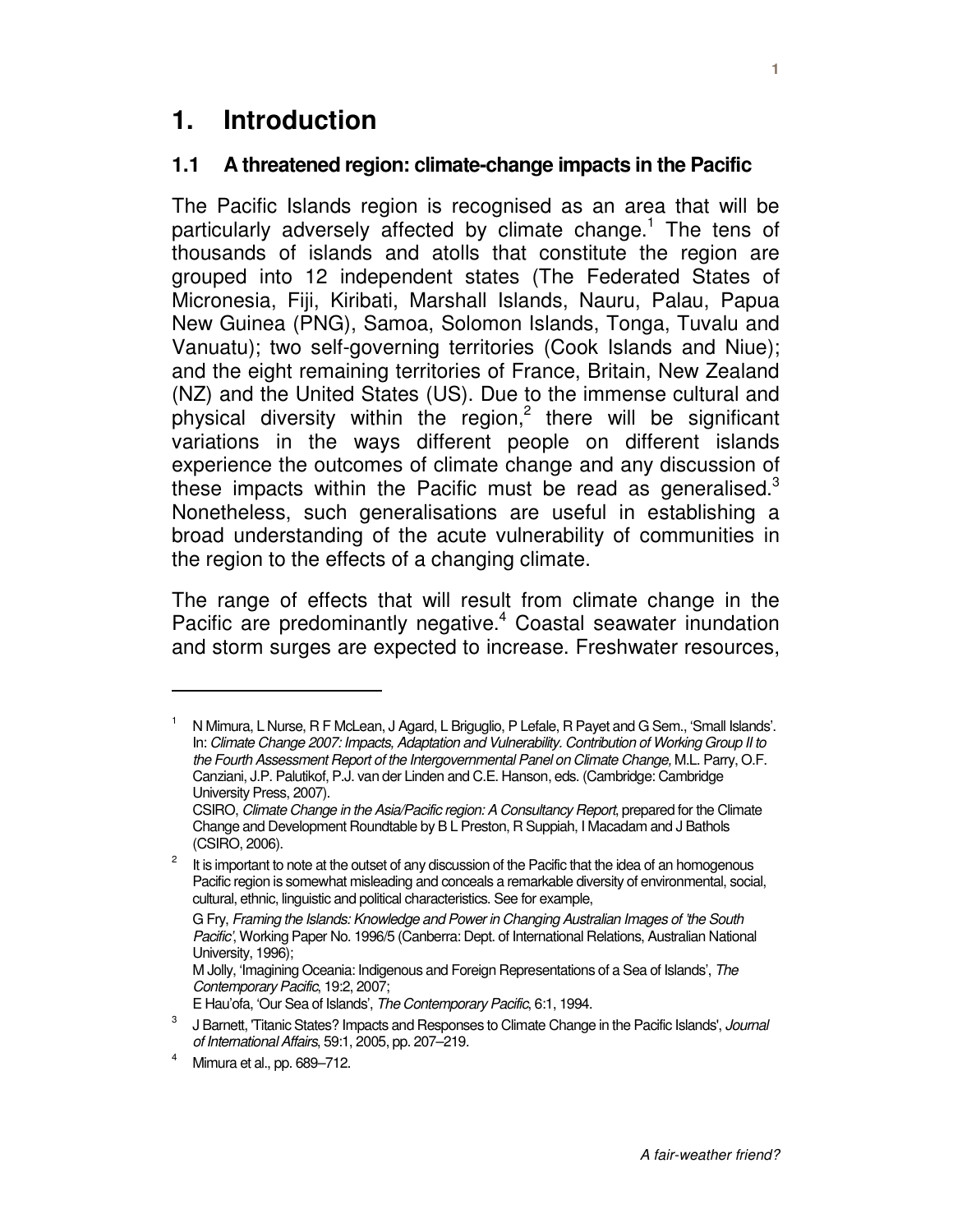# 1. Introduction

## 1.1 A threatened region: climate-change impacts in the Pacific

The Pacific Islands region is recognised as an area that will be particularly adversely affected by climate change.[1] The tens of thousands of islands and atolls that constitute the region are grouped into 12 independent states (The Federated States of Micronesia, Fiji, Kiribati, Marshall Islands, Nauru, Palau, Papua New Guinea (PNG), Samoa, Solomon Islands, Tonga, Tuvalu and Vanuatu); two self-governing territories (Cook Islands and Niue); and the eight remaining territories of France, Britain, New Zealand (NZ) and the United States (US). Due to the immense cultural and physical diversity within the region,[2] there will be significant variations in the ways different people on different islands experience the outcomes of climate change and any discussion of these impacts within the Pacific must be read as generalised.[3] Nonetheless, such generalisations are useful in establishing a broad understanding of the acute vulnerability of communities in the region to the effects of a changing climate.

The range of effects that will result from climate change in the Pacific are predominantly negative.[4] Coastal seawater inundation and storm surges are expected to increase. Freshwater resources,

---

[1] N Mimura, L Nurse, R F McLean, J Agard, L Briguglio, P Lefale, R Payet and G Sem., 'Small Islands'. In: *Climate Change 2007: Impacts, Adaptation and Vulnerability. Contribution of Working Group II to the Fourth Assessment Report of the Intergovernmental Panel on Climate Change,* M.L. Parry, O.F. Canziani, J.P. Palutikof, P.J. van der Linden and C.E. Hanson, eds. (Cambridge: Cambridge University Press, 2007).
CSIRO, *Climate Change in the Asia/Pacific region: A Consultancy Report*, prepared for the Climate Change and Development Roundtable by B L Preston, R Suppiah, I Macadam and J Bathols (CSIRO, 2006).

[2] It is important to note at the outset of any discussion of the Pacific that the idea of an homogenous Pacific region is somewhat misleading and conceals a remarkable diversity of environmental, social, cultural, ethnic, linguistic and political characteristics. See for example,
G Fry, *Framing the Islands: Knowledge and Power in Changing Australian Images of 'the South Pacific'*, Working Paper No. 1996/5 (Canberra: Dept. of International Relations, Australian National University, 1996);
M Jolly, 'Imagining Oceania: Indigenous and Foreign Representations of a Sea of Islands', *The Contemporary Pacific*, 19:2, 2007;
E Hau'ofa, 'Our Sea of Islands', *The Contemporary Pacific*, 6:1, 1994.

[3] J Barnett, 'Titanic States? Impacts and Responses to Climate Change in the Pacific Islands', *Journal of International Affairs*, 59:1, 2005, pp. 207–219.

[4] Mimura et al., pp. 689–712.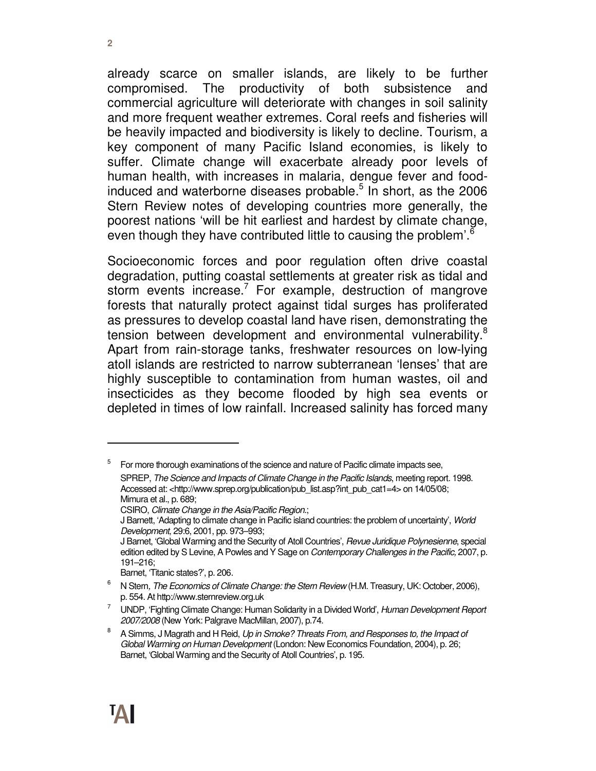already scarce on smaller islands, are likely to be further compromised. The productivity of both subsistence and commercial agriculture will deteriorate with changes in soil salinity and more frequent weather extremes. Coral reefs and fisheries will be heavily impacted and biodiversity is likely to decline. Tourism, a key component of many Pacific Island economies, is likely to suffer. Climate change will exacerbate already poor levels of human health, with increases in malaria, dengue fever and food-induced and waterborne diseases probable.[5] In short, as the 2006 Stern Review notes of developing countries more generally, the poorest nations 'will be hit earliest and hardest by climate change, even though they have contributed little to causing the problem'.[6]

Socioeconomic forces and poor regulation often drive coastal degradation, putting coastal settlements at greater risk as tidal and storm events increase.[7] For example, destruction of mangrove forests that naturally protect against tidal surges has proliferated as pressures to develop coastal land have risen, demonstrating the tension between development and environmental vulnerability.[8] Apart from rain-storage tanks, freshwater resources on low-lying atoll islands are restricted to narrow subterranean 'lenses' that are highly susceptible to contamination from human wastes, oil and insecticides as they become flooded by high sea events or depleted in times of low rainfall. Increased salinity has forced many

---

[5] For more thorough examinations of the science and nature of Pacific climate impacts see,
SPREP, *The Science and Impacts of Climate Change in the Pacific Islands*, meeting report. 1998. Accessed at: <http://www.sprep.org/publication/pub_list.asp?int_pub_cat1=4> on 14/05/08;
Mimura et al., p. 689;
CSIRO, *Climate Change in the Asia/Pacific Region*.;
J Barnett, 'Adapting to climate change in Pacific island countries: the problem of uncertainty', *World Development*, 29:6, 2001, pp. 973–993;
J Barnet, 'Global Warming and the Security of Atoll Countries', *Revue Juridique Polynesienne*, special edition edited by S Levine, A Powles and Y Sage on *Contemporary Challenges in the Pacific*, 2007, p. 191–216;
Barnet, 'Titanic states?', p. 206.

[6] N Stern, *The Economics of Climate Change: the Stern Review* (H.M. Treasury, UK: October, 2006), p. 554. At http://www.sternreview.org.uk

[7] UNDP, 'Fighting Climate Change: Human Solidarity in a Divided World', *Human Development Report 2007/2008* (New York: Palgrave MacMillan, 2007), p.74.

[8] A Simms, J Magrath and H Reid, *Up in Smoke? Threats From, and Responses to, the Impact of Global Warming on Human Development* (London: New Economics Foundation, 2004), p. 26; Barnet, 'Global Warming and the Security of Atoll Countries', p. 195.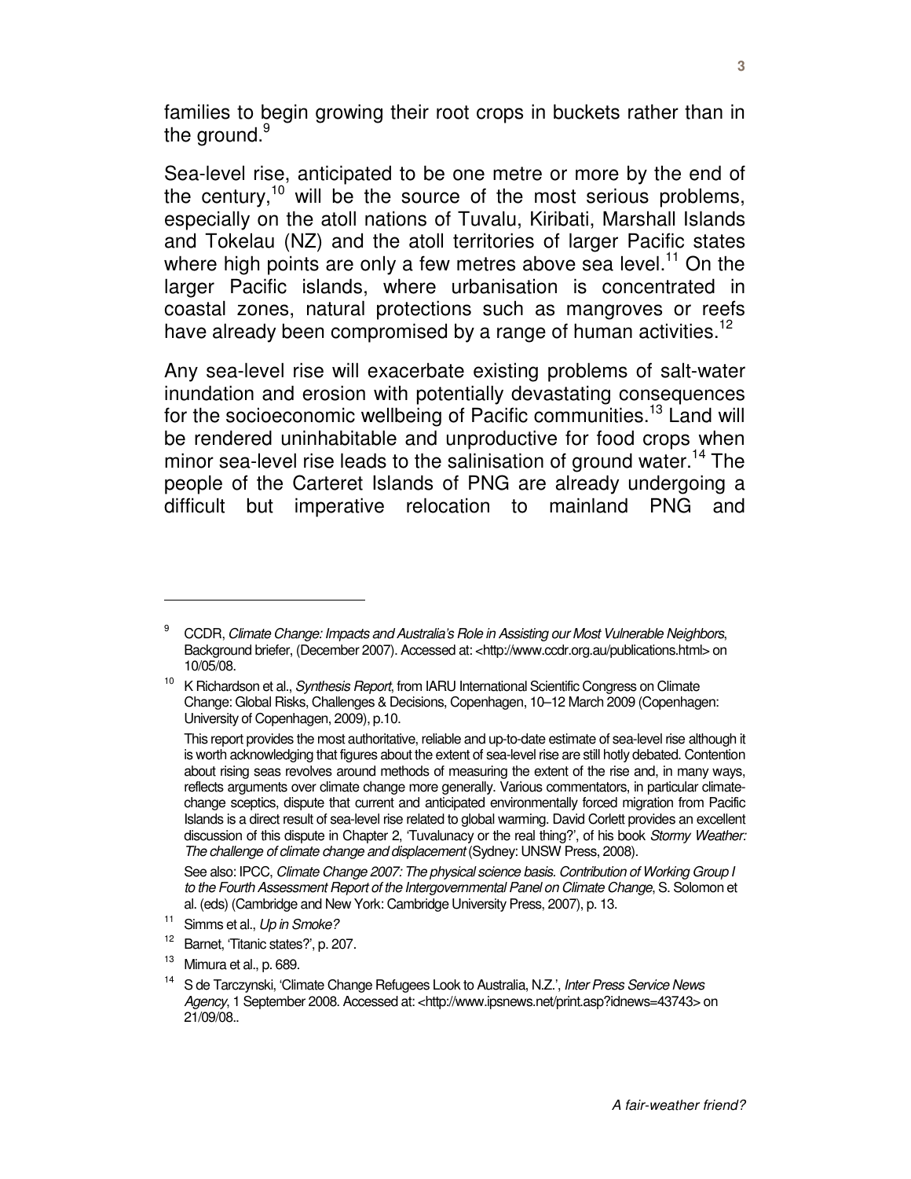families to begin growing their root crops in buckets rather than in the ground.[9]

Sea-level rise, anticipated to be one metre or more by the end of the century,[10] will be the source of the most serious problems, especially on the atoll nations of Tuvalu, Kiribati, Marshall Islands and Tokelau (NZ) and the atoll territories of larger Pacific states where high points are only a few metres above sea level.[11] On the larger Pacific islands, where urbanisation is concentrated in coastal zones, natural protections such as mangroves or reefs have already been compromised by a range of human activities.[12]

Any sea-level rise will exacerbate existing problems of salt-water inundation and erosion with potentially devastating consequences for the socioeconomic wellbeing of Pacific communities.[13] Land will be rendered uninhabitable and unproductive for food crops when minor sea-level rise leads to the salinisation of ground water.[14] The people of the Carteret Islands of PNG are already undergoing a difficult but imperative relocation to mainland PNG and

---

[9] CCDR, *Climate Change: Impacts and Australia's Role in Assisting our Most Vulnerable Neighbors*, Background briefer, (December 2007). Accessed at: <http://www.ccdr.org.au/publications.html> on 10/05/08.

[10] K Richardson et al., *Synthesis Report*, from IARU International Scientific Congress on Climate Change: Global Risks, Challenges & Decisions, Copenhagen, 10–12 March 2009 (Copenhagen: University of Copenhagen, 2009), p.10.

This report provides the most authoritative, reliable and up-to-date estimate of sea-level rise although it is worth acknowledging that figures about the extent of sea-level rise are still hotly debated. Contention about rising seas revolves around methods of measuring the extent of the rise and, in many ways, reflects arguments over climate change more generally. Various commentators, in particular climate-change sceptics, dispute that current and anticipated environmentally forced migration from Pacific Islands is a direct result of sea-level rise related to global warming. David Corlett provides an excellent discussion of this dispute in Chapter 2, 'Tuvalunacy or the real thing?', of his book *Stormy Weather: The challenge of climate change and displacement* (Sydney: UNSW Press, 2008).

See also: IPCC, *Climate Change 2007: The physical science basis. Contribution of Working Group I to the Fourth Assessment Report of the Intergovernmental Panel on Climate Change*, S. Solomon et al. (eds) (Cambridge and New York: Cambridge University Press, 2007), p. 13.

[11] Simms et al., *Up in Smoke?*

[12] Barnet, 'Titanic states?', p. 207.

[13] Mimura et al., p. 689.

[14] S de Tarczynski, 'Climate Change Refugees Look to Australia, N.Z.', *Inter Press Service News Agency*, 1 September 2008. Accessed at: <http://www.ipsnews.net/print.asp?idnews=43743> on 21/09/08..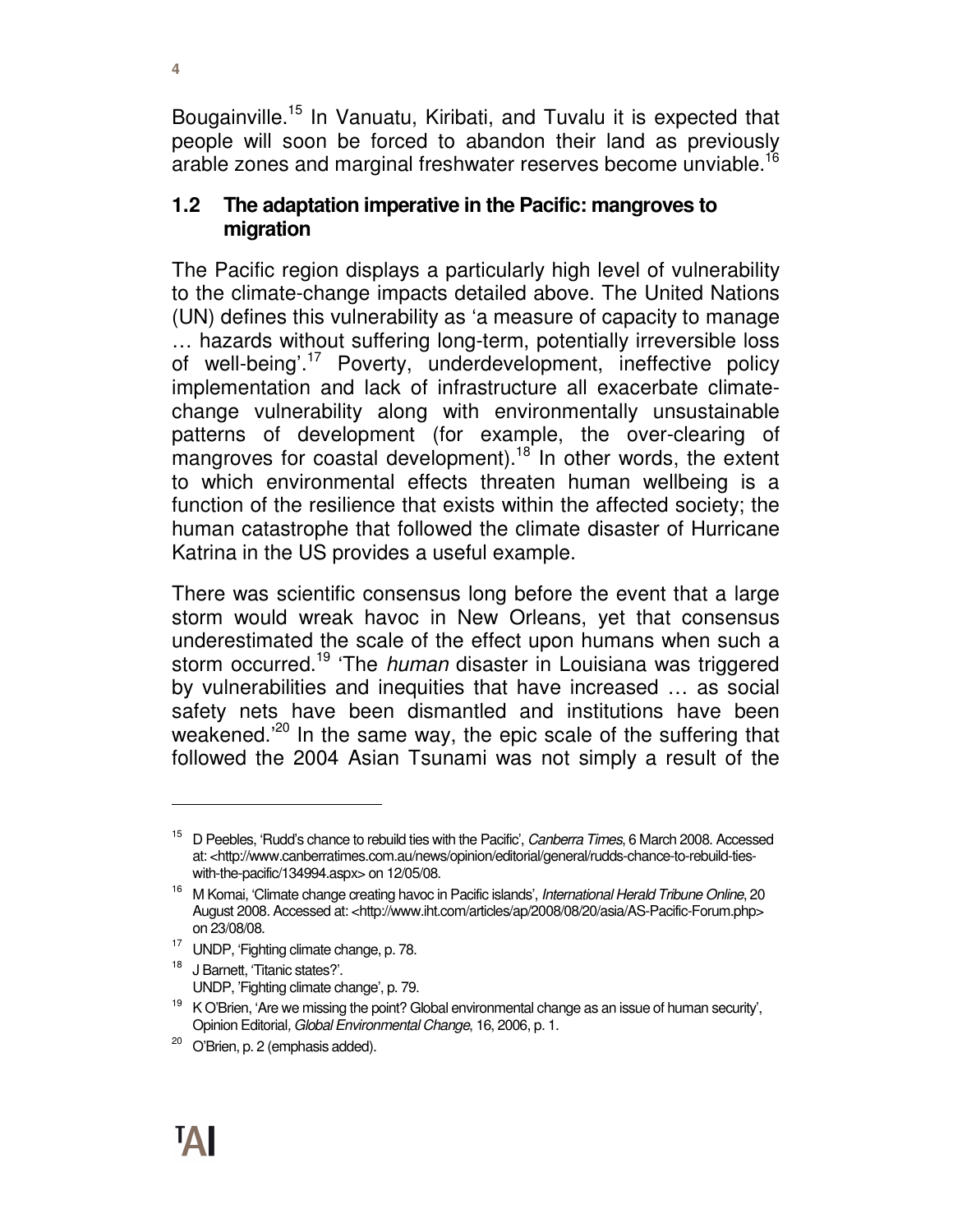Bougainville.[15] In Vanuatu, Kiribati, and Tuvalu it is expected that people will soon be forced to abandon their land as previously arable zones and marginal freshwater reserves become unviable.[16]

## 1.2 The adaptation imperative in the Pacific: mangroves to migration

The Pacific region displays a particularly high level of vulnerability to the climate-change impacts detailed above. The United Nations (UN) defines this vulnerability as 'a measure of capacity to manage … hazards without suffering long-term, potentially irreversible loss of well-being'.[17] Poverty, underdevelopment, ineffective policy implementation and lack of infrastructure all exacerbate climate-change vulnerability along with environmentally unsustainable patterns of development (for example, the over-clearing of mangroves for coastal development).[18] In other words, the extent to which environmental effects threaten human wellbeing is a function of the resilience that exists within the affected society; the human catastrophe that followed the climate disaster of Hurricane Katrina in the US provides a useful example.

There was scientific consensus long before the event that a large storm would wreak havoc in New Orleans, yet that consensus underestimated the scale of the effect upon humans when such a storm occurred.[19] 'The *human* disaster in Louisiana was triggered by vulnerabilities and inequities that have increased … as social safety nets have been dismantled and institutions have been weakened.'[20] In the same way, the epic scale of the suffering that followed the 2004 Asian Tsunami was not simply a result of the

---

[15] D Peebles, 'Rudd's chance to rebuild ties with the Pacific', *Canberra Times*, 6 March 2008. Accessed at: <http://www.canberratimes.com.au/news/opinion/editorial/general/rudds-chance-to-rebuild-ties-with-the-pacific/134994.aspx> on 12/05/08.

[16] M Komai, 'Climate change creating havoc in Pacific islands', *International Herald Tribune Online*, 20 August 2008. Accessed at: <http://www.iht.com/articles/ap/2008/08/20/asia/AS-Pacific-Forum.php> on 23/08/08.

[17] UNDP, 'Fighting climate change, p. 78.

[18] J Barnett, 'Titanic states?'.
UNDP, 'Fighting climate change', p. 79.

[19] K O'Brien, 'Are we missing the point? Global environmental change as an issue of human security', Opinion Editorial, *Global Environmental Change*, 16, 2006, p. 1.

[20] O'Brien, p. 2 (emphasis added).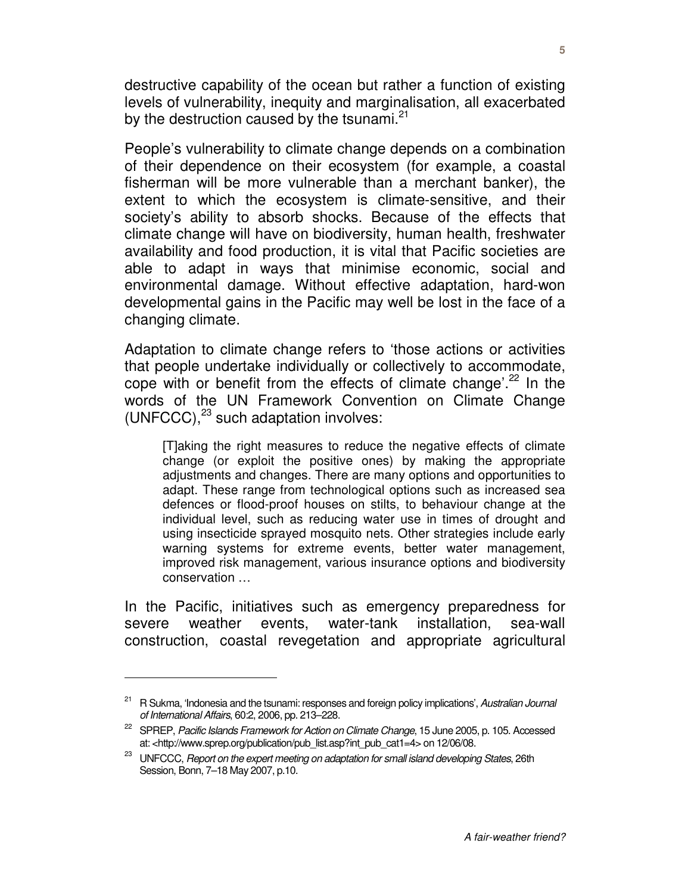destructive capability of the ocean but rather a function of existing levels of vulnerability, inequity and marginalisation, all exacerbated by the destruction caused by the tsunami.[21]

People's vulnerability to climate change depends on a combination of their dependence on their ecosystem (for example, a coastal fisherman will be more vulnerable than a merchant banker), the extent to which the ecosystem is climate-sensitive, and their society's ability to absorb shocks. Because of the effects that climate change will have on biodiversity, human health, freshwater availability and food production, it is vital that Pacific societies are able to adapt in ways that minimise economic, social and environmental damage. Without effective adaptation, hard-won developmental gains in the Pacific may well be lost in the face of a changing climate.

Adaptation to climate change refers to 'those actions or activities that people undertake individually or collectively to accommodate, cope with or benefit from the effects of climate change'.[22] In the words of the UN Framework Convention on Climate Change (UNFCCC),[23] such adaptation involves:

> [T]aking the right measures to reduce the negative effects of climate change (or exploit the positive ones) by making the appropriate adjustments and changes. There are many options and opportunities to adapt. These range from technological options such as increased sea defences or flood-proof houses on stilts, to behaviour change at the individual level, such as reducing water use in times of drought and using insecticide sprayed mosquito nets. Other strategies include early warning systems for extreme events, better water management, improved risk management, various insurance options and biodiversity conservation …

In the Pacific, initiatives such as emergency preparedness for severe weather events, water-tank installation, sea-wall construction, coastal revegetation and appropriate agricultural

---

[21] R Sukma, 'Indonesia and the tsunami: responses and foreign policy implications', *Australian Journal of International Affairs*, 60:2, 2006, pp. 213–228.

[22] SPREP, *Pacific Islands Framework for Action on Climate Change*, 15 June 2005, p. 105. Accessed at: <http://www.sprep.org/publication/pub_list.asp?int_pub_cat1=4> on 12/06/08.

[23] UNFCCC, *Report on the expert meeting on adaptation for small island developing States*, 26th Session, Bonn, 7–18 May 2007, p.10.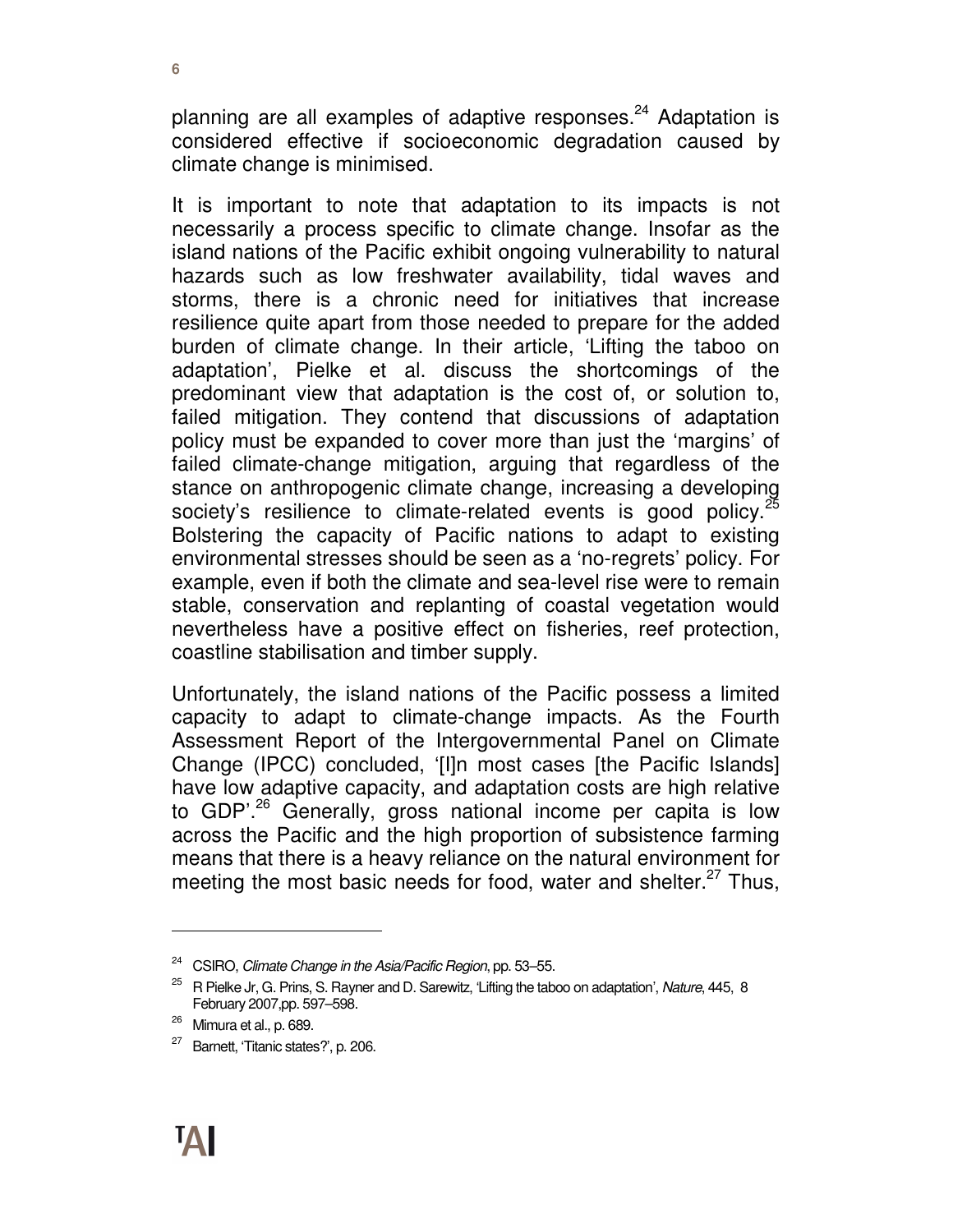planning are all examples of adaptive responses.[24] Adaptation is considered effective if socioeconomic degradation caused by climate change is minimised.

It is important to note that adaptation to its impacts is not necessarily a process specific to climate change. Insofar as the island nations of the Pacific exhibit ongoing vulnerability to natural hazards such as low freshwater availability, tidal waves and storms, there is a chronic need for initiatives that increase resilience quite apart from those needed to prepare for the added burden of climate change. In their article, 'Lifting the taboo on adaptation', Pielke et al. discuss the shortcomings of the predominant view that adaptation is the cost of, or solution to, failed mitigation. They contend that discussions of adaptation policy must be expanded to cover more than just the 'margins' of failed climate-change mitigation, arguing that regardless of the stance on anthropogenic climate change, increasing a developing society's resilience to climate-related events is good policy.[25] Bolstering the capacity of Pacific nations to adapt to existing environmental stresses should be seen as a 'no-regrets' policy. For example, even if both the climate and sea-level rise were to remain stable, conservation and replanting of coastal vegetation would nevertheless have a positive effect on fisheries, reef protection, coastline stabilisation and timber supply.

Unfortunately, the island nations of the Pacific possess a limited capacity to adapt to climate-change impacts. As the Fourth Assessment Report of the Intergovernmental Panel on Climate Change (IPCC) concluded, '[I]n most cases [the Pacific Islands] have low adaptive capacity, and adaptation costs are high relative to GDP'.[26] Generally, gross national income per capita is low across the Pacific and the high proportion of subsistence farming means that there is a heavy reliance on the natural environment for meeting the most basic needs for food, water and shelter.[27] Thus,

---

[24] CSIRO, *Climate Change in the Asia/Pacific Region*, pp. 53–55.

[25] R Pielke Jr, G. Prins, S. Rayner and D. Sarewitz, 'Lifting the taboo on adaptation', *Nature*, 445, 8 February 2007,pp. 597–598.

[26] Mimura et al., p. 689.

[27] Barnett, 'Titanic states?', p. 206.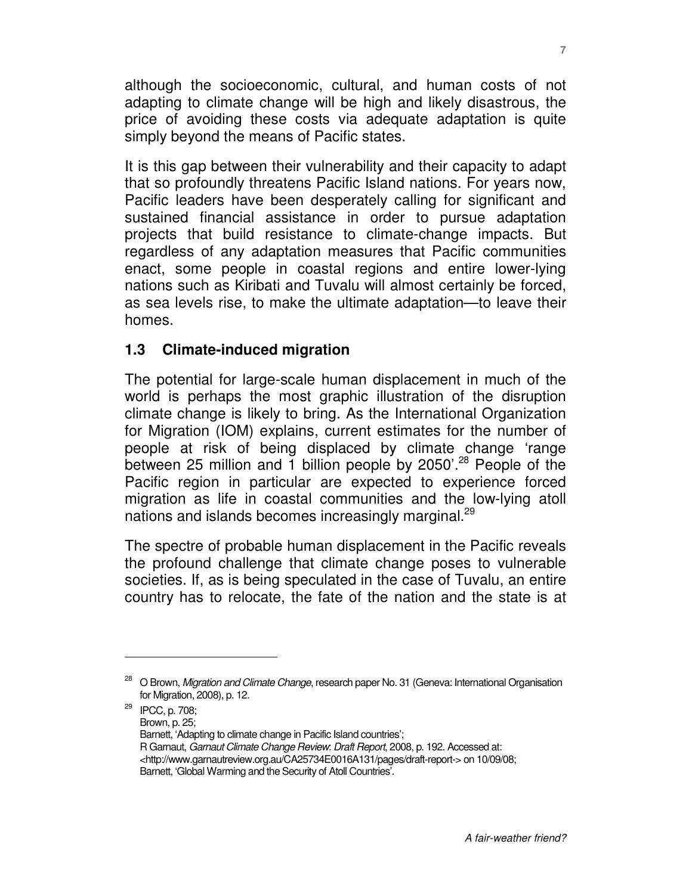although the socioeconomic, cultural, and human costs of not adapting to climate change will be high and likely disastrous, the price of avoiding these costs via adequate adaptation is quite simply beyond the means of Pacific states.

It is this gap between their vulnerability and their capacity to adapt that so profoundly threatens Pacific Island nations. For years now, Pacific leaders have been desperately calling for significant and sustained financial assistance in order to pursue adaptation projects that build resistance to climate-change impacts. But regardless of any adaptation measures that Pacific communities enact, some people in coastal regions and entire lower-lying nations such as Kiribati and Tuvalu will almost certainly be forced, as sea levels rise, to make the ultimate adaptation—to leave their homes.

## 1.3 Climate-induced migration

The potential for large-scale human displacement in much of the world is perhaps the most graphic illustration of the disruption climate change is likely to bring. As the International Organization for Migration (IOM) explains, current estimates for the number of people at risk of being displaced by climate change 'range between 25 million and 1 billion people by 2050'.[28] People of the Pacific region in particular are expected to experience forced migration as life in coastal communities and the low-lying atoll nations and islands becomes increasingly marginal.[29]

The spectre of probable human displacement in the Pacific reveals the profound challenge that climate change poses to vulnerable societies. If, as is being speculated in the case of Tuvalu, an entire country has to relocate, the fate of the nation and the state is at

---

[28] O Brown, *Migration and Climate Change*, research paper No. 31 (Geneva: International Organisation for Migration, 2008), p. 12.

[29] IPCC, p. 708;
Brown, p. 25;
Barnett, 'Adapting to climate change in Pacific Island countries';
R Garnaut, *Garnaut Climate Change Review: Draft Report*, 2008, p. 192. Accessed at: <http://www.garnautreview.org.au/CA25734E0016A131/pages/draft-report-> on 10/09/08;
Barnett, 'Global Warming and the Security of Atoll Countries'.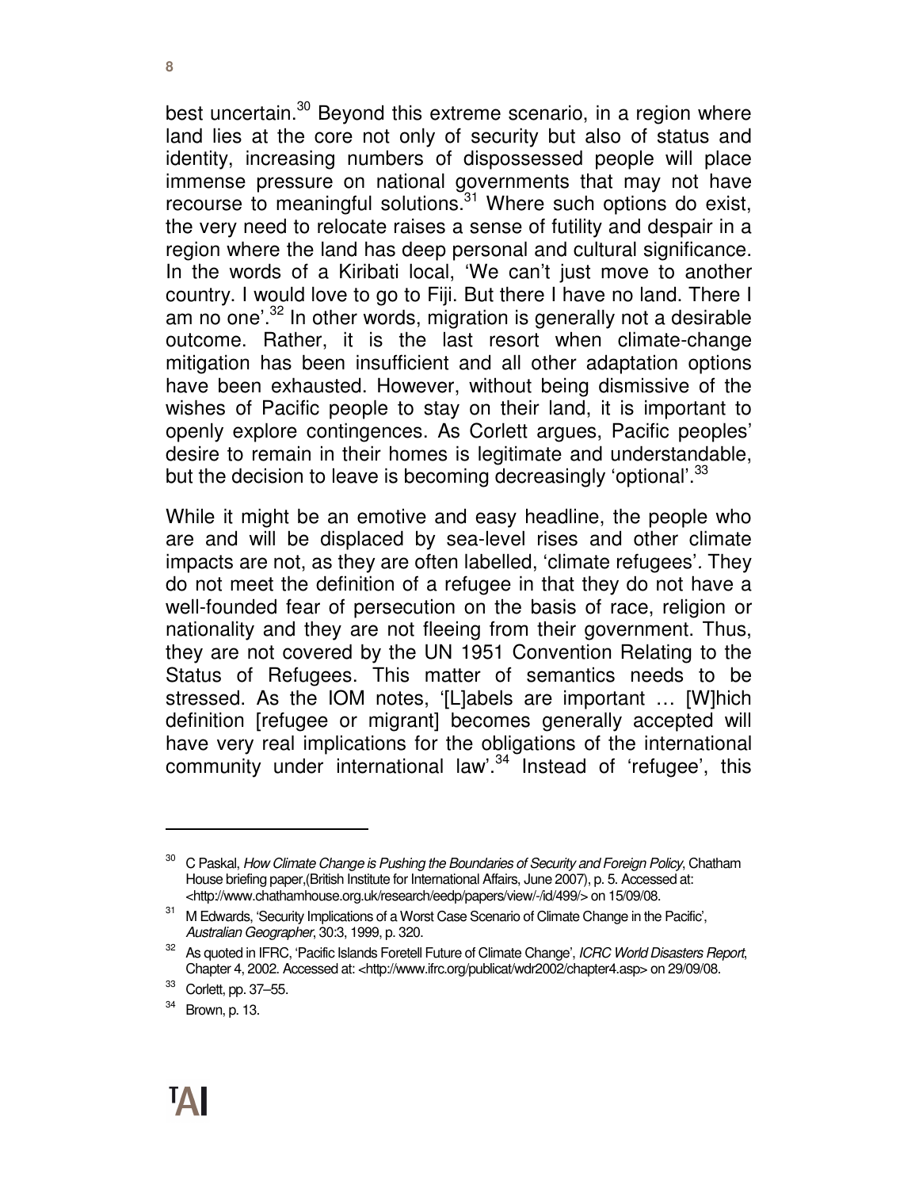best uncertain.[30] Beyond this extreme scenario, in a region where land lies at the core not only of security but also of status and identity, increasing numbers of dispossessed people will place immense pressure on national governments that may not have recourse to meaningful solutions.[31] Where such options do exist, the very need to relocate raises a sense of futility and despair in a region where the land has deep personal and cultural significance. In the words of a Kiribati local, 'We can't just move to another country. I would love to go to Fiji. But there I have no land. There I am no one'.[32] In other words, migration is generally not a desirable outcome. Rather, it is the last resort when climate-change mitigation has been insufficient and all other adaptation options have been exhausted. However, without being dismissive of the wishes of Pacific people to stay on their land, it is important to openly explore contingences. As Corlett argues, Pacific peoples' desire to remain in their homes is legitimate and understandable, but the decision to leave is becoming decreasingly 'optional'.[33]

While it might be an emotive and easy headline, the people who are and will be displaced by sea-level rises and other climate impacts are not, as they are often labelled, 'climate refugees'. They do not meet the definition of a refugee in that they do not have a well-founded fear of persecution on the basis of race, religion or nationality and they are not fleeing from their government. Thus, they are not covered by the UN 1951 Convention Relating to the Status of Refugees. This matter of semantics needs to be stressed. As the IOM notes, '[L]abels are important … [W]hich definition [refugee or migrant] becomes generally accepted will have very real implications for the obligations of the international community under international law'.[34] Instead of 'refugee', this

---

[30] C Paskal, *How Climate Change is Pushing the Boundaries of Security and Foreign Policy*, Chatham House briefing paper,(British Institute for International Affairs, June 2007), p. 5. Accessed at: <http://www.chathamhouse.org.uk/research/eedp/papers/view/-/id/499/> on 15/09/08.

[31] M Edwards, 'Security Implications of a Worst Case Scenario of Climate Change in the Pacific', *Australian Geographer*, 30:3, 1999, p. 320.

[32] As quoted in IFRC, 'Pacific Islands Foretell Future of Climate Change', *ICRC World Disasters Report*, Chapter 4, 2002. Accessed at: <http://www.ifrc.org/publicat/wdr2002/chapter4.asp> on 29/09/08.

[33] Corlett, pp. 37–55.

[34] Brown, p. 13.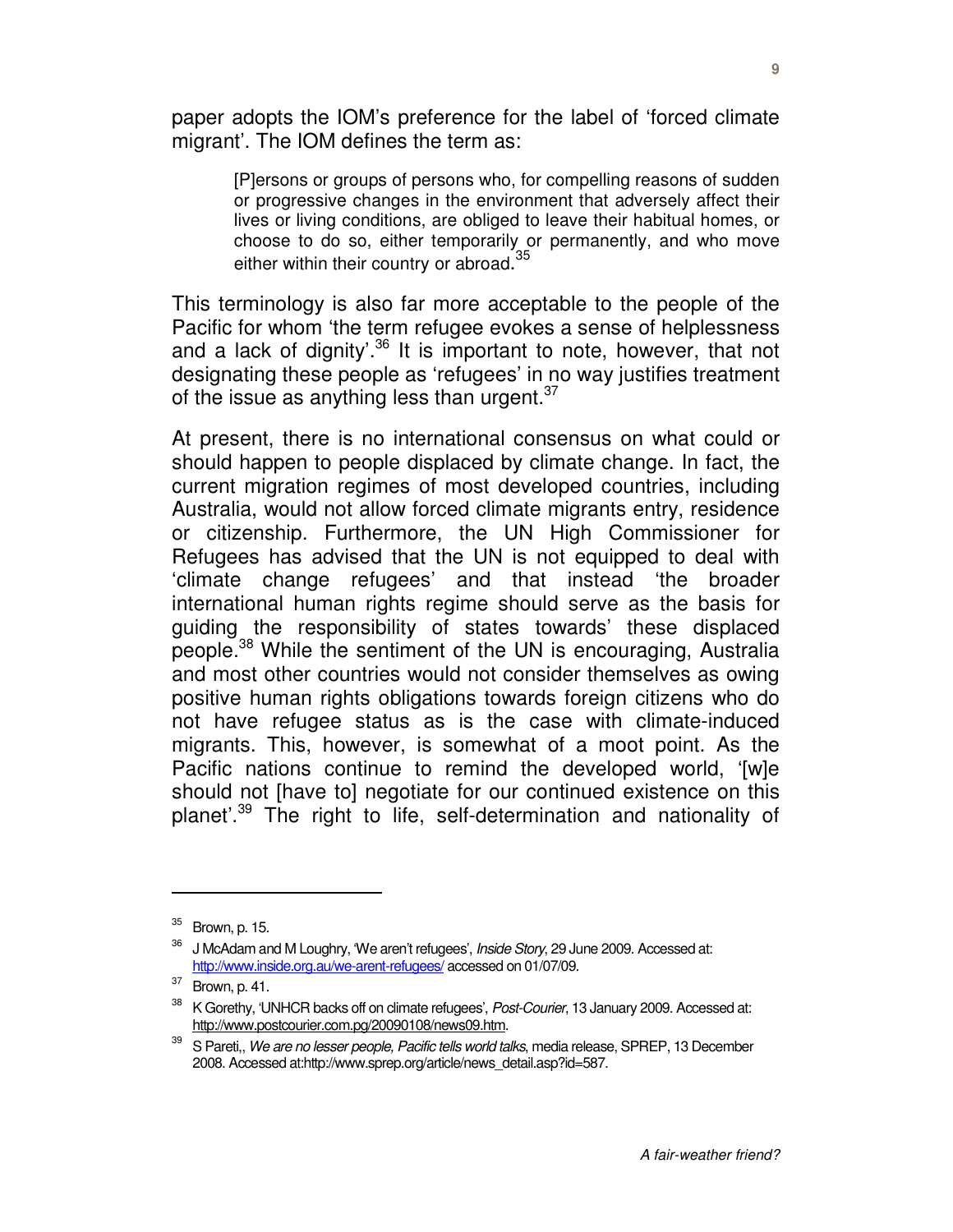paper adopts the IOM's preference for the label of 'forced climate migrant'. The IOM defines the term as:

> [P]ersons or groups of persons who, for compelling reasons of sudden or progressive changes in the environment that adversely affect their lives or living conditions, are obliged to leave their habitual homes, or choose to do so, either temporarily or permanently, and who move either within their country or abroad.[35]

This terminology is also far more acceptable to the people of the Pacific for whom 'the term refugee evokes a sense of helplessness and a lack of dignity'.[36] It is important to note, however, that not designating these people as 'refugees' in no way justifies treatment of the issue as anything less than urgent.[37]

At present, there is no international consensus on what could or should happen to people displaced by climate change. In fact, the current migration regimes of most developed countries, including Australia, would not allow forced climate migrants entry, residence or citizenship. Furthermore, the UN High Commissioner for Refugees has advised that the UN is not equipped to deal with 'climate change refugees' and that instead 'the broader international human rights regime should serve as the basis for guiding the responsibility of states towards' these displaced people.[38] While the sentiment of the UN is encouraging, Australia and most other countries would not consider themselves as owing positive human rights obligations towards foreign citizens who do not have refugee status as is the case with climate-induced migrants. This, however, is somewhat of a moot point. As the Pacific nations continue to remind the developed world, '[w]e should not [have to] negotiate for our continued existence on this planet'.[39] The right to life, self-determination and nationality of

---

[35] Brown, p. 15.

[36] J McAdam and M Loughry, 'We aren't refugees', *Inside Story*, 29 June 2009. Accessed at: http://www.inside.org.au/we-arent-refugees/ accessed on 01/07/09.

[37] Brown, p. 41.

[38] K Gorethy, 'UNHCR backs off on climate refugees', *Post-Courier*, 13 January 2009. Accessed at: http://www.postcourier.com.pg/20090108/news09.htm.

[39] S Pareti,, *We are no lesser people, Pacific tells world talks*, media release, SPREP, 13 December 2008. Accessed at:http://www.sprep.org/article/news_detail.asp?id=587.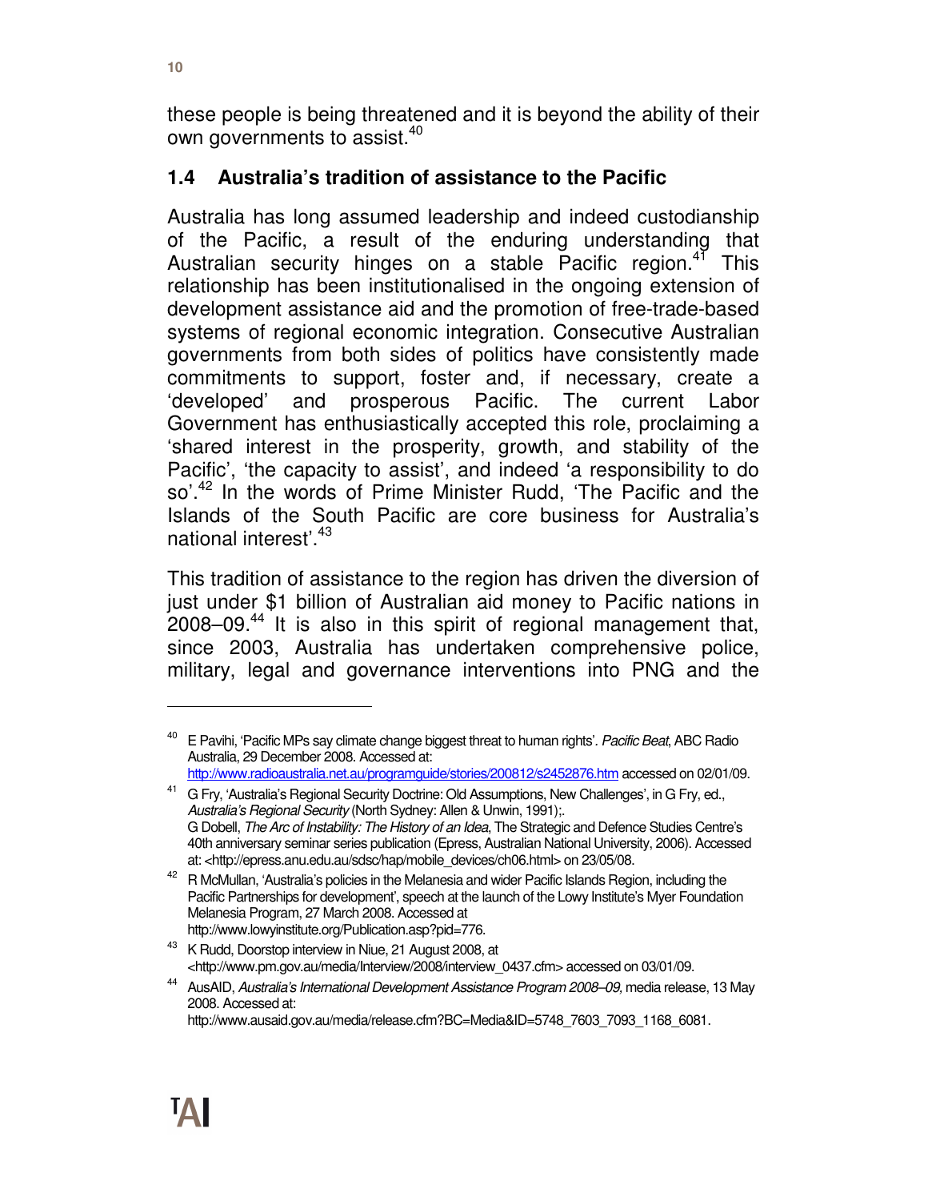these people is being threatened and it is beyond the ability of their own governments to assist.[40]

## 1.4 Australia's tradition of assistance to the Pacific

Australia has long assumed leadership and indeed custodianship of the Pacific, a result of the enduring understanding that Australian security hinges on a stable Pacific region.[41] This relationship has been institutionalised in the ongoing extension of development assistance aid and the promotion of free-trade-based systems of regional economic integration. Consecutive Australian governments from both sides of politics have consistently made commitments to support, foster and, if necessary, create a 'developed' and prosperous Pacific. The current Labor Government has enthusiastically accepted this role, proclaiming a 'shared interest in the prosperity, growth, and stability of the Pacific', 'the capacity to assist', and indeed 'a responsibility to do so'.[42] In the words of Prime Minister Rudd, 'The Pacific and the Islands of the South Pacific are core business for Australia's national interest'.[43]

This tradition of assistance to the region has driven the diversion of just under $1 billion of Australian aid money to Pacific nations in 2008–09.[44] It is also in this spirit of regional management that, since 2003, Australia has undertaken comprehensive police, military, legal and governance interventions into PNG and the

---

[40] E Pavihi, 'Pacific MPs say climate change biggest threat to human rights'. *Pacific Beat*, ABC Radio Australia, 29 December 2008. Accessed at: http://www.radioaustralia.net.au/programguide/stories/200812/s2452876.htm accessed on 02/01/09.

[41] G Fry, 'Australia's Regional Security Doctrine: Old Assumptions, New Challenges', in G Fry, ed., *Australia's Regional Security* (North Sydney: Allen & Unwin, 1991);. G Dobell, *The Arc of Instability: The History of an Idea*, The Strategic and Defence Studies Centre's 40th anniversary seminar series publication (Epress, Australian National University, 2006). Accessed at: <http://epress.anu.edu.au/sdsc/hap/mobile_devices/ch06.html> on 23/05/08.

[42] R McMullan, 'Australia's policies in the Melanesia and wider Pacific Islands Region, including the Pacific Partnerships for development', speech at the launch of the Lowy Institute's Myer Foundation Melanesia Program, 27 March 2008. Accessed at http://www.lowyinstitute.org/Publication.asp?pid=776.

[43] K Rudd, Doorstop interview in Niue, 21 August 2008, at <http://www.pm.gov.au/media/Interview/2008/interview_0437.cfm> accessed on 03/01/09.

[44] AusAID, *Australia's International Development Assistance Program 2008–09*, media release, 13 May 2008. Accessed at: http://www.ausaid.gov.au/media/release.cfm?BC=Media&ID=5748_7603_7093_1168_6081.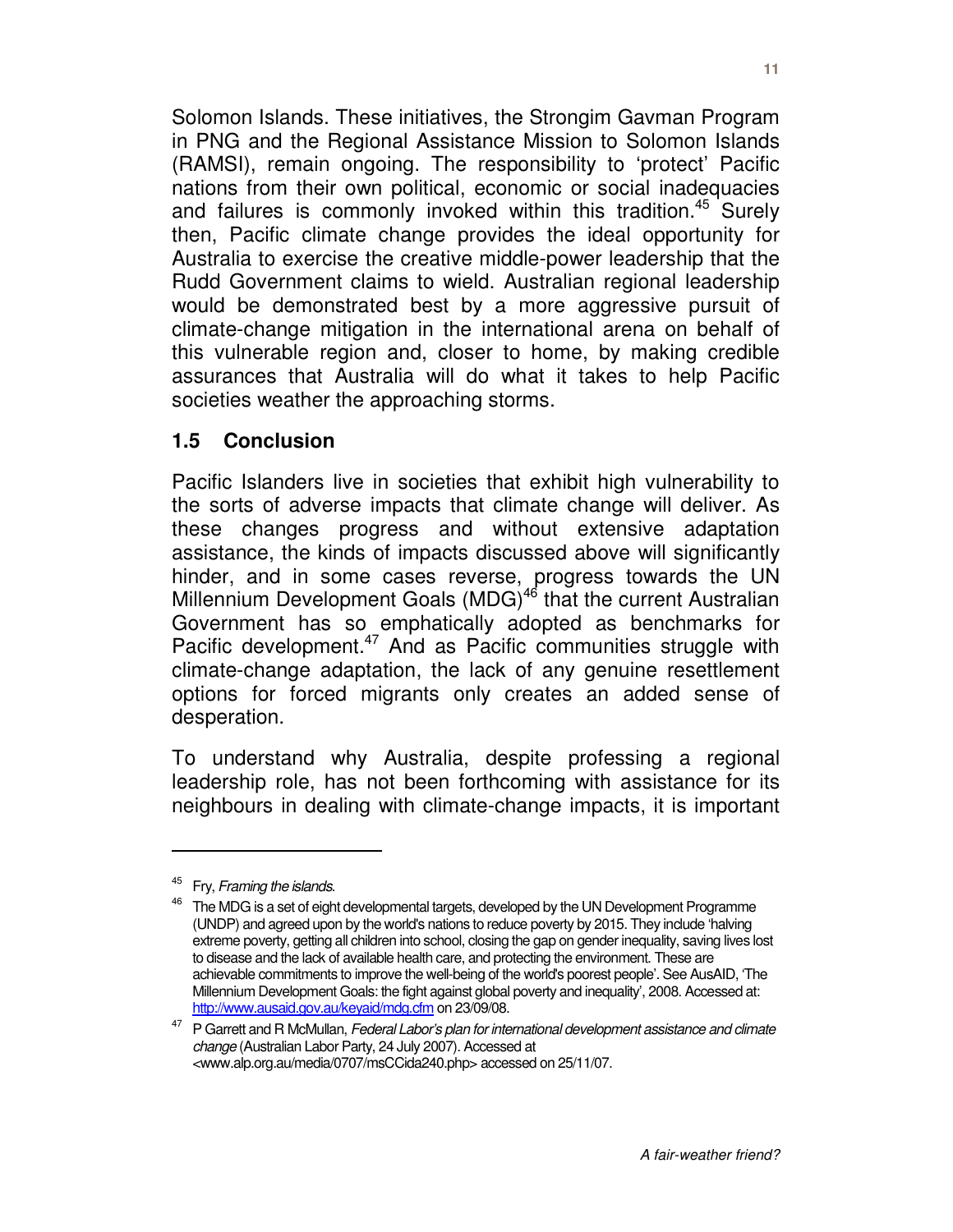Solomon Islands. These initiatives, the Strongim Gavman Program in PNG and the Regional Assistance Mission to Solomon Islands (RAMSI), remain ongoing. The responsibility to 'protect' Pacific nations from their own political, economic or social inadequacies and failures is commonly invoked within this tradition.[45] Surely then, Pacific climate change provides the ideal opportunity for Australia to exercise the creative middle-power leadership that the Rudd Government claims to wield. Australian regional leadership would be demonstrated best by a more aggressive pursuit of climate-change mitigation in the international arena on behalf of this vulnerable region and, closer to home, by making credible assurances that Australia will do what it takes to help Pacific societies weather the approaching storms.

### 1.5 Conclusion

Pacific Islanders live in societies that exhibit high vulnerability to the sorts of adverse impacts that climate change will deliver. As these changes progress and without extensive adaptation assistance, the kinds of impacts discussed above will significantly hinder, and in some cases reverse, progress towards the UN Millennium Development Goals (MDG)[46] that the current Australian Government has so emphatically adopted as benchmarks for Pacific development.[47] And as Pacific communities struggle with climate-change adaptation, the lack of any genuine resettlement options for forced migrants only creates an added sense of desperation.

To understand why Australia, despite professing a regional leadership role, has not been forthcoming with assistance for its neighbours in dealing with climate-change impacts, it is important

---

[45] Fry, *Framing the islands*.

[46] The MDG is a set of eight developmental targets, developed by the UN Development Programme (UNDP) and agreed upon by the world's nations to reduce poverty by 2015. They include 'halving extreme poverty, getting all children into school, closing the gap on gender inequality, saving lives lost to disease and the lack of available health care, and protecting the environment. These are achievable commitments to improve the well-being of the world's poorest people'. See AusAID, 'The Millennium Development Goals: the fight against global poverty and inequality', 2008. Accessed at: http://www.ausaid.gov.au/keyaid/mdg.cfm on 23/09/08.

[47] P Garrett and R McMullan, *Federal Labor's plan for international development assistance and climate change* (Australian Labor Party, 24 July 2007). Accessed at <www.alp.org.au/media/0707/msCCida240.php> accessed on 25/11/07.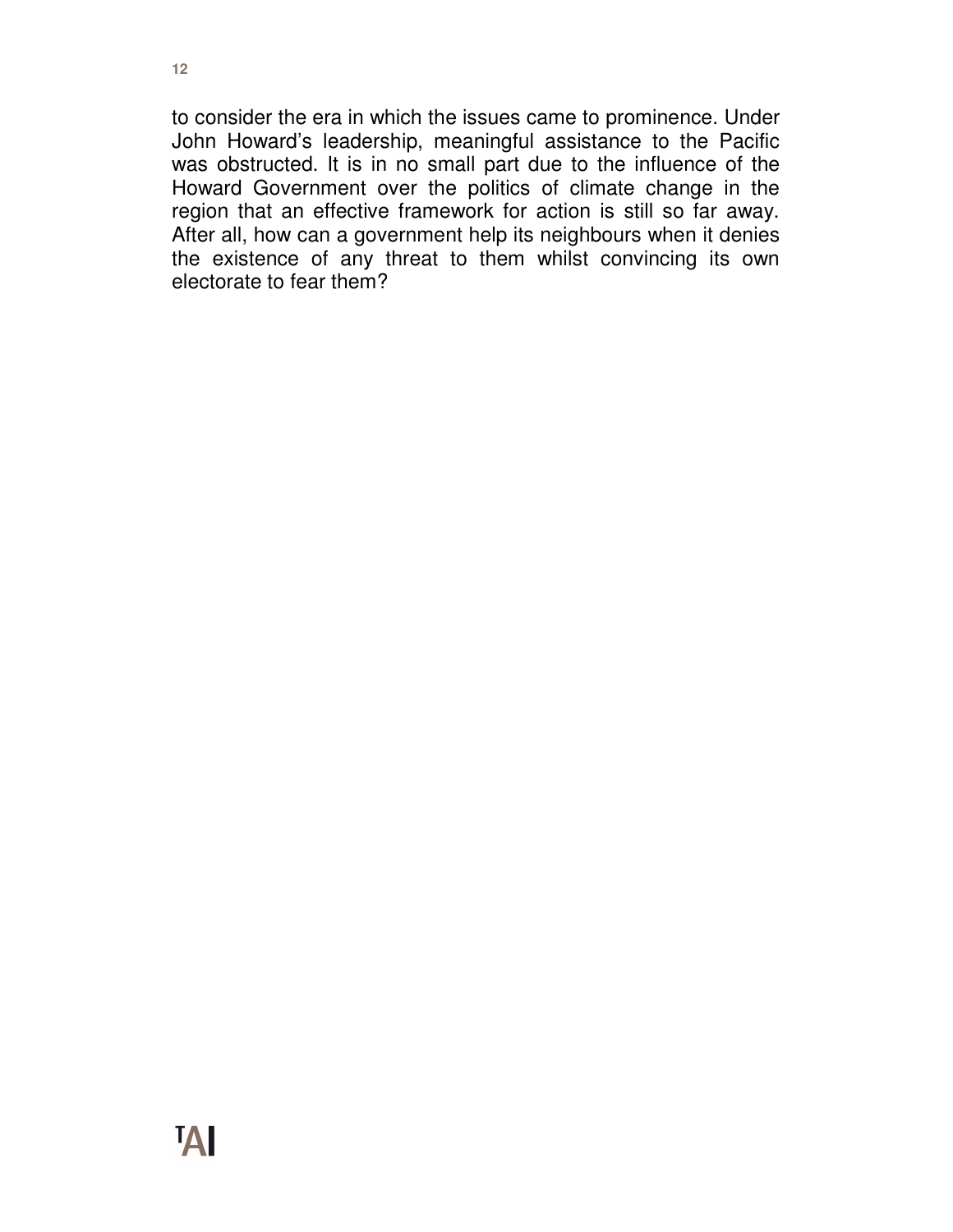to consider the era in which the issues came to prominence. Under John Howard's leadership, meaningful assistance to the Pacific was obstructed. It is in no small part due to the influence of the Howard Government over the politics of climate change in the region that an effective framework for action is still so far away. After all, how can a government help its neighbours when it denies the existence of any threat to them whilst convincing its own electorate to fear them?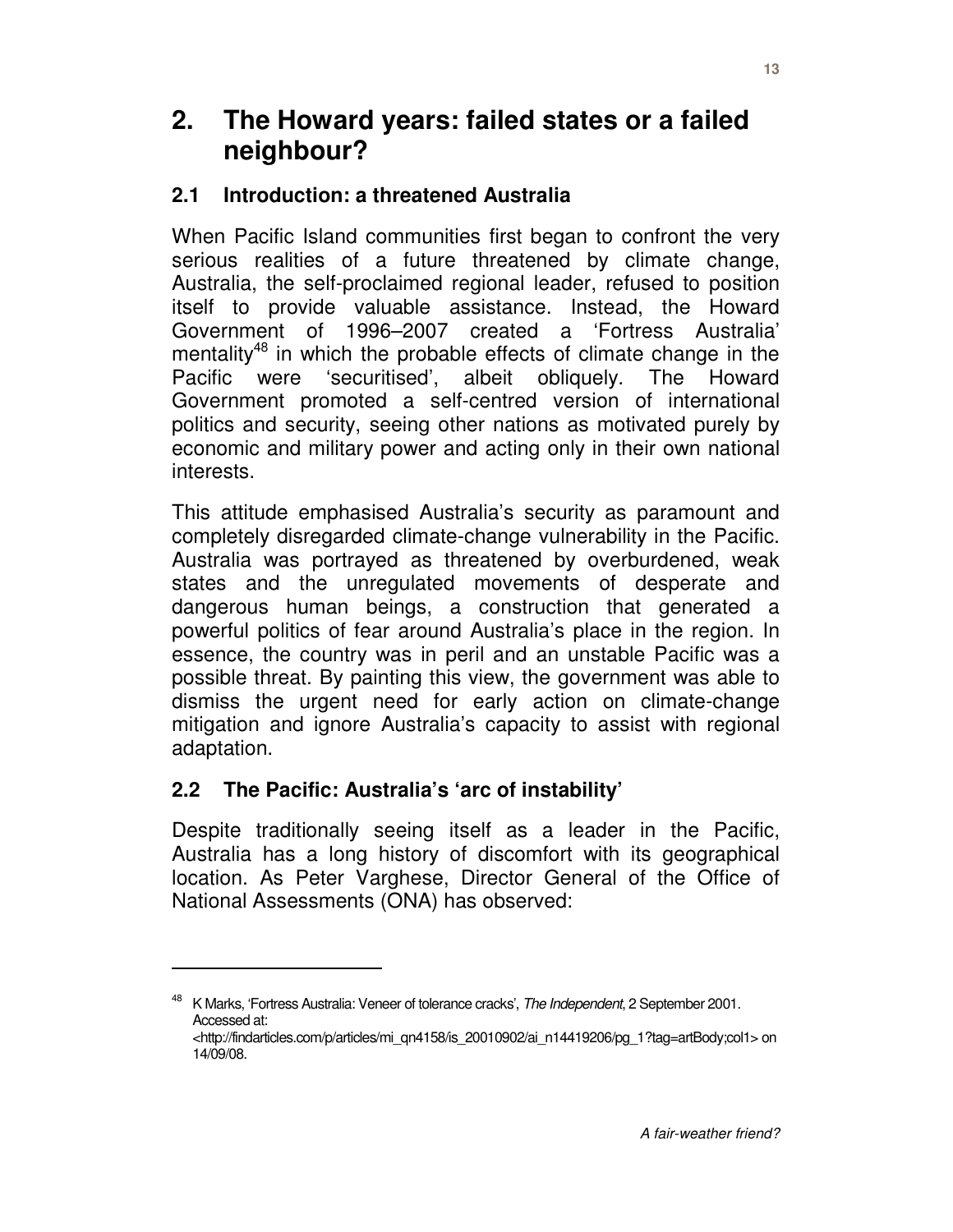# 2. The Howard years: failed states or a failed neighbour?

## 2.1 Introduction: a threatened Australia

When Pacific Island communities first began to confront the very serious realities of a future threatened by climate change, Australia, the self-proclaimed regional leader, refused to position itself to provide valuable assistance. Instead, the Howard Government of 1996–2007 created a 'Fortress Australia' mentality[48] in which the probable effects of climate change in the Pacific were 'securitised', albeit obliquely. The Howard Government promoted a self-centred version of international politics and security, seeing other nations as motivated purely by economic and military power and acting only in their own national interests.

This attitude emphasised Australia's security as paramount and completely disregarded climate-change vulnerability in the Pacific. Australia was portrayed as threatened by overburdened, weak states and the unregulated movements of desperate and dangerous human beings, a construction that generated a powerful politics of fear around Australia's place in the region. In essence, the country was in peril and an unstable Pacific was a possible threat. By painting this view, the government was able to dismiss the urgent need for early action on climate-change mitigation and ignore Australia's capacity to assist with regional adaptation.

## 2.2 The Pacific: Australia's 'arc of instability'

Despite traditionally seeing itself as a leader in the Pacific, Australia has a long history of discomfort with its geographical location. As Peter Varghese, Director General of the Office of National Assessments (ONA) has observed:

---

[48] K Marks, 'Fortress Australia: Veneer of tolerance cracks', *The Independent*, 2 September 2001. Accessed at: <http://findarticles.com/p/articles/mi_qn4158/is_20010902/ai_n14419206/pg_1?tag=artBody;col1> on 14/09/08.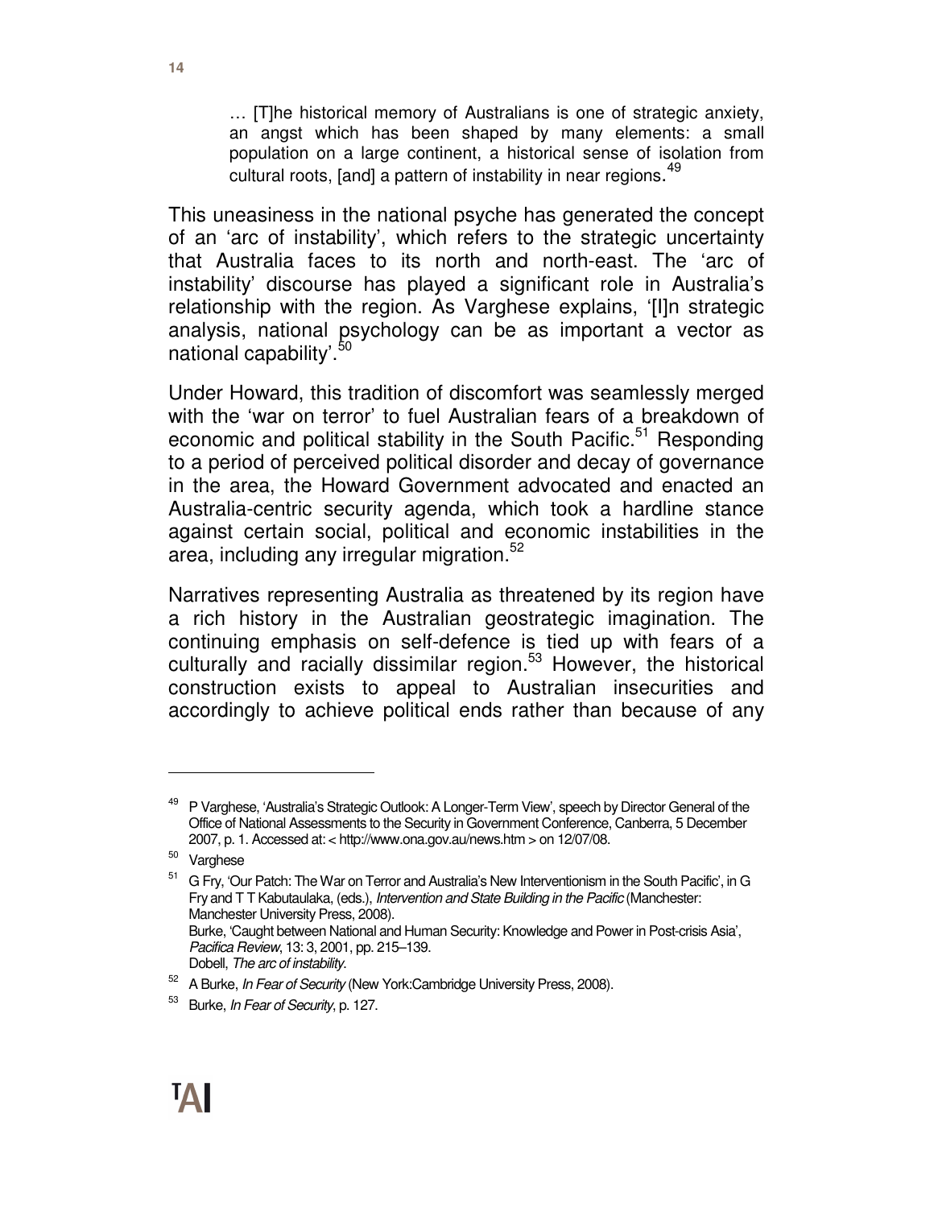> … [T]he historical memory of Australians is one of strategic anxiety, an angst which has been shaped by many elements: a small population on a large continent, a historical sense of isolation from cultural roots, [and] a pattern of instability in near regions.[49]

This uneasiness in the national psyche has generated the concept of an 'arc of instability', which refers to the strategic uncertainty that Australia faces to its north and north-east. The 'arc of instability' discourse has played a significant role in Australia's relationship with the region. As Varghese explains, '[I]n strategic analysis, national psychology can be as important a vector as national capability'.[50]

Under Howard, this tradition of discomfort was seamlessly merged with the 'war on terror' to fuel Australian fears of a breakdown of economic and political stability in the South Pacific.[51] Responding to a period of perceived political disorder and decay of governance in the area, the Howard Government advocated and enacted an Australia-centric security agenda, which took a hardline stance against certain social, political and economic instabilities in the area, including any irregular migration.[52]

Narratives representing Australia as threatened by its region have a rich history in the Australian geostrategic imagination. The continuing emphasis on self-defence is tied up with fears of a culturally and racially dissimilar region.[53] However, the historical construction exists to appeal to Australian insecurities and accordingly to achieve political ends rather than because of any

---

[49] P Varghese, 'Australia's Strategic Outlook: A Longer-Term View', speech by Director General of the Office of National Assessments to the Security in Government Conference, Canberra, 5 December 2007, p. 1. Accessed at: < http://www.ona.gov.au/news.htm > on 12/07/08.

[50] Varghese

[51] G Fry, 'Our Patch: The War on Terror and Australia's New Interventionism in the South Pacific', in G Fry and T T Kabutaulaka, (eds.), *Intervention and State Building in the Pacific* (Manchester: Manchester University Press, 2008).
Burke, 'Caught between National and Human Security: Knowledge and Power in Post-crisis Asia', *Pacifica Review*, 13: 3, 2001, pp. 215–139.
Dobell, *The arc of instability*.

[52] A Burke, *In Fear of Security* (New York:Cambridge University Press, 2008).

[53] Burke, *In Fear of Security*, p. 127.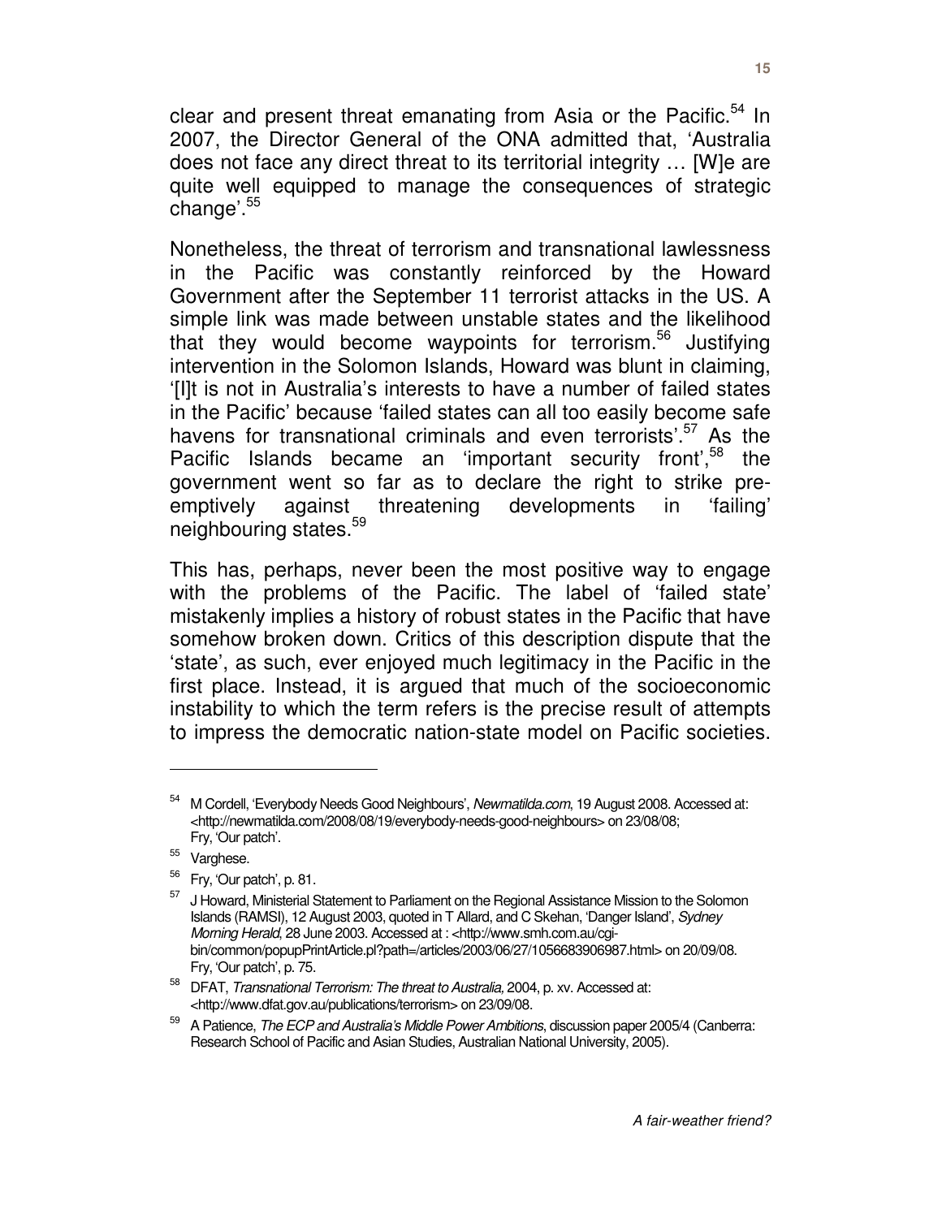clear and present threat emanating from Asia or the Pacific.[54] In 2007, the Director General of the ONA admitted that, 'Australia does not face any direct threat to its territorial integrity … [W]e are quite well equipped to manage the consequences of strategic change'.[55]

Nonetheless, the threat of terrorism and transnational lawlessness in the Pacific was constantly reinforced by the Howard Government after the September 11 terrorist attacks in the US. A simple link was made between unstable states and the likelihood that they would become waypoints for terrorism.[56] Justifying intervention in the Solomon Islands, Howard was blunt in claiming, '[I]t is not in Australia's interests to have a number of failed states in the Pacific' because 'failed states can all too easily become safe havens for transnational criminals and even terrorists'.[57] As the Pacific Islands became an 'important security front',[58] the government went so far as to declare the right to strike pre-emptively against threatening developments in 'failing' neighbouring states.[59]

This has, perhaps, never been the most positive way to engage with the problems of the Pacific. The label of 'failed state' mistakenly implies a history of robust states in the Pacific that have somehow broken down. Critics of this description dispute that the 'state', as such, ever enjoyed much legitimacy in the Pacific in the first place. Instead, it is argued that much of the socioeconomic instability to which the term refers is the precise result of attempts to impress the democratic nation-state model on Pacific societies.

---

[54] M Cordell, 'Everybody Needs Good Neighbours', *Newmatilda.com*, 19 August 2008. Accessed at: <http://newmatilda.com/2008/08/19/everybody-needs-good-neighbours> on 23/08/08; Fry, 'Our patch'.

[55] Varghese.

[56] Fry, 'Our patch', p. 81.

[57] J Howard, Ministerial Statement to Parliament on the Regional Assistance Mission to the Solomon Islands (RAMSI), 12 August 2003, quoted in T Allard, and C Skehan, 'Danger Island', *Sydney Morning Herald*, 28 June 2003. Accessed at : <http://www.smh.com.au/cgi-bin/common/popupPrintArticle.pl?path=/articles/2003/06/27/1056683906987.html> on 20/09/08. Fry, 'Our patch', p. 75.

[58] DFAT, *Transnational Terrorism: The threat to Australia,* 2004, p. xv. Accessed at: <http://www.dfat.gov.au/publications/terrorism> on 23/09/08.

[59] A Patience, *The ECP and Australia's Middle Power Ambitions*, discussion paper 2005/4 (Canberra: Research School of Pacific and Asian Studies, Australian National University, 2005).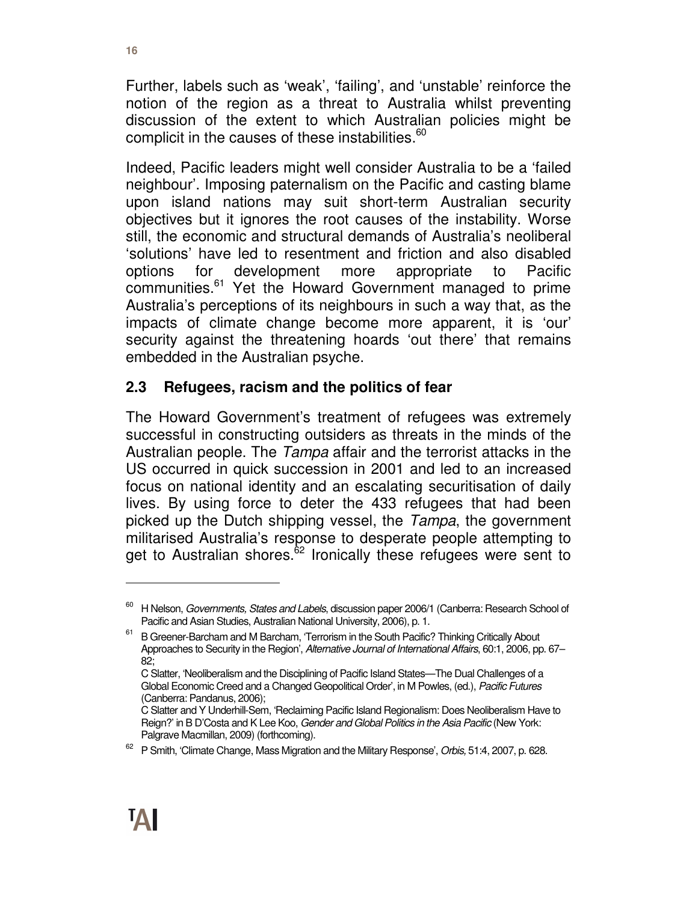Further, labels such as 'weak', 'failing', and 'unstable' reinforce the notion of the region as a threat to Australia whilst preventing discussion of the extent to which Australian policies might be complicit in the causes of these instabilities.[60]

Indeed, Pacific leaders might well consider Australia to be a 'failed neighbour'. Imposing paternalism on the Pacific and casting blame upon island nations may suit short-term Australian security objectives but it ignores the root causes of the instability. Worse still, the economic and structural demands of Australia's neoliberal 'solutions' have led to resentment and friction and also disabled options for development more appropriate to Pacific communities.[61] Yet the Howard Government managed to prime Australia's perceptions of its neighbours in such a way that, as the impacts of climate change become more apparent, it is 'our' security against the threatening hoards 'out there' that remains embedded in the Australian psyche.

## 2.3 Refugees, racism and the politics of fear

The Howard Government's treatment of refugees was extremely successful in constructing outsiders as threats in the minds of the Australian people. The *Tampa* affair and the terrorist attacks in the US occurred in quick succession in 2001 and led to an increased focus on national identity and an escalating securitisation of daily lives. By using force to deter the 433 refugees that had been picked up the Dutch shipping vessel, the *Tampa*, the government militarised Australia's response to desperate people attempting to get to Australian shores.[62] Ironically these refugees were sent to

---

[60] H Nelson, *Governments, States and Labels*, discussion paper 2006/1 (Canberra: Research School of Pacific and Asian Studies, Australian National University, 2006), p. 1.

[61] B Greener-Barcham and M Barcham, 'Terrorism in the South Pacific? Thinking Critically About Approaches to Security in the Region', *Alternative Journal of International Affairs*, 60:1, 2006, pp. 67–82;
C Slatter, 'Neoliberalism and the Disciplining of Pacific Island States—The Dual Challenges of a Global Economic Creed and a Changed Geopolitical Order', in M Powles, (ed.), *Pacific Futures* (Canberra: Pandanus, 2006);
C Slatter and Y Underhill-Sem, 'Reclaiming Pacific Island Regionalism: Does Neoliberalism Have to Reign?' in B D'Costa and K Lee Koo, *Gender and Global Politics in the Asia Pacific* (New York: Palgrave Macmillan, 2009) (forthcoming).

[62] P Smith, 'Climate Change, Mass Migration and the Military Response', *Orbis,* 51:4, 2007, p. 628.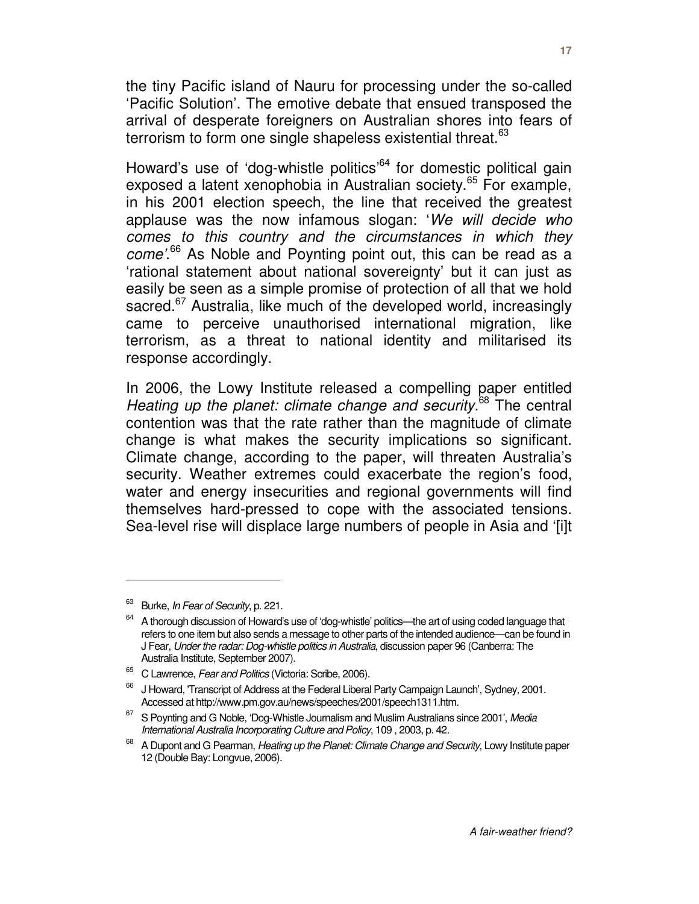the tiny Pacific island of Nauru for processing under the so-called 'Pacific Solution'. The emotive debate that ensued transposed the arrival of desperate foreigners on Australian shores into fears of terrorism to form one single shapeless existential threat.[63]

Howard's use of 'dog-whistle politics'[64] for domestic political gain exposed a latent xenophobia in Australian society.[65] For example, in his 2001 election speech, the line that received the greatest applause was the now infamous slogan: '*We will decide who comes to this country and the circumstances in which they come'*.[66] As Noble and Poynting point out, this can be read as a 'rational statement about national sovereignty' but it can just as easily be seen as a simple promise of protection of all that we hold sacred.[67] Australia, like much of the developed world, increasingly came to perceive unauthorised international migration, like terrorism, as a threat to national identity and militarised its response accordingly.

In 2006, the Lowy Institute released a compelling paper entitled *Heating up the planet: climate change and security*.[68] The central contention was that the rate rather than the magnitude of climate change is what makes the security implications so significant. Climate change, according to the paper, will threaten Australia's security. Weather extremes could exacerbate the region's food, water and energy insecurities and regional governments will find themselves hard-pressed to cope with the associated tensions. Sea-level rise will displace large numbers of people in Asia and '[i]t

---

[63] Burke, *In Fear of Security*, p. 221.

[64] A thorough discussion of Howard's use of 'dog-whistle' politics—the art of using coded language that refers to one item but also sends a message to other parts of the intended audience—can be found in J Fear, *Under the radar: Dog-whistle politics in Australia*, discussion paper 96 (Canberra: The Australia Institute, September 2007).

[65] C Lawrence, *Fear and Politics* (Victoria: Scribe, 2006).

[66] J Howard, 'Transcript of Address at the Federal Liberal Party Campaign Launch', Sydney, 2001. Accessed at http://www.pm.gov.au/news/speeches/2001/speech1311.htm.

[67] S Poynting and G Noble, 'Dog-Whistle Journalism and Muslim Australians since 2001', *Media International Australia Incorporating Culture and Policy*, 109 , 2003, p. 42.

[68] A Dupont and G Pearman, *Heating up the Planet: Climate Change and Security*, Lowy Institute paper 12 (Double Bay: Longvue, 2006).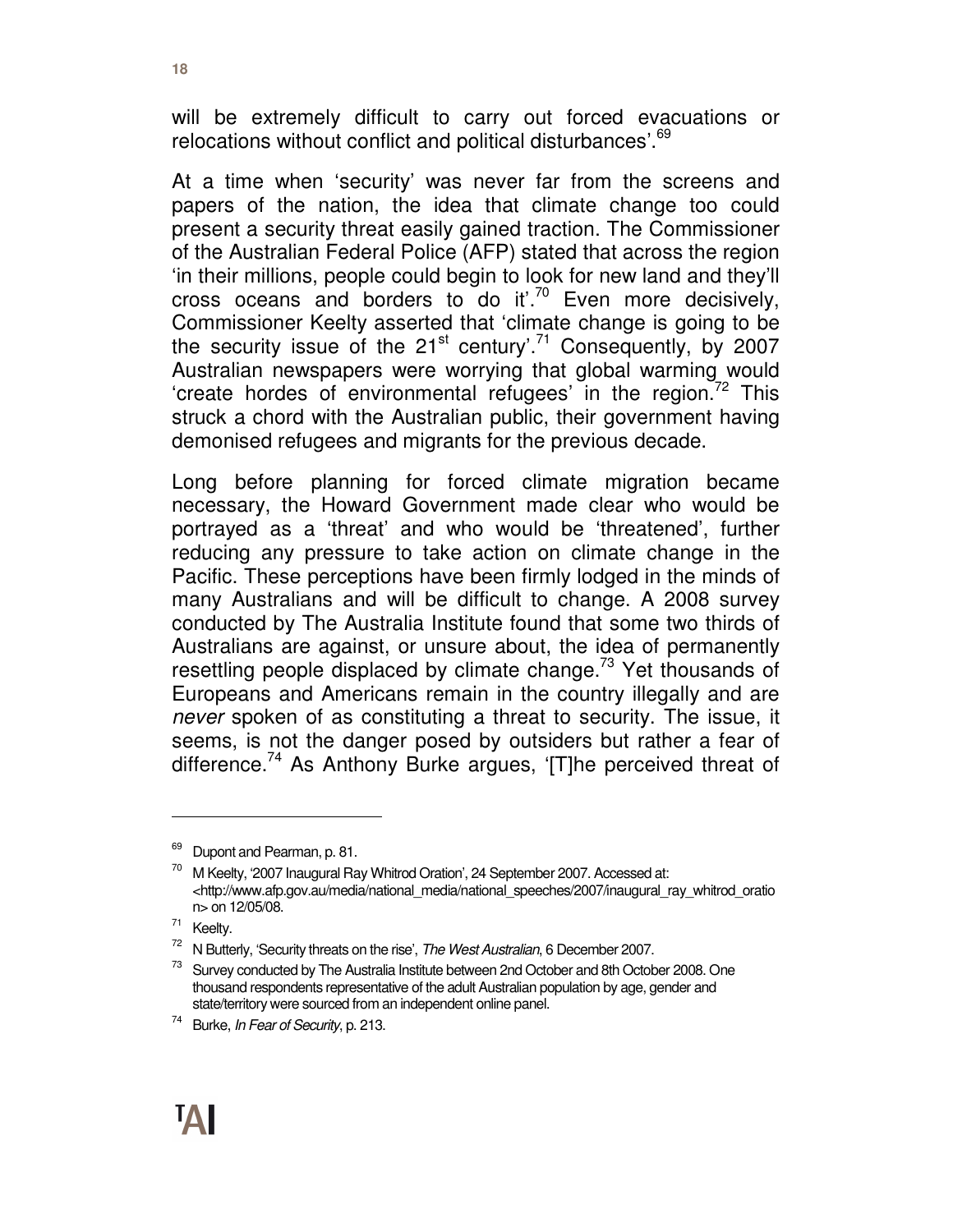will be extremely difficult to carry out forced evacuations or relocations without conflict and political disturbances'.[69]

At a time when 'security' was never far from the screens and papers of the nation, the idea that climate change too could present a security threat easily gained traction. The Commissioner of the Australian Federal Police (AFP) stated that across the region 'in their millions, people could begin to look for new land and they'll cross oceans and borders to do it'.[70] Even more decisively, Commissioner Keelty asserted that 'climate change is going to be the security issue of the 21st century'.[71] Consequently, by 2007 Australian newspapers were worrying that global warming would 'create hordes of environmental refugees' in the region.[72] This struck a chord with the Australian public, their government having demonised refugees and migrants for the previous decade.

Long before planning for forced climate migration became necessary, the Howard Government made clear who would be portrayed as a 'threat' and who would be 'threatened', further reducing any pressure to take action on climate change in the Pacific. These perceptions have been firmly lodged in the minds of many Australians and will be difficult to change. A 2008 survey conducted by The Australia Institute found that some two thirds of Australians are against, or unsure about, the idea of permanently resettling people displaced by climate change.[73] Yet thousands of Europeans and Americans remain in the country illegally and are *never* spoken of as constituting a threat to security. The issue, it seems, is not the danger posed by outsiders but rather a fear of difference.[74] As Anthony Burke argues, '[T]he perceived threat of

---

[69] Dupont and Pearman, p. 81.

[70] M Keelty, '2007 Inaugural Ray Whitrod Oration', 24 September 2007. Accessed at: <http://www.afp.gov.au/media/national_media/national_speeches/2007/inaugural_ray_whitrod_oration> on 12/05/08.

[71] Keelty.

[72] N Butterly, 'Security threats on the rise', *The West Australian*, 6 December 2007.

[73] Survey conducted by The Australia Institute between 2nd October and 8th October 2008. One thousand respondents representative of the adult Australian population by age, gender and state/territory were sourced from an independent online panel.

[74] Burke, *In Fear of Security*, p. 213.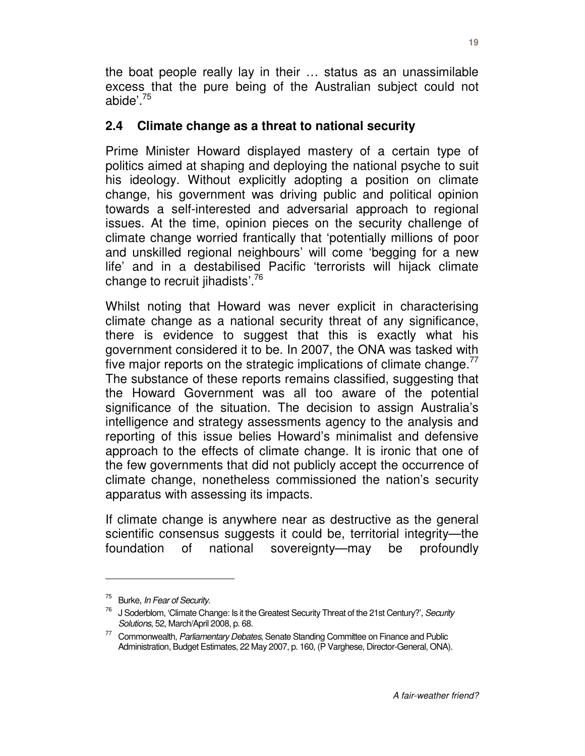the boat people really lay in their … status as an unassimilable excess that the pure being of the Australian subject could not abide'.[75]

## 2.4 Climate change as a threat to national security

Prime Minister Howard displayed mastery of a certain type of politics aimed at shaping and deploying the national psyche to suit his ideology. Without explicitly adopting a position on climate change, his government was driving public and political opinion towards a self-interested and adversarial approach to regional issues. At the time, opinion pieces on the security challenge of climate change worried frantically that 'potentially millions of poor and unskilled regional neighbours' will come 'begging for a new life' and in a destabilised Pacific 'terrorists will hijack climate change to recruit jihadists'.[76]

Whilst noting that Howard was never explicit in characterising climate change as a national security threat of any significance, there is evidence to suggest that this is exactly what his government considered it to be. In 2007, the ONA was tasked with five major reports on the strategic implications of climate change.[77] The substance of these reports remains classified, suggesting that the Howard Government was all too aware of the potential significance of the situation. The decision to assign Australia's intelligence and strategy assessments agency to the analysis and reporting of this issue belies Howard's minimalist and defensive approach to the effects of climate change. It is ironic that one of the few governments that did not publicly accept the occurrence of climate change, nonetheless commissioned the nation's security apparatus with assessing its impacts.

If climate change is anywhere near as destructive as the general scientific consensus suggests it could be, territorial integrity—the foundation of national sovereignty—may be profoundly

---

[75] Burke, *In Fear of Security*.

[76] J Soderblom, 'Climate Change: Is it the Greatest Security Threat of the 21st Century?', *Security Solutions*, 52, March/April 2008, p. 68.

[77] Commonwealth, *Parliamentary Debates*, Senate Standing Committee on Finance and Public Administration, Budget Estimates, 22 May 2007, p. 160, (P Varghese, Director-General, ONA).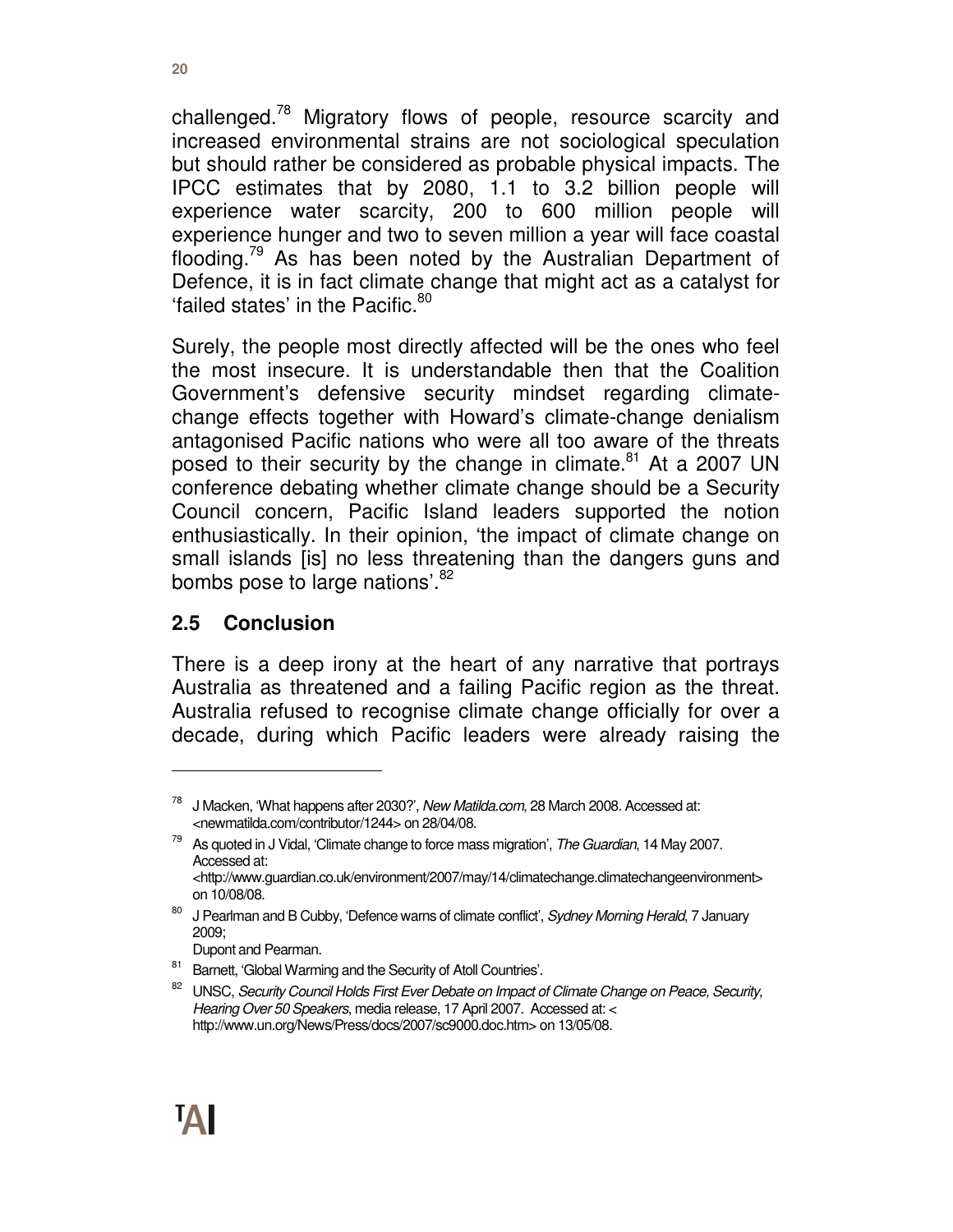challenged.[78] Migratory flows of people, resource scarcity and increased environmental strains are not sociological speculation but should rather be considered as probable physical impacts. The IPCC estimates that by 2080, 1.1 to 3.2 billion people will experience water scarcity, 200 to 600 million people will experience hunger and two to seven million a year will face coastal flooding.[79] As has been noted by the Australian Department of Defence, it is in fact climate change that might act as a catalyst for 'failed states' in the Pacific.[80]

Surely, the people most directly affected will be the ones who feel the most insecure. It is understandable then that the Coalition Government's defensive security mindset regarding climate-change effects together with Howard's climate-change denialism antagonised Pacific nations who were all too aware of the threats posed to their security by the change in climate.[81] At a 2007 UN conference debating whether climate change should be a Security Council concern, Pacific Island leaders supported the notion enthusiastically. In their opinion, 'the impact of climate change on small islands [is] no less threatening than the dangers guns and bombs pose to large nations'.[82]

## 2.5 Conclusion

There is a deep irony at the heart of any narrative that portrays Australia as threatened and a failing Pacific region as the threat. Australia refused to recognise climate change officially for over a decade, during which Pacific leaders were already raising the

---

[78] J Macken, 'What happens after 2030?', *New Matilda.com*, 28 March 2008. Accessed at: <newmatilda.com/contributor/1244> on 28/04/08.

[79] As quoted in J Vidal, 'Climate change to force mass migration', *The Guardian*, 14 May 2007. Accessed at: <http://www.guardian.co.uk/environment/2007/may/14/climatechange.climatechangeenvironment> on 10/08/08.

[80] J Pearlman and B Cubby, 'Defence warns of climate conflict', *Sydney Morning Herald*, 7 January 2009; Dupont and Pearman.

[81] Barnett, 'Global Warming and the Security of Atoll Countries'.

[82] UNSC, *Security Council Holds First Ever Debate on Impact of Climate Change on Peace, Security, Hearing Over 50 Speakers*, media release, 17 April 2007. Accessed at: < http://www.un.org/News/Press/docs/2007/sc9000.doc.htm> on 13/05/08.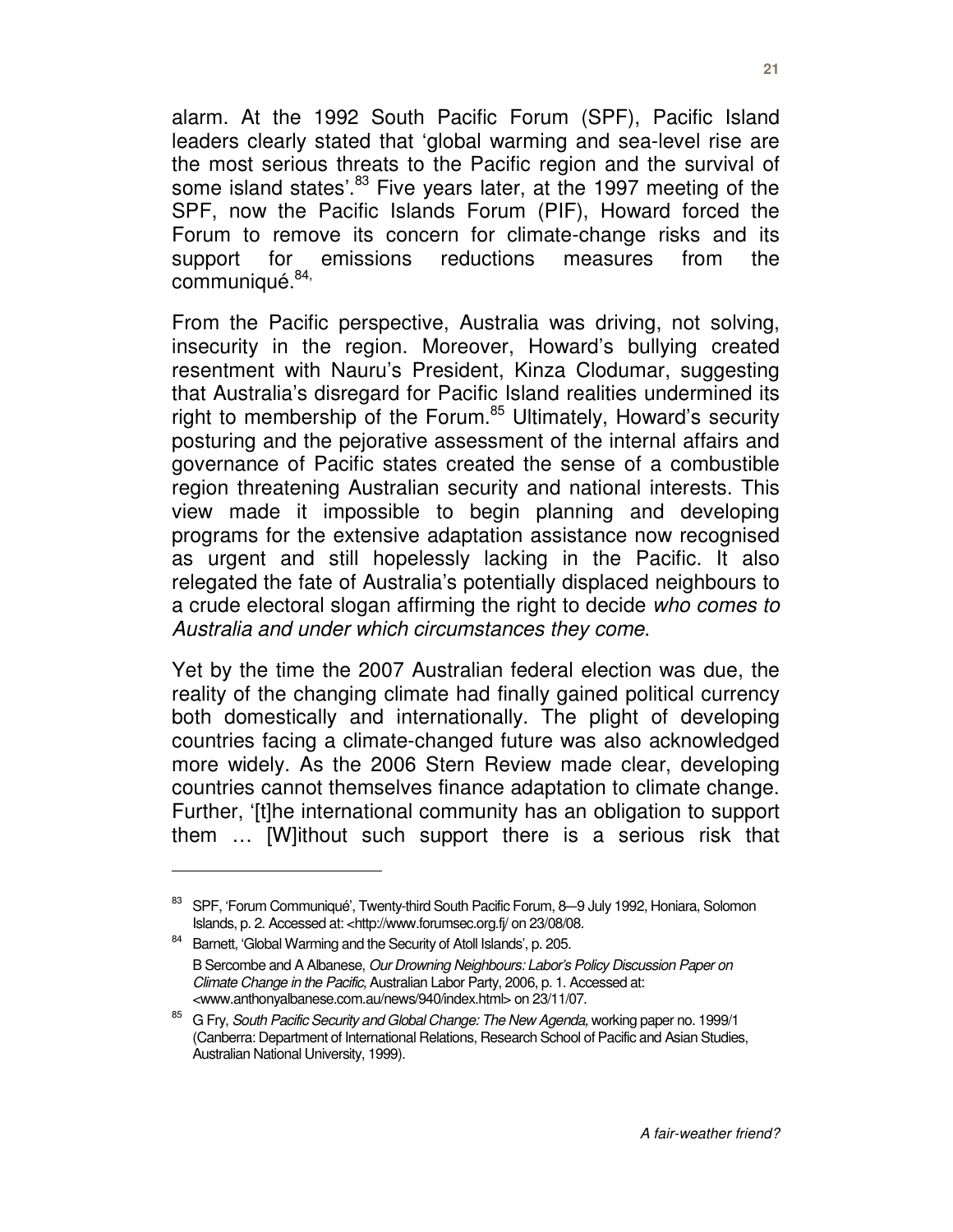alarm. At the 1992 South Pacific Forum (SPF), Pacific Island leaders clearly stated that 'global warming and sea-level rise are the most serious threats to the Pacific region and the survival of some island states'.[83] Five years later, at the 1997 meeting of the SPF, now the Pacific Islands Forum (PIF), Howard forced the Forum to remove its concern for climate-change risks and its support for emissions reductions measures from the communiqué.[84,]

From the Pacific perspective, Australia was driving, not solving, insecurity in the region. Moreover, Howard's bullying created resentment with Nauru's President, Kinza Clodumar, suggesting that Australia's disregard for Pacific Island realities undermined its right to membership of the Forum.[85] Ultimately, Howard's security posturing and the pejorative assessment of the internal affairs and governance of Pacific states created the sense of a combustible region threatening Australian security and national interests. This view made it impossible to begin planning and developing programs for the extensive adaptation assistance now recognised as urgent and still hopelessly lacking in the Pacific. It also relegated the fate of Australia's potentially displaced neighbours to a crude electoral slogan affirming the right to decide *who comes to Australia and under which circumstances they come*.

Yet by the time the 2007 Australian federal election was due, the reality of the changing climate had finally gained political currency both domestically and internationally. The plight of developing countries facing a climate-changed future was also acknowledged more widely. As the 2006 Stern Review made clear, developing countries cannot themselves finance adaptation to climate change. Further, '[t]he international community has an obligation to support them … [W]ithout such support there is a serious risk that

---

[83] SPF, 'Forum Communiqué', Twenty-third South Pacific Forum, 8—9 July 1992, Honiara, Solomon Islands, p. 2. Accessed at: <http://www.forumsec.org.fj/ on 23/08/08.

[84] Barnett, 'Global Warming and the Security of Atoll Islands', p. 205.
B Sercombe and A Albanese, *Our Drowning Neighbours: Labor's Policy Discussion Paper on Climate Change in the Pacific*, Australian Labor Party, 2006, p. 1. Accessed at: <www.anthonyalbanese.com.au/news/940/index.html> on 23/11/07.

[85] G Fry, *South Pacific Security and Global Change: The New Agenda*, working paper no. 1999/1 (Canberra: Department of International Relations, Research School of Pacific and Asian Studies, Australian National University, 1999).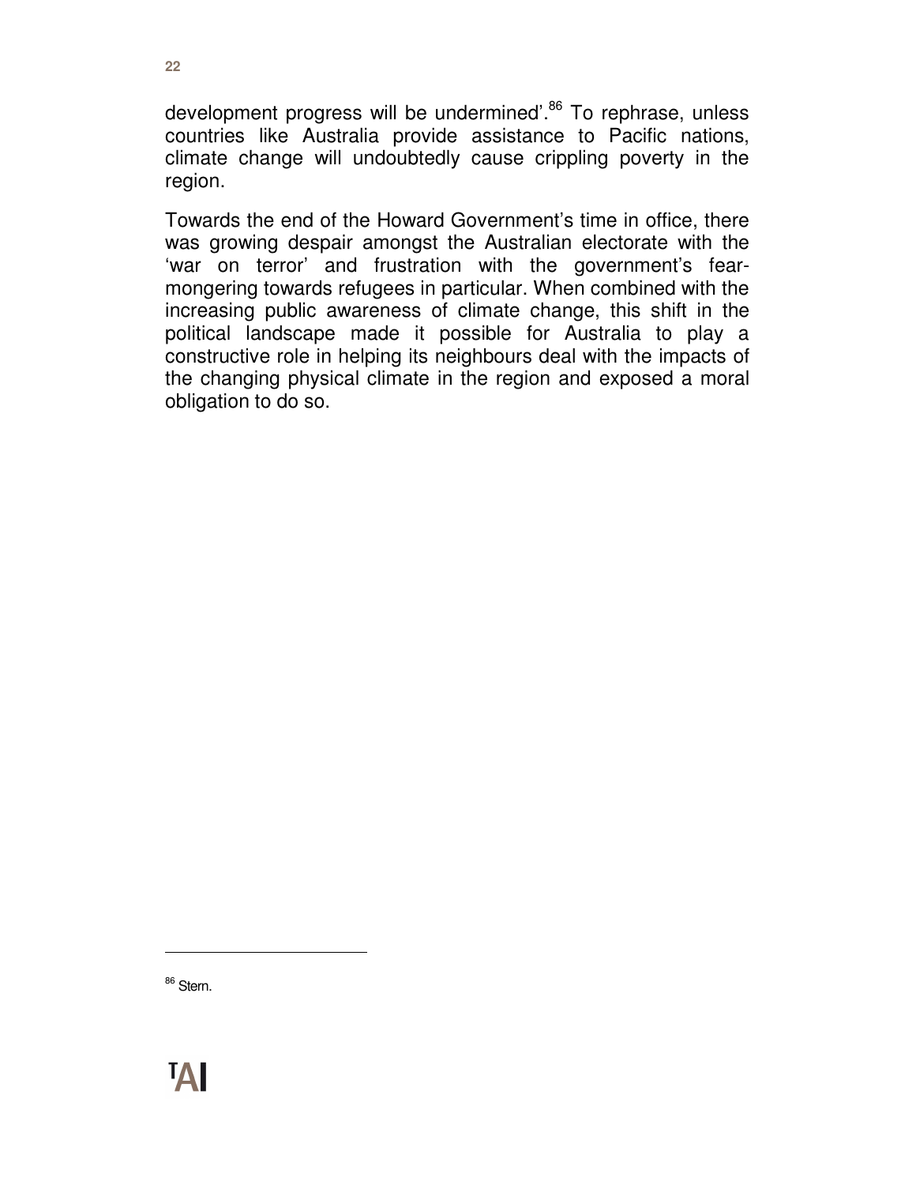development progress will be undermined'.[86] To rephrase, unless countries like Australia provide assistance to Pacific nations, climate change will undoubtedly cause crippling poverty in the region.

Towards the end of the Howard Government's time in office, there was growing despair amongst the Australian electorate with the 'war on terror' and frustration with the government's fear-mongering towards refugees in particular. When combined with the increasing public awareness of climate change, this shift in the political landscape made it possible for Australia to play a constructive role in helping its neighbours deal with the impacts of the changing physical climate in the region and exposed a moral obligation to do so.

[86] Stern.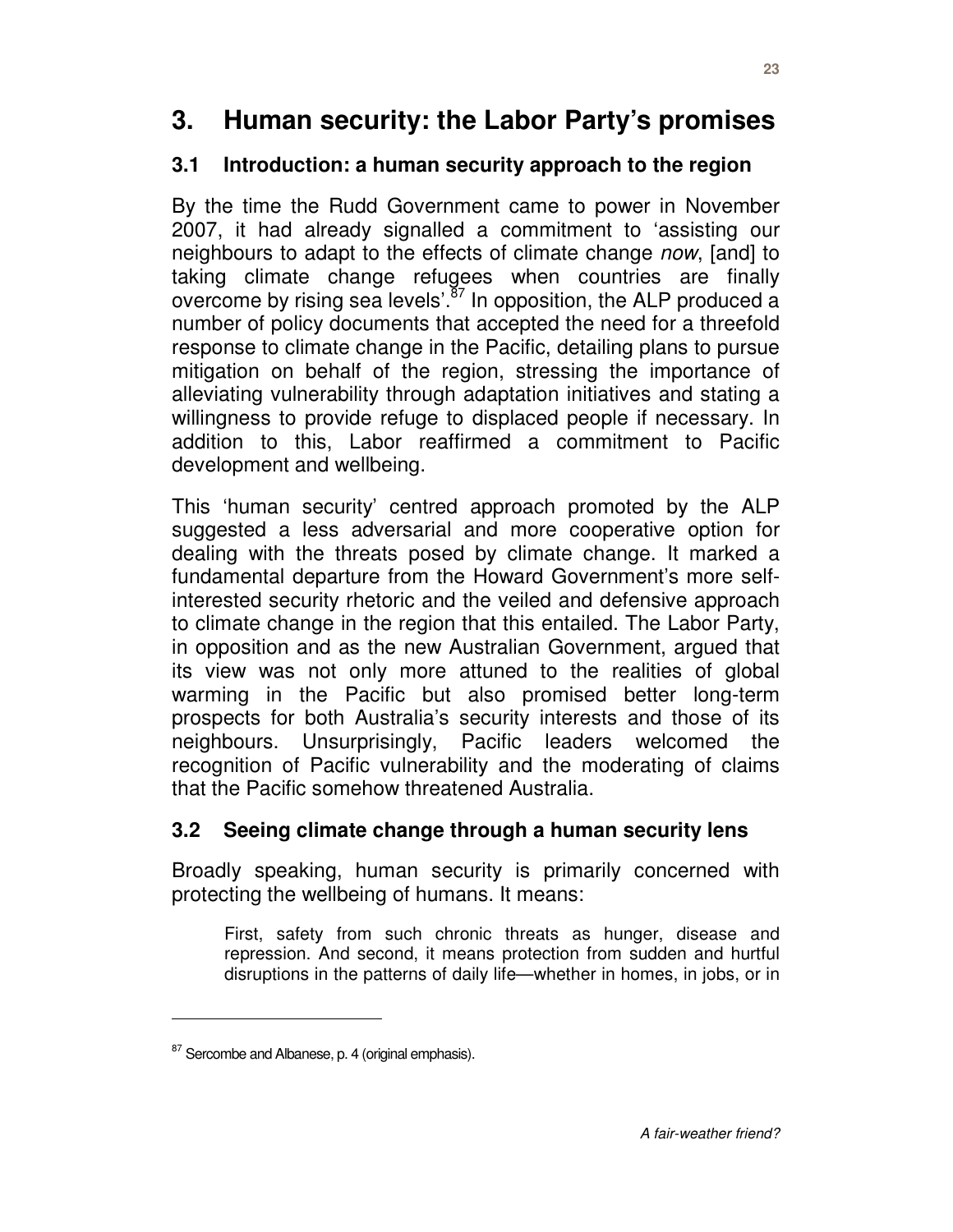# 3. Human security: the Labor Party's promises

## 3.1 Introduction: a human security approach to the region

By the time the Rudd Government came to power in November 2007, it had already signalled a commitment to 'assisting our neighbours to adapt to the effects of climate change *now*, [and] to taking climate change refugees when countries are finally overcome by rising sea levels'.[87] In opposition, the ALP produced a number of policy documents that accepted the need for a threefold response to climate change in the Pacific, detailing plans to pursue mitigation on behalf of the region, stressing the importance of alleviating vulnerability through adaptation initiatives and stating a willingness to provide refuge to displaced people if necessary. In addition to this, Labor reaffirmed a commitment to Pacific development and wellbeing.

This 'human security' centred approach promoted by the ALP suggested a less adversarial and more cooperative option for dealing with the threats posed by climate change. It marked a fundamental departure from the Howard Government's more self-interested security rhetoric and the veiled and defensive approach to climate change in the region that this entailed. The Labor Party, in opposition and as the new Australian Government, argued that its view was not only more attuned to the realities of global warming in the Pacific but also promised better long-term prospects for both Australia's security interests and those of its neighbours. Unsurprisingly, Pacific leaders welcomed the recognition of Pacific vulnerability and the moderating of claims that the Pacific somehow threatened Australia.

## 3.2 Seeing climate change through a human security lens

Broadly speaking, human security is primarily concerned with protecting the wellbeing of humans. It means:

> First, safety from such chronic threats as hunger, disease and repression. And second, it means protection from sudden and hurtful disruptions in the patterns of daily life—whether in homes, in jobs, or in

[87] Sercombe and Albanese, p. 4 (original emphasis).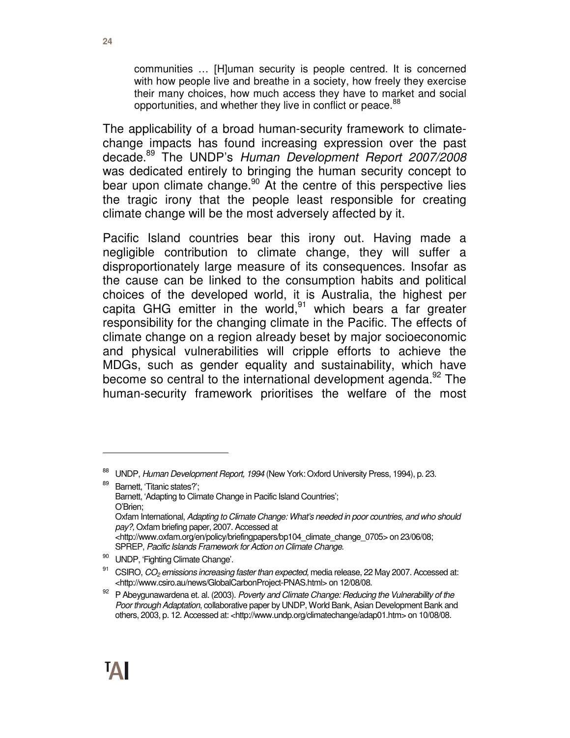> communities … [H]uman security is people centred. It is concerned with how people live and breathe in a society, how freely they exercise their many choices, how much access they have to market and social opportunities, and whether they live in conflict or peace.[88]

The applicability of a broad human-security framework to climate-change impacts has found increasing expression over the past decade.[89] The UNDP's *Human Development Report 2007/2008* was dedicated entirely to bringing the human security concept to bear upon climate change.[90] At the centre of this perspective lies the tragic irony that the people least responsible for creating climate change will be the most adversely affected by it.

Pacific Island countries bear this irony out. Having made a negligible contribution to climate change, they will suffer a disproportionately large measure of its consequences. Insofar as the cause can be linked to the consumption habits and political choices of the developed world, it is Australia, the highest per capita GHG emitter in the world,[91] which bears a far greater responsibility for the changing climate in the Pacific. The effects of climate change on a region already beset by major socioeconomic and physical vulnerabilities will cripple efforts to achieve the MDGs, such as gender equality and sustainability, which have become so central to the international development agenda.[92] The human-security framework prioritises the welfare of the most

---

[88] UNDP, *Human Development Report, 1994* (New York: Oxford University Press, 1994), p. 23.

[89] Barnett, 'Titanic states?';
Barnett, 'Adapting to Climate Change in Pacific Island Countries';
O'Brien;
Oxfam International, *Adapting to Climate Change: What's needed in poor countries, and who should pay?,* Oxfam briefing paper, 2007. Accessed at <http://www.oxfam.org/en/policy/briefingpapers/bp104_climate_change_0705> on 23/06/08;
SPREP, *Pacific Islands Framework for Action on Climate Change*.

[90] UNDP, 'Fighting Climate Change'.

[91] CSIRO, *$CO_2$ emissions increasing faster than expected,* media release, 22 May 2007. Accessed at: <http://www.csiro.au/news/GlobalCarbonProject-PNAS.html> on 12/08/08.

[92] P Abeygunawardena et. al. (2003). *Poverty and Climate Change: Reducing the Vulnerability of the Poor through Adaptation*, collaborative paper by UNDP, World Bank, Asian Development Bank and others, 2003, p. 12. Accessed at: <http://www.undp.org/climatechange/adap01.htm> on 10/08/08.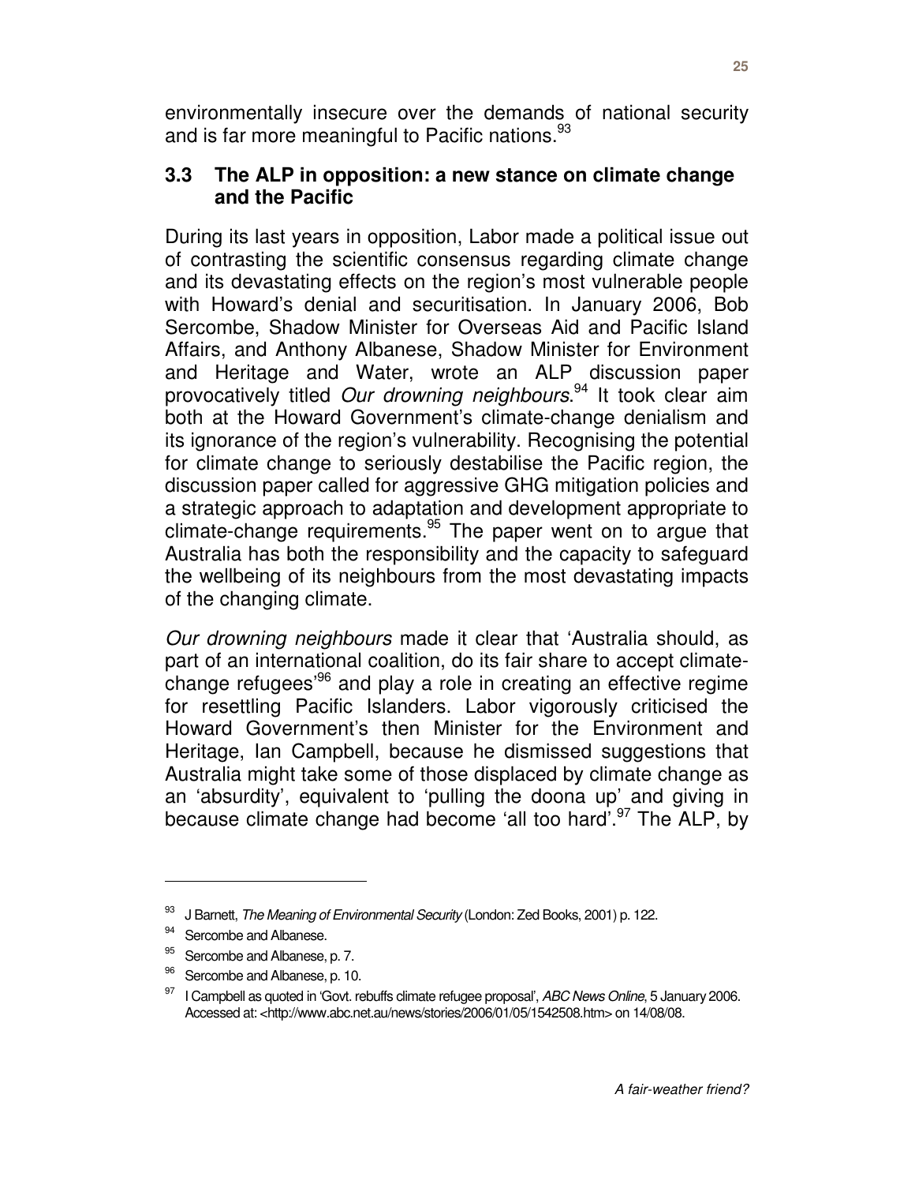environmentally insecure over the demands of national security and is far more meaningful to Pacific nations.[93]

## 3.3 The ALP in opposition: a new stance on climate change and the Pacific

During its last years in opposition, Labor made a political issue out of contrasting the scientific consensus regarding climate change and its devastating effects on the region's most vulnerable people with Howard's denial and securitisation. In January 2006, Bob Sercombe, Shadow Minister for Overseas Aid and Pacific Island Affairs, and Anthony Albanese, Shadow Minister for Environment and Heritage and Water, wrote an ALP discussion paper provocatively titled *Our drowning neighbours*.[94] It took clear aim both at the Howard Government's climate-change denialism and its ignorance of the region's vulnerability. Recognising the potential for climate change to seriously destabilise the Pacific region, the discussion paper called for aggressive GHG mitigation policies and a strategic approach to adaptation and development appropriate to climate-change requirements.[95] The paper went on to argue that Australia has both the responsibility and the capacity to safeguard the wellbeing of its neighbours from the most devastating impacts of the changing climate.

*Our drowning neighbours* made it clear that 'Australia should, as part of an international coalition, do its fair share to accept climate-change refugees'[96] and play a role in creating an effective regime for resettling Pacific Islanders. Labor vigorously criticised the Howard Government's then Minister for the Environment and Heritage, Ian Campbell, because he dismissed suggestions that Australia might take some of those displaced by climate change as an 'absurdity', equivalent to 'pulling the doona up' and giving in because climate change had become 'all too hard'.[97] The ALP, by

---

[93] J Barnett, *The Meaning of Environmental Security* (London: Zed Books, 2001) p. 122.

[94] Sercombe and Albanese.

[95] Sercombe and Albanese, p. 7.

[96] Sercombe and Albanese, p. 10.

[97] I Campbell as quoted in 'Govt. rebuffs climate refugee proposal', *ABC News Online*, 5 January 2006. Accessed at: <http://www.abc.net.au/news/stories/2006/01/05/1542508.htm> on 14/08/08.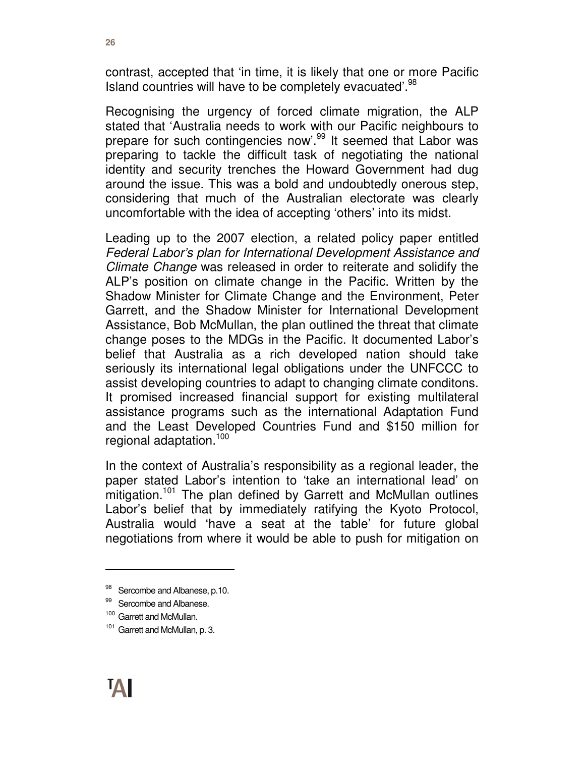contrast, accepted that 'in time, it is likely that one or more Pacific Island countries will have to be completely evacuated'.[98]

Recognising the urgency of forced climate migration, the ALP stated that 'Australia needs to work with our Pacific neighbours to prepare for such contingencies now'.[99] It seemed that Labor was preparing to tackle the difficult task of negotiating the national identity and security trenches the Howard Government had dug around the issue. This was a bold and undoubtedly onerous step, considering that much of the Australian electorate was clearly uncomfortable with the idea of accepting 'others' into its midst.

Leading up to the 2007 election, a related policy paper entitled *Federal Labor's plan for International Development Assistance and Climate Change* was released in order to reiterate and solidify the ALP's position on climate change in the Pacific. Written by the Shadow Minister for Climate Change and the Environment, Peter Garrett, and the Shadow Minister for International Development Assistance, Bob McMullan, the plan outlined the threat that climate change poses to the MDGs in the Pacific. It documented Labor's belief that Australia as a rich developed nation should take seriously its international legal obligations under the UNFCCC to assist developing countries to adapt to changing climate conditons. It promised increased financial support for existing multilateral assistance programs such as the international Adaptation Fund and the Least Developed Countries Fund and $150 million for regional adaptation.[100]

In the context of Australia's responsibility as a regional leader, the paper stated Labor's intention to 'take an international lead' on mitigation.[101] The plan defined by Garrett and McMullan outlines Labor's belief that by immediately ratifying the Kyoto Protocol, Australia would 'have a seat at the table' for future global negotiations from where it would be able to push for mitigation on

---

[98] Sercombe and Albanese, p.10.

[99] Sercombe and Albanese.

[100] Garrett and McMullan.

[101] Garrett and McMullan, p. 3.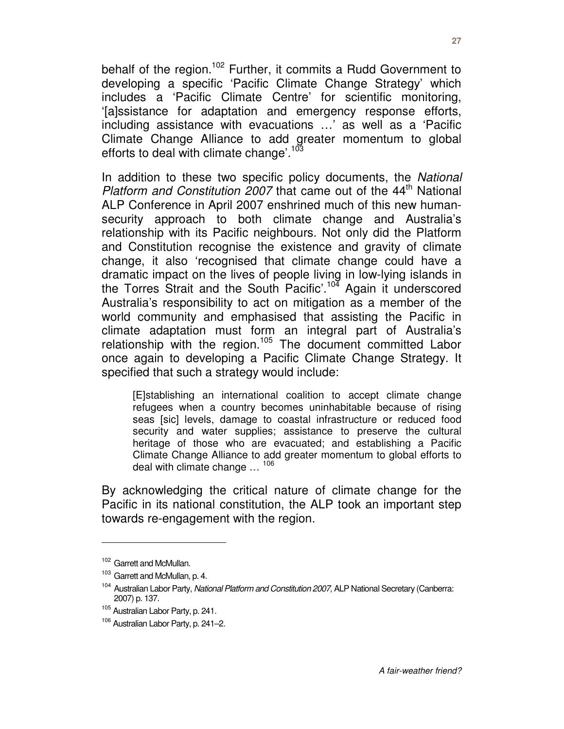behalf of the region.[102] Further, it commits a Rudd Government to developing a specific 'Pacific Climate Change Strategy' which includes a 'Pacific Climate Centre' for scientific monitoring, '[a]ssistance for adaptation and emergency response efforts, including assistance with evacuations …' as well as a 'Pacific Climate Change Alliance to add greater momentum to global efforts to deal with climate change'.[103]

In addition to these two specific policy documents, the *National Platform and Constitution 2007* that came out of the 44th National ALP Conference in April 2007 enshrined much of this new human-security approach to both climate change and Australia's relationship with its Pacific neighbours. Not only did the Platform and Constitution recognise the existence and gravity of climate change, it also 'recognised that climate change could have a dramatic impact on the lives of people living in low-lying islands in the Torres Strait and the South Pacific'.[104] Again it underscored Australia's responsibility to act on mitigation as a member of the world community and emphasised that assisting the Pacific in climate adaptation must form an integral part of Australia's relationship with the region.[105] The document committed Labor once again to developing a Pacific Climate Change Strategy. It specified that such a strategy would include:

> [E]stablishing an international coalition to accept climate change refugees when a country becomes uninhabitable because of rising seas [sic] levels, damage to coastal infrastructure or reduced food security and water supplies; assistance to preserve the cultural heritage of those who are evacuated; and establishing a Pacific Climate Change Alliance to add greater momentum to global efforts to deal with climate change … [106]

By acknowledging the critical nature of climate change for the Pacific in its national constitution, the ALP took an important step towards re-engagement with the region.

---

[102] Garrett and McMullan.

[103] Garrett and McMullan, p. 4.

[104] Australian Labor Party, *National Platform and Constitution 2007*, ALP National Secretary (Canberra: 2007) p. 137.

[105] Australian Labor Party, p. 241.

[106] Australian Labor Party, p. 241–2.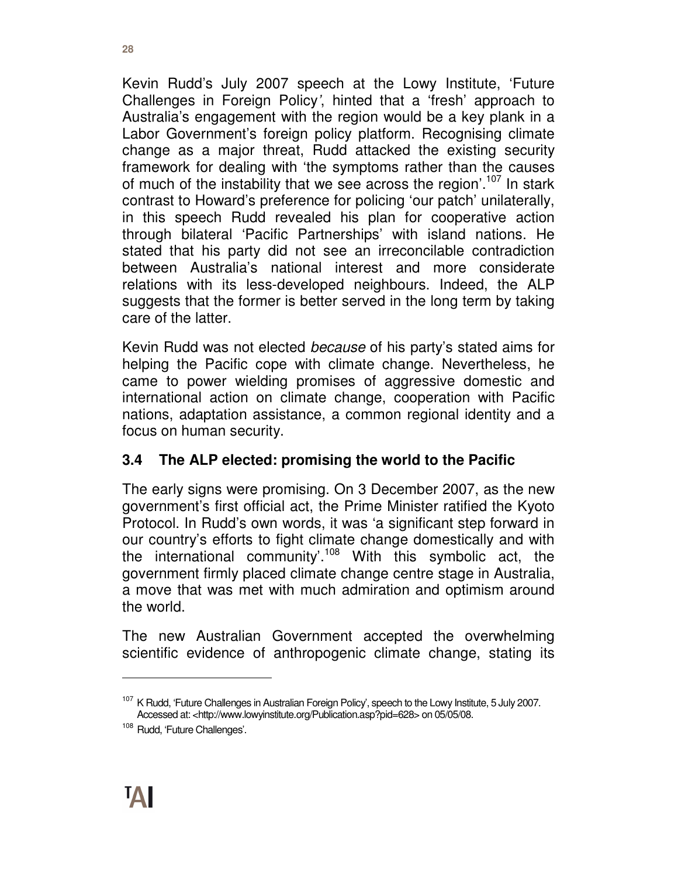Kevin Rudd's July 2007 speech at the Lowy Institute, 'Future Challenges in Foreign Policy', hinted that a 'fresh' approach to Australia's engagement with the region would be a key plank in a Labor Government's foreign policy platform. Recognising climate change as a major threat, Rudd attacked the existing security framework for dealing with 'the symptoms rather than the causes of much of the instability that we see across the region'.[107] In stark contrast to Howard's preference for policing 'our patch' unilaterally, in this speech Rudd revealed his plan for cooperative action through bilateral 'Pacific Partnerships' with island nations. He stated that his party did not see an irreconcilable contradiction between Australia's national interest and more considerate relations with its less-developed neighbours. Indeed, the ALP suggests that the former is better served in the long term by taking care of the latter.

Kevin Rudd was not elected *because* of his party's stated aims for helping the Pacific cope with climate change. Nevertheless, he came to power wielding promises of aggressive domestic and international action on climate change, cooperation with Pacific nations, adaptation assistance, a common regional identity and a focus on human security.

### 3.4 The ALP elected: promising the world to the Pacific

The early signs were promising. On 3 December 2007, as the new government's first official act, the Prime Minister ratified the Kyoto Protocol. In Rudd's own words, it was 'a significant step forward in our country's efforts to fight climate change domestically and with the international community'.[108] With this symbolic act, the government firmly placed climate change centre stage in Australia, a move that was met with much admiration and optimism around the world.

The new Australian Government accepted the overwhelming scientific evidence of anthropogenic climate change, stating its

---

[107] K Rudd, 'Future Challenges in Australian Foreign Policy', speech to the Lowy Institute, 5 July 2007. Accessed at: <http://www.lowyinstitute.org/Publication.asp?pid=628> on 05/05/08.

[108] Rudd, 'Future Challenges'.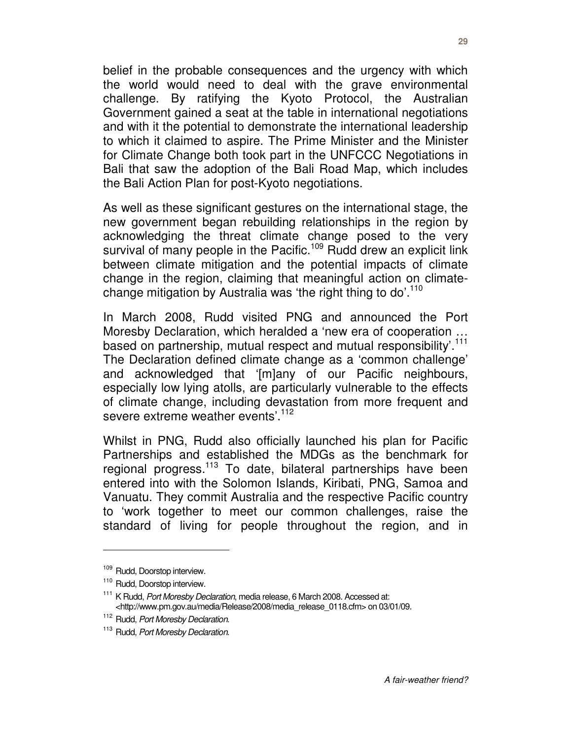belief in the probable consequences and the urgency with which the world would need to deal with the grave environmental challenge. By ratifying the Kyoto Protocol, the Australian Government gained a seat at the table in international negotiations and with it the potential to demonstrate the international leadership to which it claimed to aspire. The Prime Minister and the Minister for Climate Change both took part in the UNFCCC Negotiations in Bali that saw the adoption of the Bali Road Map, which includes the Bali Action Plan for post-Kyoto negotiations.

As well as these significant gestures on the international stage, the new government began rebuilding relationships in the region by acknowledging the threat climate change posed to the very survival of many people in the Pacific.[109] Rudd drew an explicit link between climate mitigation and the potential impacts of climate change in the region, claiming that meaningful action on climate-change mitigation by Australia was 'the right thing to do'.[110]

In March 2008, Rudd visited PNG and announced the Port Moresby Declaration, which heralded a 'new era of cooperation … based on partnership, mutual respect and mutual responsibility'.[111] The Declaration defined climate change as a 'common challenge' and acknowledged that '[m]any of our Pacific neighbours, especially low lying atolls, are particularly vulnerable to the effects of climate change, including devastation from more frequent and severe extreme weather events'.[112]

Whilst in PNG, Rudd also officially launched his plan for Pacific Partnerships and established the MDGs as the benchmark for regional progress.[113] To date, bilateral partnerships have been entered into with the Solomon Islands, Kiribati, PNG, Samoa and Vanuatu. They commit Australia and the respective Pacific country to 'work together to meet our common challenges, raise the standard of living for people throughout the region, and in

---

[109] Rudd, Doorstop interview.

[110] Rudd, Doorstop interview.

[111] K Rudd, *Port Moresby Declaration*, media release, 6 March 2008. Accessed at: <http://www.pm.gov.au/media/Release/2008/media_release_0118.cfm> on 03/01/09.

[112] Rudd, *Port Moresby Declaration*.

[113] Rudd, *Port Moresby Declaration*.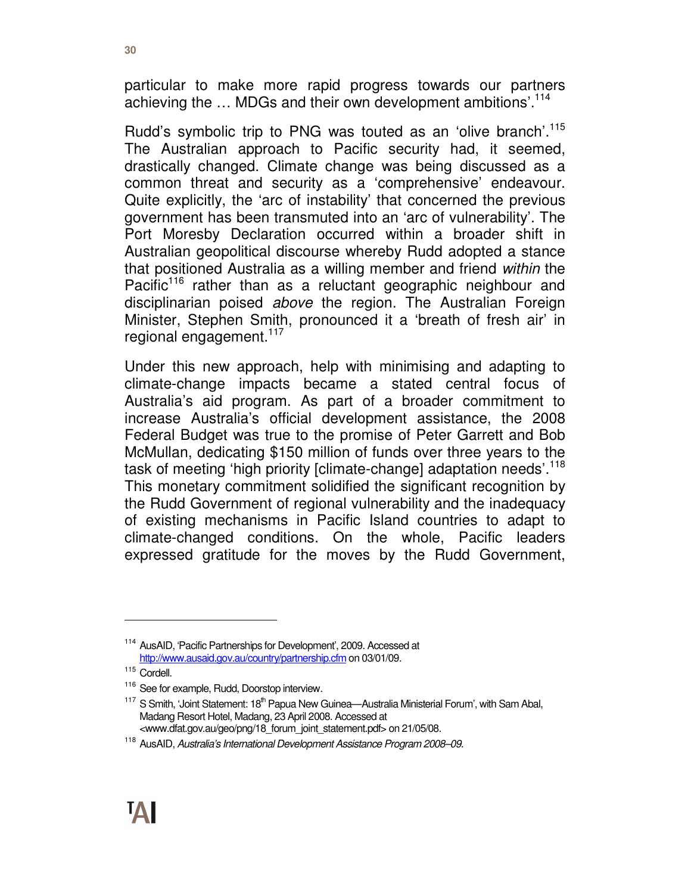particular to make more rapid progress towards our partners achieving the … MDGs and their own development ambitions'.[114]

Rudd's symbolic trip to PNG was touted as an 'olive branch'.[115] The Australian approach to Pacific security had, it seemed, drastically changed. Climate change was being discussed as a common threat and security as a 'comprehensive' endeavour. Quite explicitly, the 'arc of instability' that concerned the previous government has been transmuted into an 'arc of vulnerability'. The Port Moresby Declaration occurred within a broader shift in Australian geopolitical discourse whereby Rudd adopted a stance that positioned Australia as a willing member and friend *within* the Pacific[116] rather than as a reluctant geographic neighbour and disciplinarian poised *above* the region. The Australian Foreign Minister, Stephen Smith, pronounced it a 'breath of fresh air' in regional engagement.[117]

Under this new approach, help with minimising and adapting to climate-change impacts became a stated central focus of Australia's aid program. As part of a broader commitment to increase Australia's official development assistance, the 2008 Federal Budget was true to the promise of Peter Garrett and Bob McMullan, dedicating $150 million of funds over three years to the task of meeting 'high priority [climate-change] adaptation needs'.[118] This monetary commitment solidified the significant recognition by the Rudd Government of regional vulnerability and the inadequacy of existing mechanisms in Pacific Island countries to adapt to climate-changed conditions. On the whole, Pacific leaders expressed gratitude for the moves by the Rudd Government,

---

[114] AusAID, 'Pacific Partnerships for Development', 2009. Accessed at http://www.ausaid.gov.au/country/partnership.cfm on 03/01/09.

[115] Cordell.

[116] See for example, Rudd, Doorstop interview.

[117] S Smith, 'Joint Statement: 18th Papua New Guinea—Australia Ministerial Forum', with Sam Abal, Madang Resort Hotel, Madang, 23 April 2008. Accessed at <www.dfat.gov.au/geo/png/18_forum_joint_statement.pdf> on 21/05/08.

[118] AusAID, *Australia's International Development Assistance Program 2008–09*.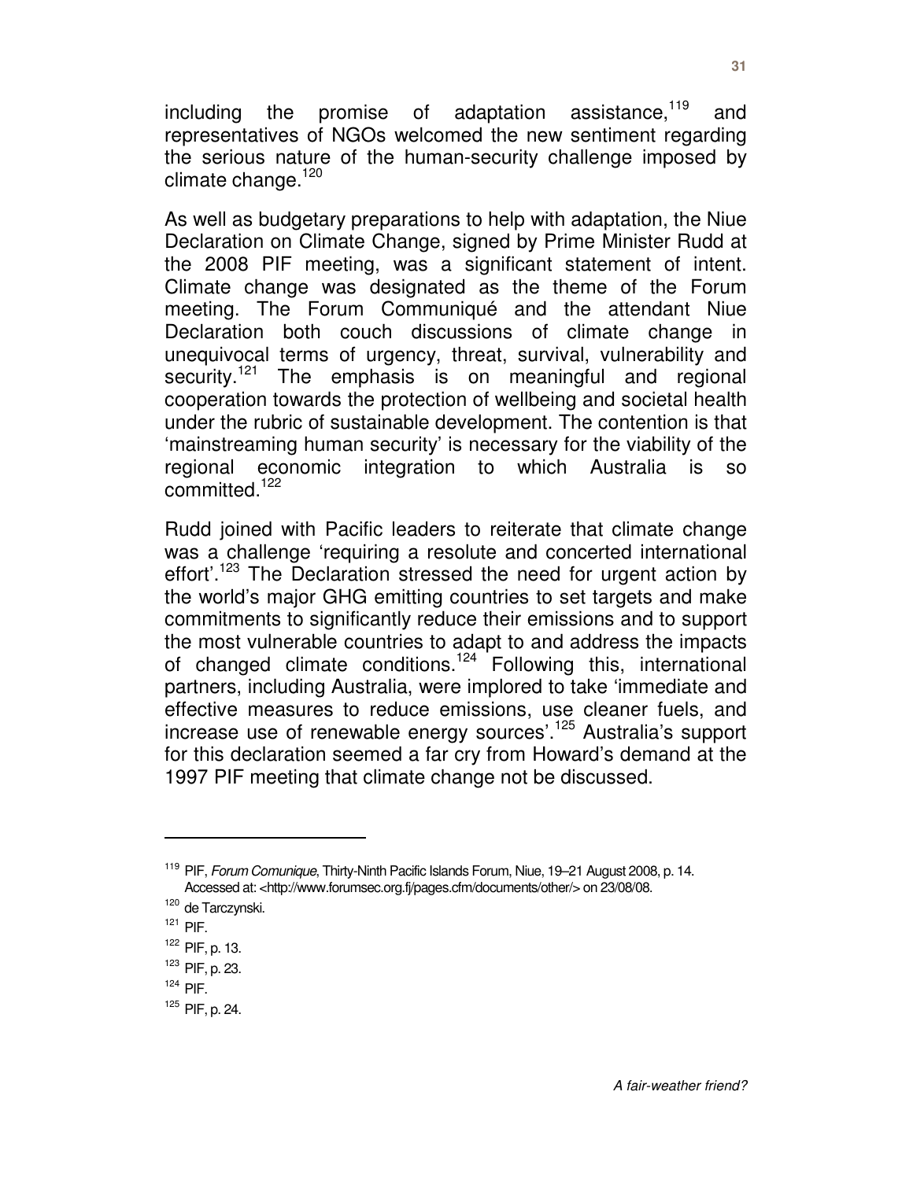including the promise of adaptation assistance,[119] and representatives of NGOs welcomed the new sentiment regarding the serious nature of the human-security challenge imposed by climate change.[120]

As well as budgetary preparations to help with adaptation, the Niue Declaration on Climate Change, signed by Prime Minister Rudd at the 2008 PIF meeting, was a significant statement of intent. Climate change was designated as the theme of the Forum meeting. The Forum Communiqué and the attendant Niue Declaration both couch discussions of climate change in unequivocal terms of urgency, threat, survival, vulnerability and security.[121] The emphasis is on meaningful and regional cooperation towards the protection of wellbeing and societal health under the rubric of sustainable development. The contention is that 'mainstreaming human security' is necessary for the viability of the regional economic integration to which Australia is so committed.[122]

Rudd joined with Pacific leaders to reiterate that climate change was a challenge 'requiring a resolute and concerted international effort'.[123] The Declaration stressed the need for urgent action by the world's major GHG emitting countries to set targets and make commitments to significantly reduce their emissions and to support the most vulnerable countries to adapt to and address the impacts of changed climate conditions.[124] Following this, international partners, including Australia, were implored to take 'immediate and effective measures to reduce emissions, use cleaner fuels, and increase use of renewable energy sources'.[125] Australia's support for this declaration seemed a far cry from Howard's demand at the 1997 PIF meeting that climate change not be discussed.

---

[119] PIF, *Forum Comunique*, Thirty-Ninth Pacific Islands Forum, Niue, 19–21 August 2008, p. 14. Accessed at: <http://www.forumsec.org.fj/pages.cfm/documents/other/> on 23/08/08.

[120] de Tarczynski.

[121] PIF.

[122] PIF, p. 13.

[123] PIF, p. 23.

[124] PIF.

[125] PIF, p. 24.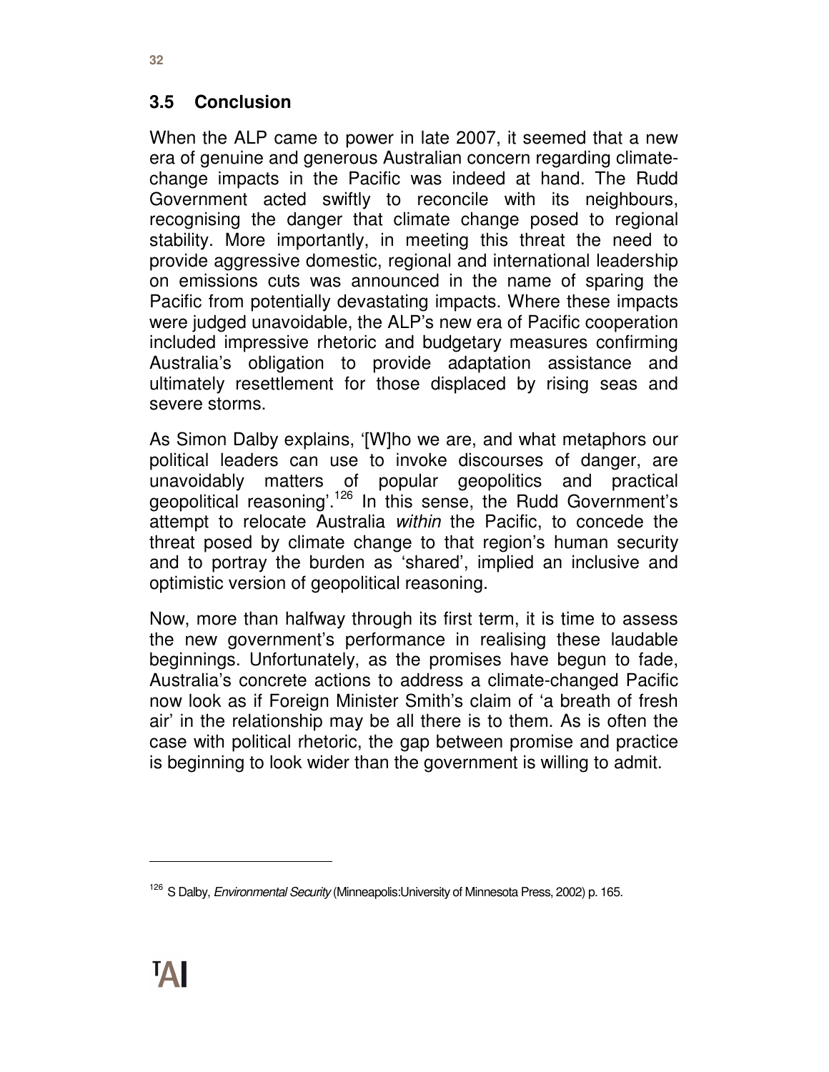### 3.5 Conclusion

When the ALP came to power in late 2007, it seemed that a new era of genuine and generous Australian concern regarding climate-change impacts in the Pacific was indeed at hand. The Rudd Government acted swiftly to reconcile with its neighbours, recognising the danger that climate change posed to regional stability. More importantly, in meeting this threat the need to provide aggressive domestic, regional and international leadership on emissions cuts was announced in the name of sparing the Pacific from potentially devastating impacts. Where these impacts were judged unavoidable, the ALP's new era of Pacific cooperation included impressive rhetoric and budgetary measures confirming Australia's obligation to provide adaptation assistance and ultimately resettlement for those displaced by rising seas and severe storms.

As Simon Dalby explains, '[W]ho we are, and what metaphors our political leaders can use to invoke discourses of danger, are unavoidably matters of popular geopolitics and practical geopolitical reasoning'.[126] In this sense, the Rudd Government's attempt to relocate Australia *within* the Pacific, to concede the threat posed by climate change to that region's human security and to portray the burden as 'shared', implied an inclusive and optimistic version of geopolitical reasoning.

Now, more than halfway through its first term, it is time to assess the new government's performance in realising these laudable beginnings. Unfortunately, as the promises have begun to fade, Australia's concrete actions to address a climate-changed Pacific now look as if Foreign Minister Smith's claim of 'a breath of fresh air' in the relationship may be all there is to them. As is often the case with political rhetoric, the gap between promise and practice is beginning to look wider than the government is willing to admit.

---

[126] S Dalby, *Environmental Security* (Minneapolis:University of Minnesota Press, 2002) p. 165.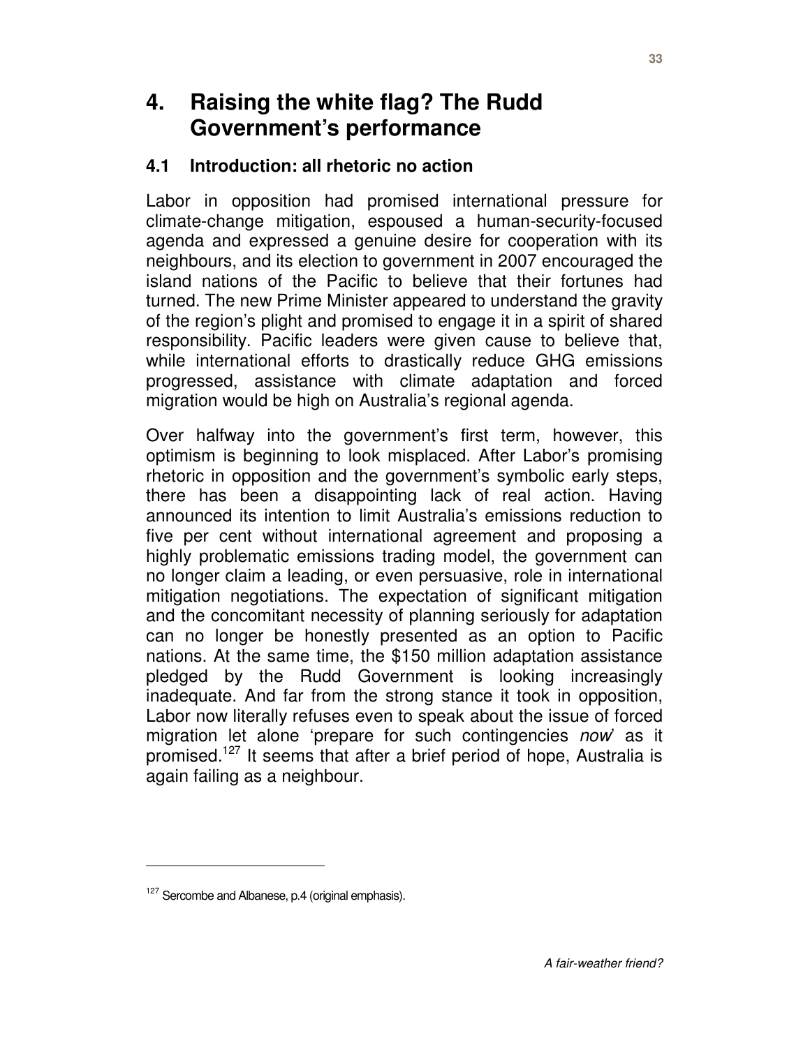# 4. Raising the white flag? The Rudd Government's performance

## 4.1 Introduction: all rhetoric no action

Labor in opposition had promised international pressure for climate-change mitigation, espoused a human-security-focused agenda and expressed a genuine desire for cooperation with its neighbours, and its election to government in 2007 encouraged the island nations of the Pacific to believe that their fortunes had turned. The new Prime Minister appeared to understand the gravity of the region's plight and promised to engage it in a spirit of shared responsibility. Pacific leaders were given cause to believe that, while international efforts to drastically reduce GHG emissions progressed, assistance with climate adaptation and forced migration would be high on Australia's regional agenda.

Over halfway into the government's first term, however, this optimism is beginning to look misplaced. After Labor's promising rhetoric in opposition and the government's symbolic early steps, there has been a disappointing lack of real action. Having announced its intention to limit Australia's emissions reduction to five per cent without international agreement and proposing a highly problematic emissions trading model, the government can no longer claim a leading, or even persuasive, role in international mitigation negotiations. The expectation of significant mitigation and the concomitant necessity of planning seriously for adaptation can no longer be honestly presented as an option to Pacific nations. At the same time, the $150 million adaptation assistance pledged by the Rudd Government is looking increasingly inadequate. And far from the strong stance it took in opposition, Labor now literally refuses even to speak about the issue of forced migration let alone 'prepare for such contingencies *now*' as it promised.[127] It seems that after a brief period of hope, Australia is again failing as a neighbour.

---

[127] Sercombe and Albanese, p.4 (original emphasis).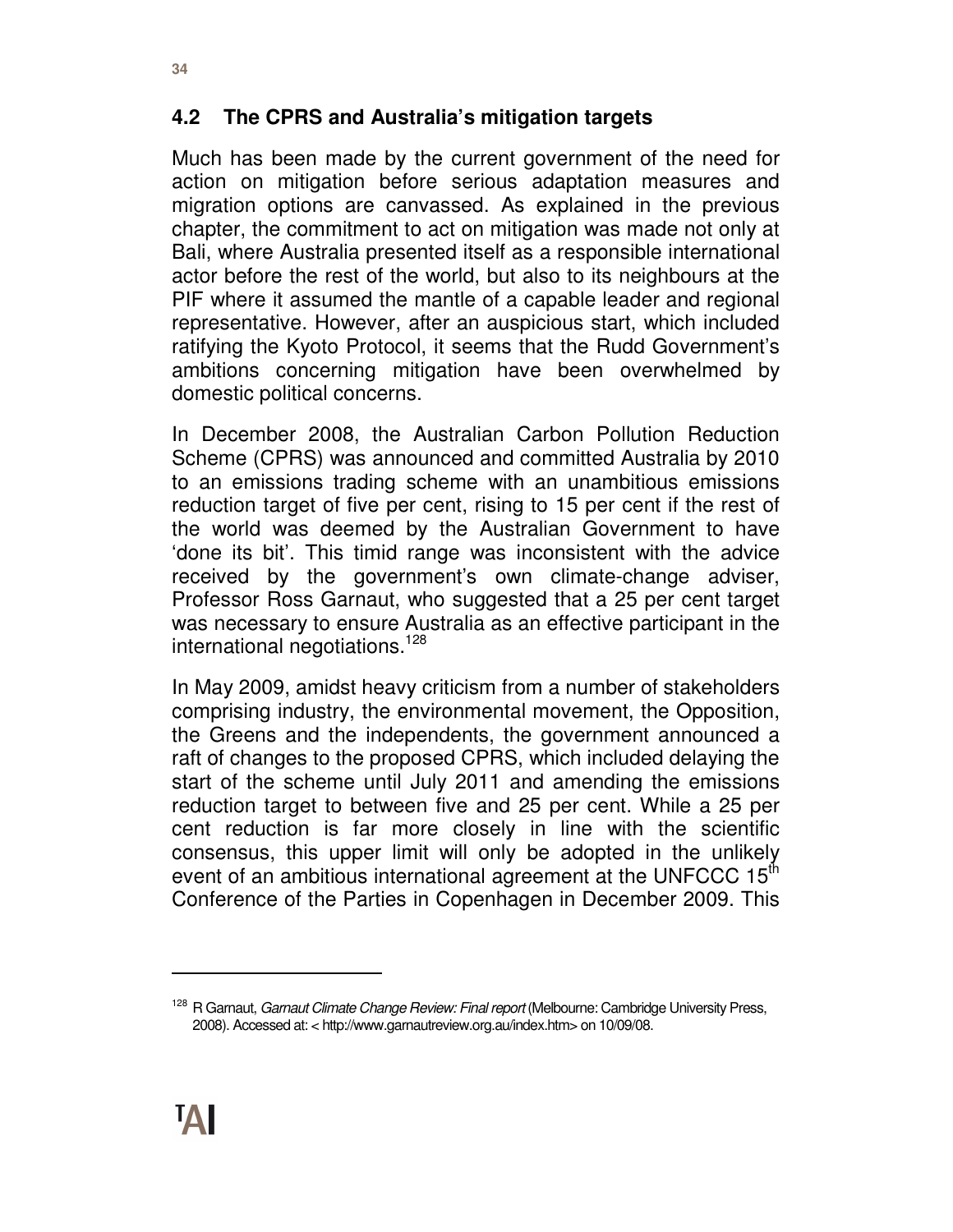## 4.2 The CPRS and Australia's mitigation targets

Much has been made by the current government of the need for action on mitigation before serious adaptation measures and migration options are canvassed. As explained in the previous chapter, the commitment to act on mitigation was made not only at Bali, where Australia presented itself as a responsible international actor before the rest of the world, but also to its neighbours at the PIF where it assumed the mantle of a capable leader and regional representative. However, after an auspicious start, which included ratifying the Kyoto Protocol, it seems that the Rudd Government's ambitions concerning mitigation have been overwhelmed by domestic political concerns.

In December 2008, the Australian Carbon Pollution Reduction Scheme (CPRS) was announced and committed Australia by 2010 to an emissions trading scheme with an unambitious emissions reduction target of five per cent, rising to 15 per cent if the rest of the world was deemed by the Australian Government to have 'done its bit'. This timid range was inconsistent with the advice received by the government's own climate-change adviser, Professor Ross Garnaut, who suggested that a 25 per cent target was necessary to ensure Australia as an effective participant in the international negotiations.[128]

In May 2009, amidst heavy criticism from a number of stakeholders comprising industry, the environmental movement, the Opposition, the Greens and the independents, the government announced a raft of changes to the proposed CPRS, which included delaying the start of the scheme until July 2011 and amending the emissions reduction target to between five and 25 per cent. While a 25 per cent reduction is far more closely in line with the scientific consensus, this upper limit will only be adopted in the unlikely event of an ambitious international agreement at the UNFCCC 15th Conference of the Parties in Copenhagen in December 2009. This

---

[128] R Garnaut, *Garnaut Climate Change Review: Final report* (Melbourne: Cambridge University Press, 2008). Accessed at: < http://www.garnautreview.org.au/index.htm> on 10/09/08.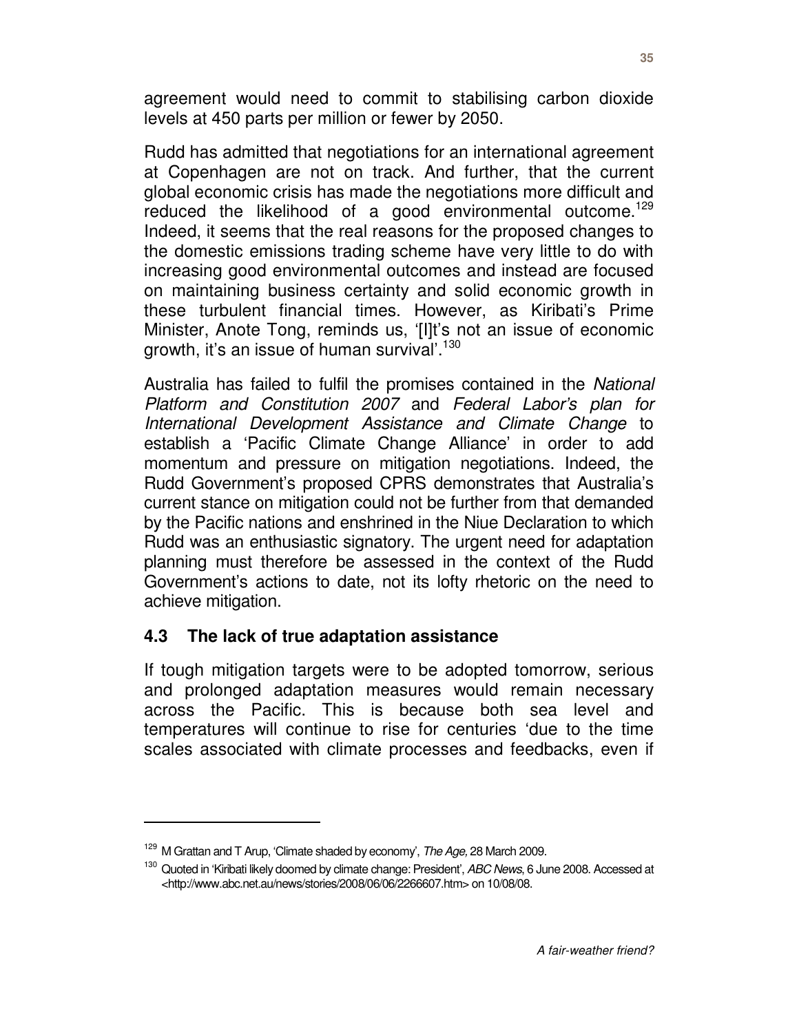agreement would need to commit to stabilising carbon dioxide levels at 450 parts per million or fewer by 2050.

Rudd has admitted that negotiations for an international agreement at Copenhagen are not on track. And further, that the current global economic crisis has made the negotiations more difficult and reduced the likelihood of a good environmental outcome.[129] Indeed, it seems that the real reasons for the proposed changes to the domestic emissions trading scheme have very little to do with increasing good environmental outcomes and instead are focused on maintaining business certainty and solid economic growth in these turbulent financial times. However, as Kiribati's Prime Minister, Anote Tong, reminds us, '[I]t's not an issue of economic growth, it's an issue of human survival'.[130]

Australia has failed to fulfil the promises contained in the *National Platform and Constitution 2007* and *Federal Labor's plan for International Development Assistance and Climate Change* to establish a 'Pacific Climate Change Alliance' in order to add momentum and pressure on mitigation negotiations. Indeed, the Rudd Government's proposed CPRS demonstrates that Australia's current stance on mitigation could not be further from that demanded by the Pacific nations and enshrined in the Niue Declaration to which Rudd was an enthusiastic signatory. The urgent need for adaptation planning must therefore be assessed in the context of the Rudd Government's actions to date, not its lofty rhetoric on the need to achieve mitigation.

## 4.3 The lack of true adaptation assistance

If tough mitigation targets were to be adopted tomorrow, serious and prolonged adaptation measures would remain necessary across the Pacific. This is because both sea level and temperatures will continue to rise for centuries 'due to the time scales associated with climate processes and feedbacks, even if

---

[129] M Grattan and T Arup, 'Climate shaded by economy', *The Age*, 28 March 2009.

[130] Quoted in 'Kiribati likely doomed by climate change: President', *ABC News*, 6 June 2008. Accessed at <http://www.abc.net.au/news/stories/2008/06/06/2266607.htm> on 10/08/08.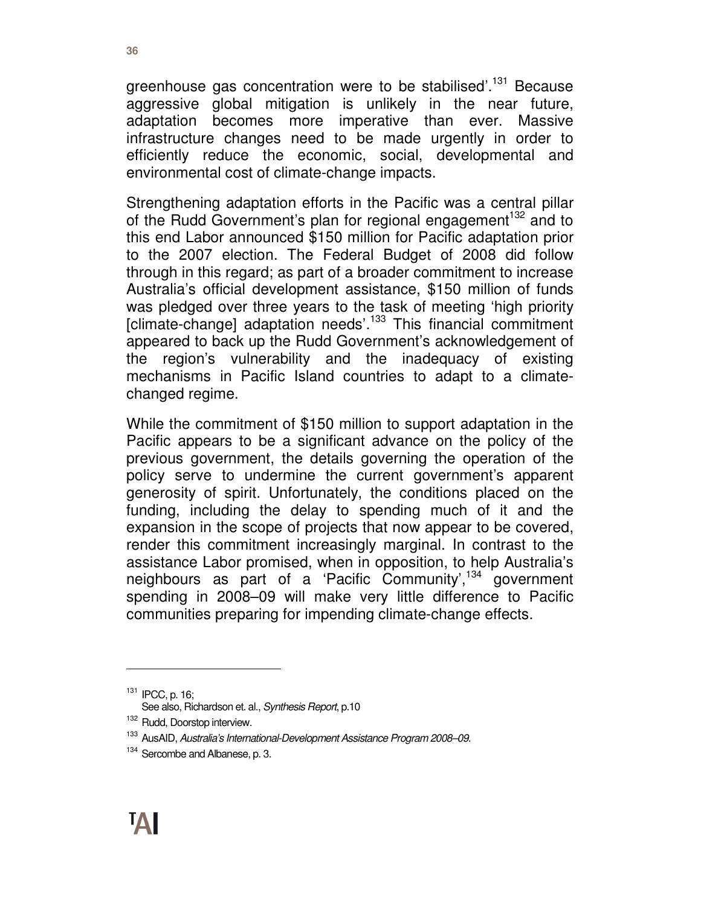greenhouse gas concentration were to be stabilised'.[131] Because aggressive global mitigation is unlikely in the near future, adaptation becomes more imperative than ever. Massive infrastructure changes need to be made urgently in order to efficiently reduce the economic, social, developmental and environmental cost of climate-change impacts.

Strengthening adaptation efforts in the Pacific was a central pillar of the Rudd Government's plan for regional engagement[132] and to this end Labor announced $150 million for Pacific adaptation prior to the 2007 election. The Federal Budget of 2008 did follow through in this regard; as part of a broader commitment to increase Australia's official development assistance, $150 million of funds was pledged over three years to the task of meeting 'high priority [climate-change] adaptation needs'.[133] This financial commitment appeared to back up the Rudd Government's acknowledgement of the region's vulnerability and the inadequacy of existing mechanisms in Pacific Island countries to adapt to a climate-changed regime.

While the commitment of $150 million to support adaptation in the Pacific appears to be a significant advance on the policy of the previous government, the details governing the operation of the policy serve to undermine the current government's apparent generosity of spirit. Unfortunately, the conditions placed on the funding, including the delay to spending much of it and the expansion in the scope of projects that now appear to be covered, render this commitment increasingly marginal. In contrast to the assistance Labor promised, when in opposition, to help Australia's neighbours as part of a 'Pacific Community',[134] government spending in 2008–09 will make very little difference to Pacific communities preparing for impending climate-change effects.

---

[131] IPCC, p. 16;
See also, Richardson et. al., *Synthesis Report*, p.10

[132] Rudd, Doorstop interview.

[133] AusAID, *Australia's International-Development Assistance Program 2008–09*.

[134] Sercombe and Albanese, p. 3.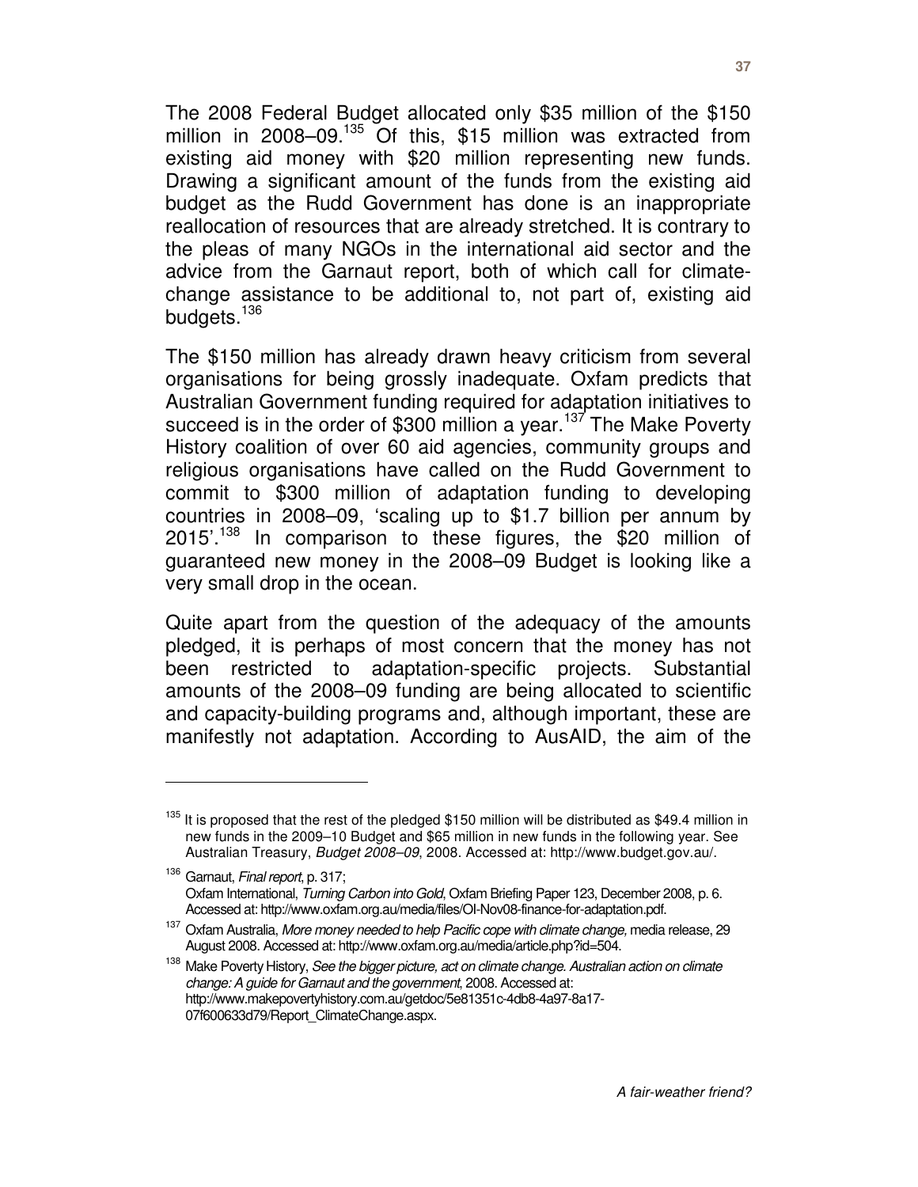The 2008 Federal Budget allocated only \$35 million of the \$150 million in 2008–09.[135] Of this, \$15 million was extracted from existing aid money with \$20 million representing new funds. Drawing a significant amount of the funds from the existing aid budget as the Rudd Government has done is an inappropriate reallocation of resources that are already stretched. It is contrary to the pleas of many NGOs in the international aid sector and the advice from the Garnaut report, both of which call for climate-change assistance to be additional to, not part of, existing aid budgets.[136]

The \$150 million has already drawn heavy criticism from several organisations for being grossly inadequate. Oxfam predicts that Australian Government funding required for adaptation initiatives to succeed is in the order of \$300 million a year.[137] The Make Poverty History coalition of over 60 aid agencies, community groups and religious organisations have called on the Rudd Government to commit to \$300 million of adaptation funding to developing countries in 2008–09, 'scaling up to \$1.7 billion per annum by 2015'.[138] In comparison to these figures, the \$20 million of guaranteed new money in the 2008–09 Budget is looking like a very small drop in the ocean.

Quite apart from the question of the adequacy of the amounts pledged, it is perhaps of most concern that the money has not been restricted to adaptation-specific projects. Substantial amounts of the 2008–09 funding are being allocated to scientific and capacity-building programs and, although important, these are manifestly not adaptation. According to AusAID, the aim of the

---

[135] It is proposed that the rest of the pledged \$150 million will be distributed as \$49.4 million in new funds in the 2009–10 Budget and \$65 million in new funds in the following year. See Australian Treasury, *Budget 2008–09*, 2008. Accessed at: http://www.budget.gov.au/.

[136] Garnaut, *Final report*, p. 317; Oxfam International, *Turning Carbon into Gold*, Oxfam Briefing Paper 123, December 2008, p. 6. Accessed at: http://www.oxfam.org.au/media/files/OI-Nov08-finance-for-adaptation.pdf.

[137] Oxfam Australia, *More money needed to help Pacific cope with climate change,* media release, 29 August 2008. Accessed at: http://www.oxfam.org.au/media/article.php?id=504.

[138] Make Poverty History, *See the bigger picture, act on climate change. Australian action on climate change: A guide for Garnaut and the government*, 2008. Accessed at: http://www.makepovertyhistory.com.au/getdoc/5e81351c-4db8-4a97-8a17-07f600633d79/Report_ClimateChange.aspx.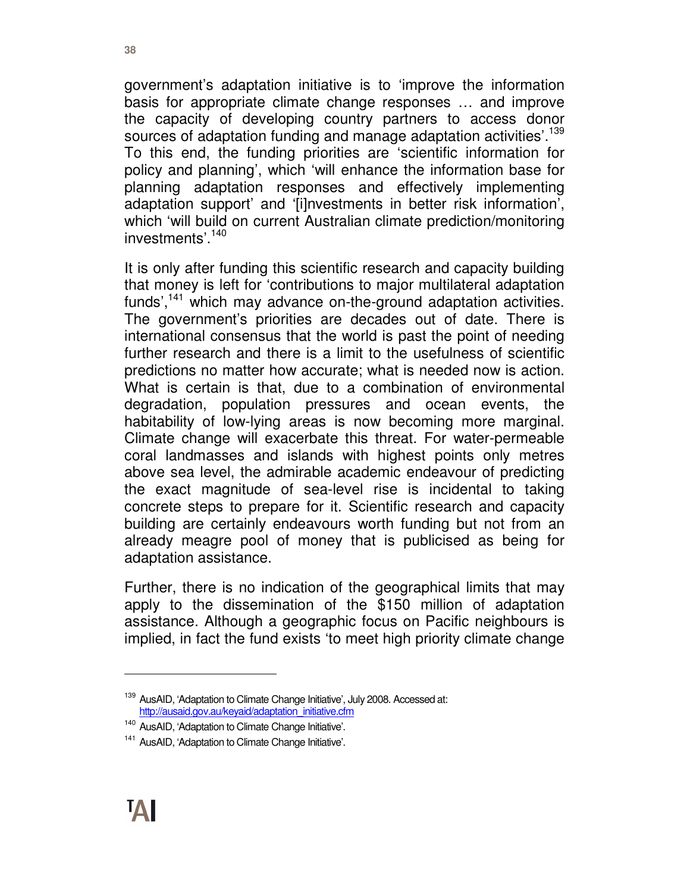government's adaptation initiative is to 'improve the information basis for appropriate climate change responses … and improve the capacity of developing country partners to access donor sources of adaptation funding and manage adaptation activities'.[139] To this end, the funding priorities are 'scientific information for policy and planning', which 'will enhance the information base for planning adaptation responses and effectively implementing adaptation support' and '[i]nvestments in better risk information', which 'will build on current Australian climate prediction/monitoring investments'.[140]

It is only after funding this scientific research and capacity building that money is left for 'contributions to major multilateral adaptation funds',[141] which may advance on-the-ground adaptation activities. The government's priorities are decades out of date. There is international consensus that the world is past the point of needing further research and there is a limit to the usefulness of scientific predictions no matter how accurate; what is needed now is action. What is certain is that, due to a combination of environmental degradation, population pressures and ocean events, the habitability of low-lying areas is now becoming more marginal. Climate change will exacerbate this threat. For water-permeable coral landmasses and islands with highest points only metres above sea level, the admirable academic endeavour of predicting the exact magnitude of sea-level rise is incidental to taking concrete steps to prepare for it. Scientific research and capacity building are certainly endeavours worth funding but not from an already meagre pool of money that is publicised as being for adaptation assistance.

Further, there is no indication of the geographical limits that may apply to the dissemination of the $150 million of adaptation assistance. Although a geographic focus on Pacific neighbours is implied, in fact the fund exists 'to meet high priority climate change

---

[139] AusAID, 'Adaptation to Climate Change Initiative', July 2008. Accessed at: http://ausaid.gov.au/keyaid/adaptation_initiative.cfm

[140] AusAID, 'Adaptation to Climate Change Initiative'.

[141] AusAID, 'Adaptation to Climate Change Initiative'.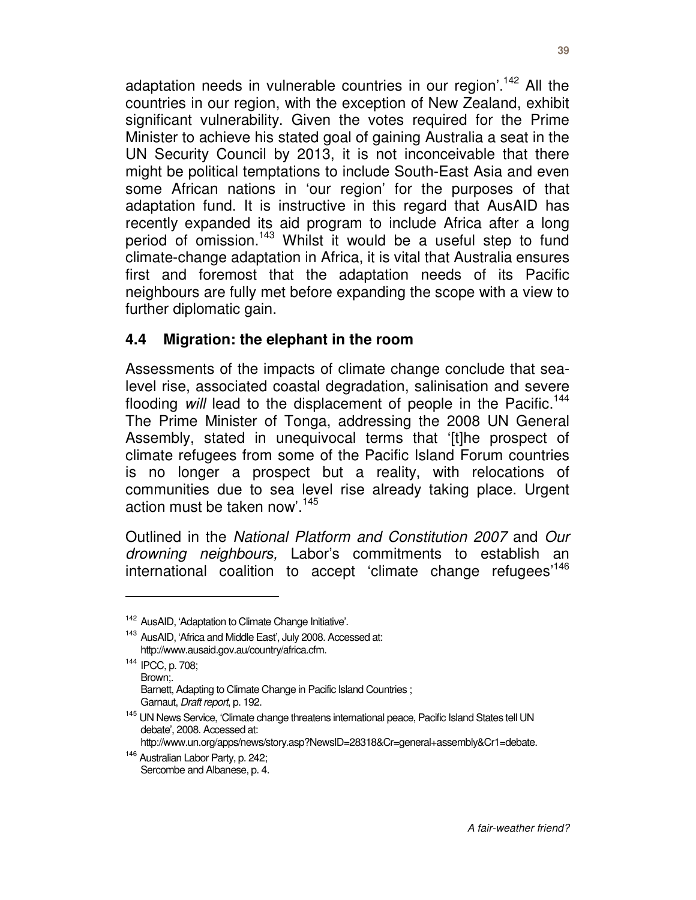adaptation needs in vulnerable countries in our region'.[142] All the countries in our region, with the exception of New Zealand, exhibit significant vulnerability. Given the votes required for the Prime Minister to achieve his stated goal of gaining Australia a seat in the UN Security Council by 2013, it is not inconceivable that there might be political temptations to include South-East Asia and even some African nations in 'our region' for the purposes of that adaptation fund. It is instructive in this regard that AusAID has recently expanded its aid program to include Africa after a long period of omission.[143] Whilst it would be a useful step to fund climate-change adaptation in Africa, it is vital that Australia ensures first and foremost that the adaptation needs of its Pacific neighbours are fully met before expanding the scope with a view to further diplomatic gain.

### 4.4 Migration: the elephant in the room

Assessments of the impacts of climate change conclude that sea-level rise, associated coastal degradation, salinisation and severe flooding *will* lead to the displacement of people in the Pacific.[144] The Prime Minister of Tonga, addressing the 2008 UN General Assembly, stated in unequivocal terms that '[t]he prospect of climate refugees from some of the Pacific Island Forum countries is no longer a prospect but a reality, with relocations of communities due to sea level rise already taking place. Urgent action must be taken now'.[145]

Outlined in the *National Platform and Constitution 2007* and *Our drowning neighbours,* Labor's commitments to establish an international coalition to accept 'climate change refugees'[146]

---

[142] AusAID, 'Adaptation to Climate Change Initiative'.

[143] AusAID, 'Africa and Middle East', July 2008. Accessed at: http://www.ausaid.gov.au/country/africa.cfm.

[144] IPCC, p. 708;
Brown;.
Barnett, Adapting to Climate Change in Pacific Island Countries ;
Garnaut, *Draft report*, p. 192.

[145] UN News Service, 'Climate change threatens international peace, Pacific Island States tell UN debate', 2008. Accessed at: http://www.un.org/apps/news/story.asp?NewsID=28318&Cr=general+assembly&Cr1=debate.

[146] Australian Labor Party, p. 242;
Sercombe and Albanese, p. 4.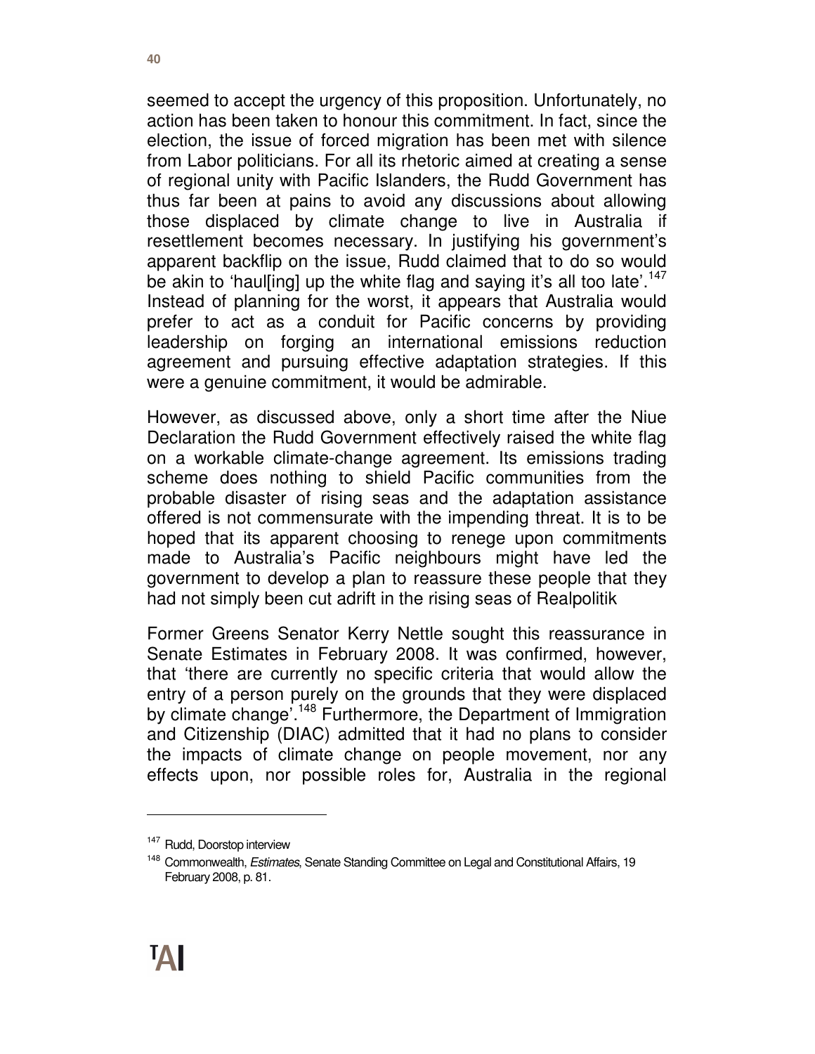seemed to accept the urgency of this proposition. Unfortunately, no action has been taken to honour this commitment. In fact, since the election, the issue of forced migration has been met with silence from Labor politicians. For all its rhetoric aimed at creating a sense of regional unity with Pacific Islanders, the Rudd Government has thus far been at pains to avoid any discussions about allowing those displaced by climate change to live in Australia if resettlement becomes necessary. In justifying his government's apparent backflip on the issue, Rudd claimed that to do so would be akin to 'haul[ing] up the white flag and saying it's all too late'.[147] Instead of planning for the worst, it appears that Australia would prefer to act as a conduit for Pacific concerns by providing leadership on forging an international emissions reduction agreement and pursuing effective adaptation strategies. If this were a genuine commitment, it would be admirable.

However, as discussed above, only a short time after the Niue Declaration the Rudd Government effectively raised the white flag on a workable climate-change agreement. Its emissions trading scheme does nothing to shield Pacific communities from the probable disaster of rising seas and the adaptation assistance offered is not commensurate with the impending threat. It is to be hoped that its apparent choosing to renege upon commitments made to Australia's Pacific neighbours might have led the government to develop a plan to reassure these people that they had not simply been cut adrift in the rising seas of Realpolitik

Former Greens Senator Kerry Nettle sought this reassurance in Senate Estimates in February 2008. It was confirmed, however, that 'there are currently no specific criteria that would allow the entry of a person purely on the grounds that they were displaced by climate change'.[148] Furthermore, the Department of Immigration and Citizenship (DIAC) admitted that it had no plans to consider the impacts of climate change on people movement, nor any effects upon, nor possible roles for, Australia in the regional

---

[147] Rudd, Doorstop interview

[148] Commonwealth, *Estimates*, Senate Standing Committee on Legal and Constitutional Affairs, 19 February 2008, p. 81.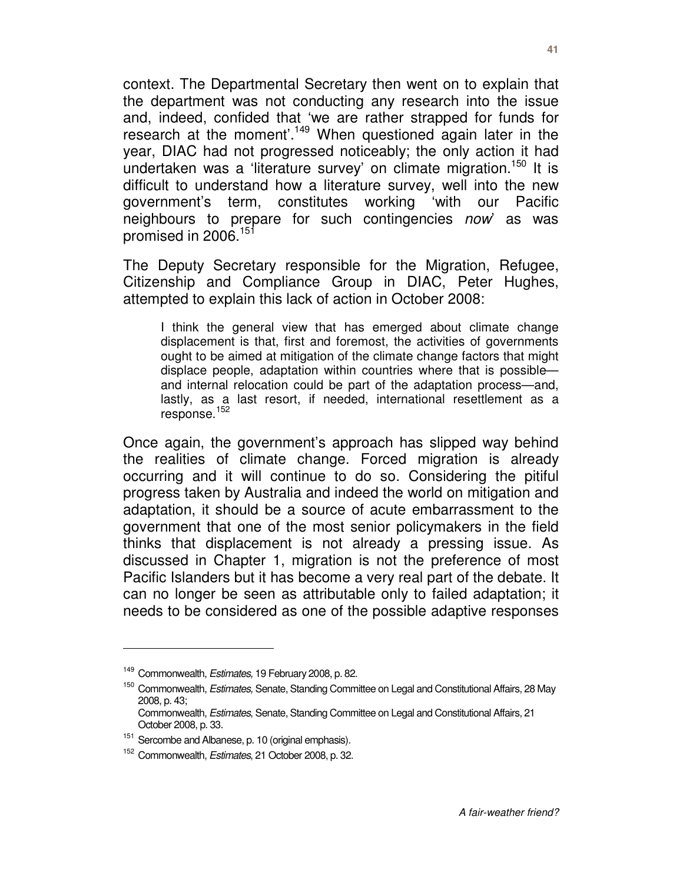context. The Departmental Secretary then went on to explain that the department was not conducting any research into the issue and, indeed, confided that 'we are rather strapped for funds for research at the moment'.[149] When questioned again later in the year, DIAC had not progressed noticeably; the only action it had undertaken was a 'literature survey' on climate migration.[150] It is difficult to understand how a literature survey, well into the new government's term, constitutes working 'with our Pacific neighbours to prepare for such contingencies *now*' as was promised in 2006.[151]

The Deputy Secretary responsible for the Migration, Refugee, Citizenship and Compliance Group in DIAC, Peter Hughes, attempted to explain this lack of action in October 2008:

> I think the general view that has emerged about climate change displacement is that, first and foremost, the activities of governments ought to be aimed at mitigation of the climate change factors that might displace people, adaptation within countries where that is possible—and internal relocation could be part of the adaptation process—and, lastly, as a last resort, if needed, international resettlement as a response.[152]

Once again, the government's approach has slipped way behind the realities of climate change. Forced migration is already occurring and it will continue to do so. Considering the pitiful progress taken by Australia and indeed the world on mitigation and adaptation, it should be a source of acute embarrassment to the government that one of the most senior policymakers in the field thinks that displacement is not already a pressing issue. As discussed in Chapter 1, migration is not the preference of most Pacific Islanders but it has become a very real part of the debate. It can no longer be seen as attributable only to failed adaptation; it needs to be considered as one of the possible adaptive responses

---

[149] Commonwealth, *Estimates,* 19 February 2008, p. 82.

[150] Commonwealth, *Estimates,* Senate, Standing Committee on Legal and Constitutional Affairs, 28 May 2008, p. 43;
Commonwealth, *Estimates*, Senate, Standing Committee on Legal and Constitutional Affairs, 21 October 2008, p. 33.

[151] Sercombe and Albanese, p. 10 (original emphasis).

[152] Commonwealth, *Estimates*, 21 October 2008, p. 32.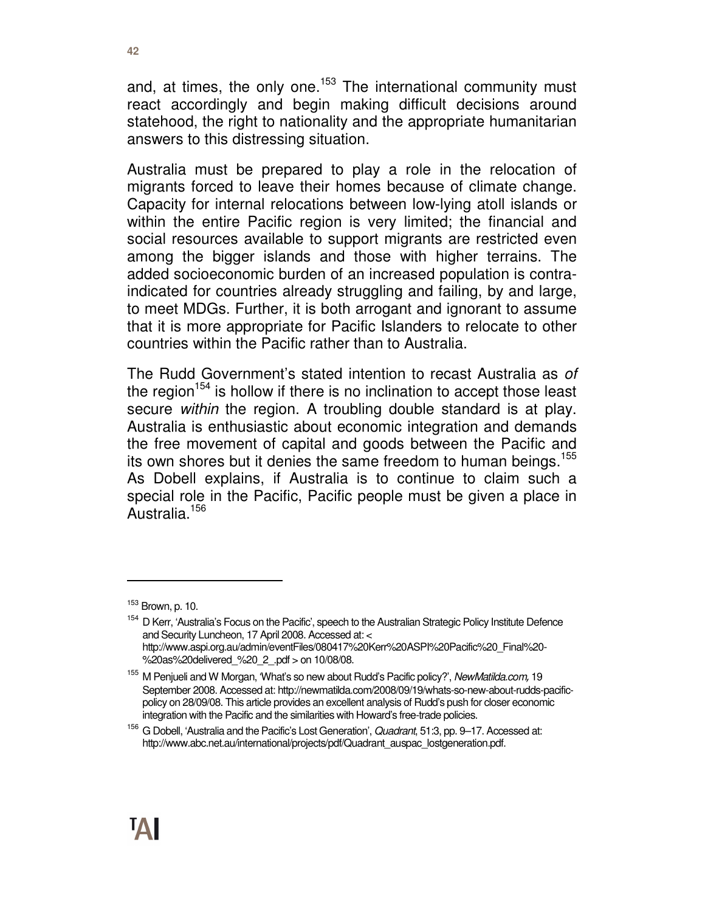and, at times, the only one.[153] The international community must react accordingly and begin making difficult decisions around statehood, the right to nationality and the appropriate humanitarian answers to this distressing situation.

Australia must be prepared to play a role in the relocation of migrants forced to leave their homes because of climate change. Capacity for internal relocations between low-lying atoll islands or within the entire Pacific region is very limited; the financial and social resources available to support migrants are restricted even among the bigger islands and those with higher terrains. The added socioeconomic burden of an increased population is contra-indicated for countries already struggling and failing, by and large, to meet MDGs. Further, it is both arrogant and ignorant to assume that it is more appropriate for Pacific Islanders to relocate to other countries within the Pacific rather than to Australia.

The Rudd Government's stated intention to recast Australia as *of* the region[154] is hollow if there is no inclination to accept those least secure *within* the region. A troubling double standard is at play. Australia is enthusiastic about economic integration and demands the free movement of capital and goods between the Pacific and its own shores but it denies the same freedom to human beings.[155] As Dobell explains, if Australia is to continue to claim such a special role in the Pacific, Pacific people must be given a place in Australia.[156]

---

[153] Brown, p. 10.

[154] D Kerr, 'Australia's Focus on the Pacific', speech to the Australian Strategic Policy Institute Defence and Security Luncheon, 17 April 2008. Accessed at: < http://www.aspi.org.au/admin/eventFiles/080417%20Kerr%20ASPI%20Pacific%20_Final%20-%20as%20delivered_%20_2_.pdf > on 10/08/08.

[155] M Penjueli and W Morgan, 'What's so new about Rudd's Pacific policy?', *NewMatilda.com,* 19 September 2008. Accessed at: http://newmatilda.com/2008/09/19/whats-so-new-about-rudds-pacific-policy on 28/09/08. This article provides an excellent analysis of Rudd's push for closer economic integration with the Pacific and the similarities with Howard's free-trade policies.

[156] G Dobell, 'Australia and the Pacific's Lost Generation', *Quadrant*, 51:3, pp. 9–17. Accessed at: http://www.abc.net.au/international/projects/pdf/Quadrant_auspac_lostgeneration.pdf.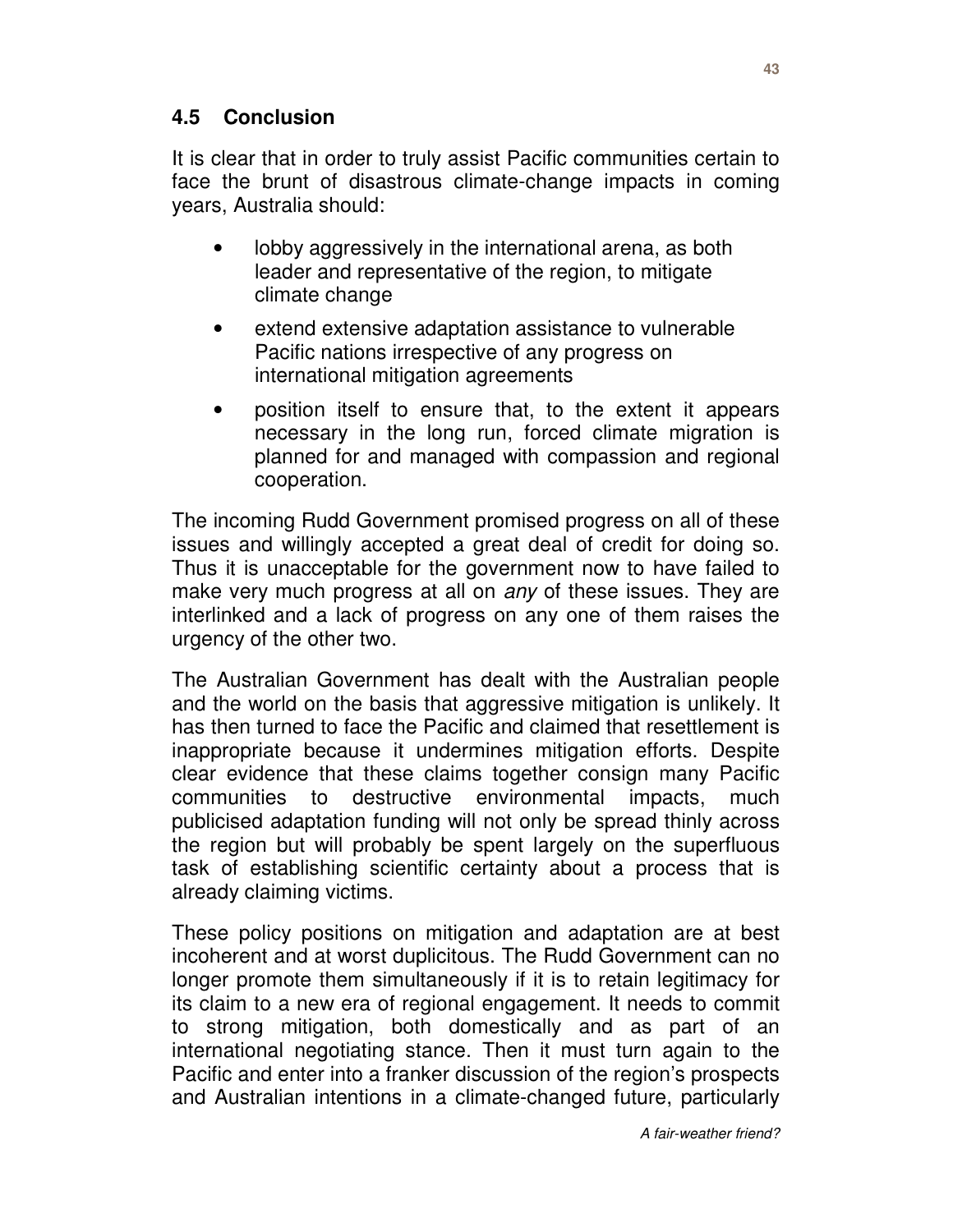## 4.5 Conclusion

It is clear that in order to truly assist Pacific communities certain to face the brunt of disastrous climate-change impacts in coming years, Australia should:

- lobby aggressively in the international arena, as both leader and representative of the region, to mitigate climate change
- extend extensive adaptation assistance to vulnerable Pacific nations irrespective of any progress on international mitigation agreements
- position itself to ensure that, to the extent it appears necessary in the long run, forced climate migration is planned for and managed with compassion and regional cooperation.

The incoming Rudd Government promised progress on all of these issues and willingly accepted a great deal of credit for doing so. Thus it is unacceptable for the government now to have failed to make very much progress at all on *any* of these issues. They are interlinked and a lack of progress on any one of them raises the urgency of the other two.

The Australian Government has dealt with the Australian people and the world on the basis that aggressive mitigation is unlikely. It has then turned to face the Pacific and claimed that resettlement is inappropriate because it undermines mitigation efforts. Despite clear evidence that these claims together consign many Pacific communities to destructive environmental impacts, much publicised adaptation funding will not only be spread thinly across the region but will probably be spent largely on the superfluous task of establishing scientific certainty about a process that is already claiming victims.

These policy positions on mitigation and adaptation are at best incoherent and at worst duplicitous. The Rudd Government can no longer promote them simultaneously if it is to retain legitimacy for its claim to a new era of regional engagement. It needs to commit to strong mitigation, both domestically and as part of an international negotiating stance. Then it must turn again to the Pacific and enter into a franker discussion of the region's prospects and Australian intentions in a climate-changed future, particularly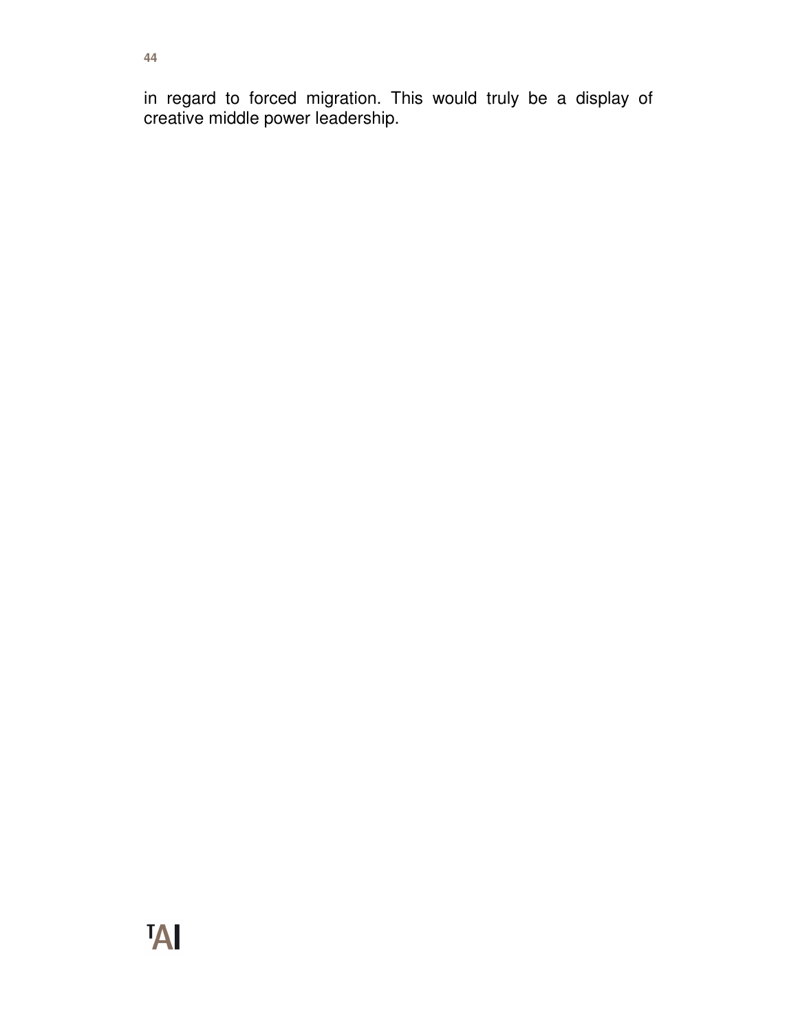in regard to forced migration. This would truly be a display of creative middle power leadership.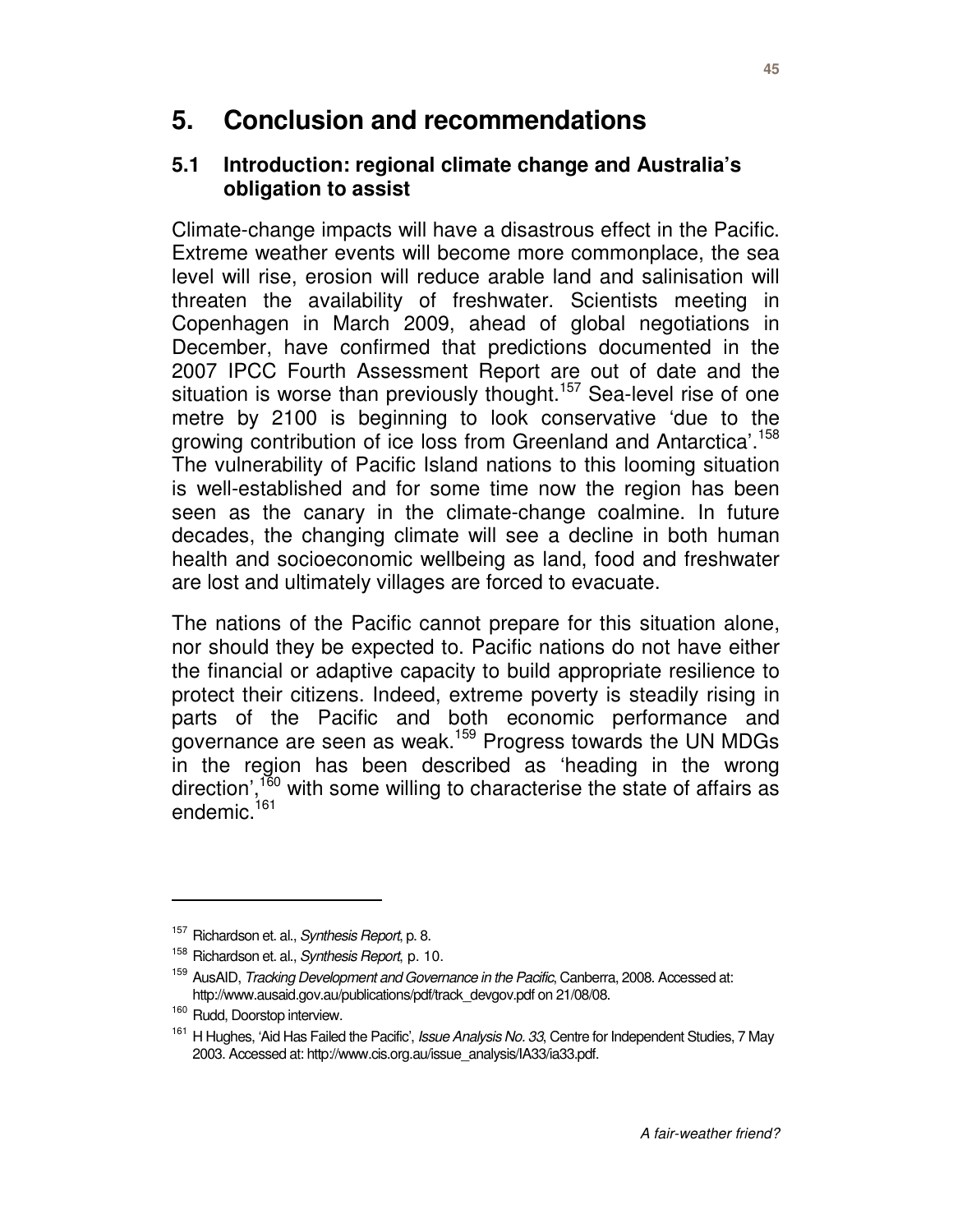# 5. Conclusion and recommendations

## 5.1 Introduction: regional climate change and Australia's obligation to assist

Climate-change impacts will have a disastrous effect in the Pacific. Extreme weather events will become more commonplace, the sea level will rise, erosion will reduce arable land and salinisation will threaten the availability of freshwater. Scientists meeting in Copenhagen in March 2009, ahead of global negotiations in December, have confirmed that predictions documented in the 2007 IPCC Fourth Assessment Report are out of date and the situation is worse than previously thought.[157] Sea-level rise of one metre by 2100 is beginning to look conservative 'due to the growing contribution of ice loss from Greenland and Antarctica'.[158] The vulnerability of Pacific Island nations to this looming situation is well-established and for some time now the region has been seen as the canary in the climate-change coalmine. In future decades, the changing climate will see a decline in both human health and socioeconomic wellbeing as land, food and freshwater are lost and ultimately villages are forced to evacuate.

The nations of the Pacific cannot prepare for this situation alone, nor should they be expected to. Pacific nations do not have either the financial or adaptive capacity to build appropriate resilience to protect their citizens. Indeed, extreme poverty is steadily rising in parts of the Pacific and both economic performance and governance are seen as weak.[159] Progress towards the UN MDGs in the region has been described as 'heading in the wrong direction',[160] with some willing to characterise the state of affairs as endemic.[161]

---

[157] Richardson et. al., *Synthesis Report*, p. 8.

[158] Richardson et. al., *Synthesis Report*, p. 10.

[159] AusAID, *Tracking Development and Governance in the Pacific*, Canberra, 2008. Accessed at: http://www.ausaid.gov.au/publications/pdf/track_devgov.pdf on 21/08/08.

[160] Rudd, Doorstop interview.

[161] H Hughes, 'Aid Has Failed the Pacific', *Issue Analysis No. 33*, Centre for Independent Studies, 7 May 2003. Accessed at: http://www.cis.org.au/issue_analysis/IA33/ia33.pdf.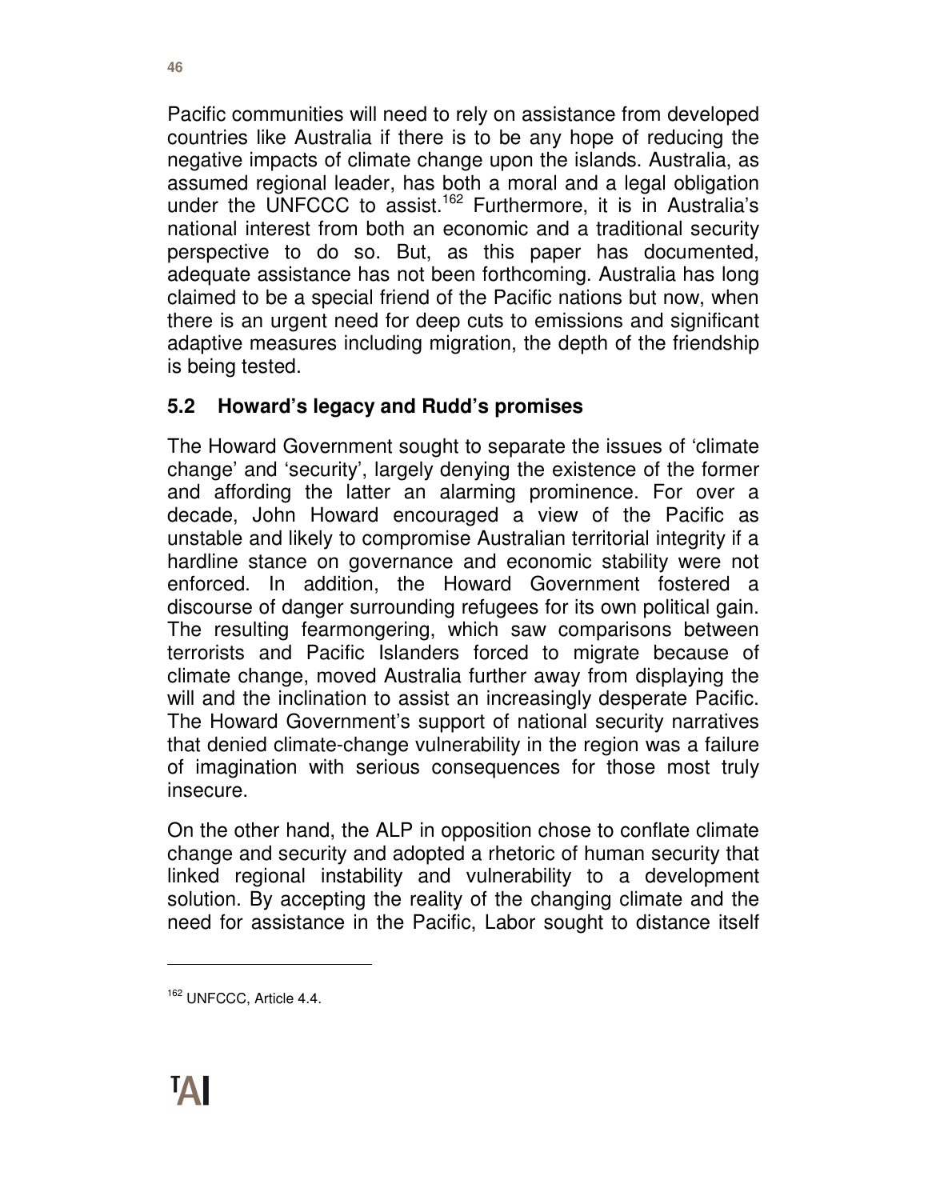Pacific communities will need to rely on assistance from developed countries like Australia if there is to be any hope of reducing the negative impacts of climate change upon the islands. Australia, as assumed regional leader, has both a moral and a legal obligation under the UNFCCC to assist.[162] Furthermore, it is in Australia's national interest from both an economic and a traditional security perspective to do so. But, as this paper has documented, adequate assistance has not been forthcoming. Australia has long claimed to be a special friend of the Pacific nations but now, when there is an urgent need for deep cuts to emissions and significant adaptive measures including migration, the depth of the friendship is being tested.

## 5.2 Howard's legacy and Rudd's promises

The Howard Government sought to separate the issues of 'climate change' and 'security', largely denying the existence of the former and affording the latter an alarming prominence. For over a decade, John Howard encouraged a view of the Pacific as unstable and likely to compromise Australian territorial integrity if a hardline stance on governance and economic stability were not enforced. In addition, the Howard Government fostered a discourse of danger surrounding refugees for its own political gain. The resulting fearmongering, which saw comparisons between terrorists and Pacific Islanders forced to migrate because of climate change, moved Australia further away from displaying the will and the inclination to assist an increasingly desperate Pacific. The Howard Government's support of national security narratives that denied climate-change vulnerability in the region was a failure of imagination with serious consequences for those most truly insecure.

On the other hand, the ALP in opposition chose to conflate climate change and security and adopted a rhetoric of human security that linked regional instability and vulnerability to a development solution. By accepting the reality of the changing climate and the need for assistance in the Pacific, Labor sought to distance itself

---

[162] UNFCCC, Article 4.4.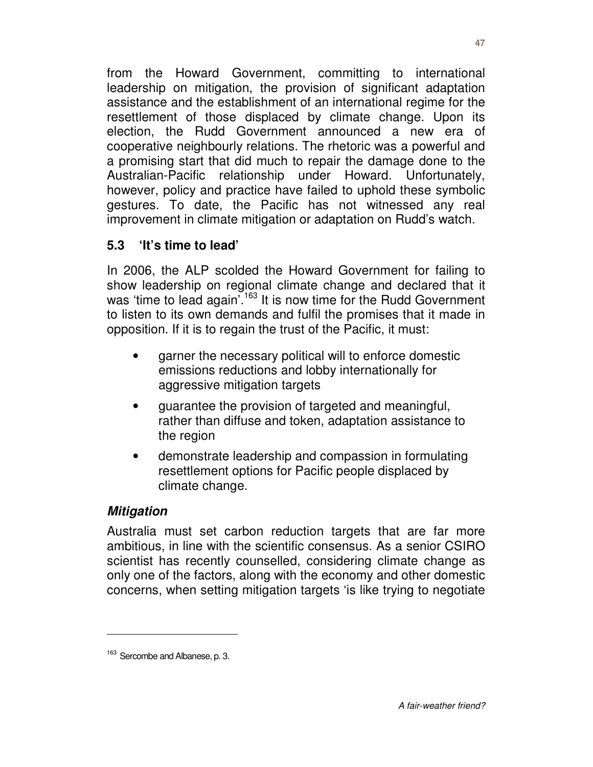from the Howard Government, committing to international leadership on mitigation, the provision of significant adaptation assistance and the establishment of an international regime for the resettlement of those displaced by climate change. Upon its election, the Rudd Government announced a new era of cooperative neighbourly relations. The rhetoric was a powerful and a promising start that did much to repair the damage done to the Australian-Pacific relationship under Howard. Unfortunately, however, policy and practice have failed to uphold these symbolic gestures. To date, the Pacific has not witnessed any real improvement in climate mitigation or adaptation on Rudd's watch.

## 5.3 'It's time to lead'

In 2006, the ALP scolded the Howard Government for failing to show leadership on regional climate change and declared that it was 'time to lead again'.[163] It is now time for the Rudd Government to listen to its own demands and fulfil the promises that it made in opposition. If it is to regain the trust of the Pacific, it must:

- garner the necessary political will to enforce domestic emissions reductions and lobby internationally for aggressive mitigation targets
- guarantee the provision of targeted and meaningful, rather than diffuse and token, adaptation assistance to the region
- demonstrate leadership and compassion in formulating resettlement options for Pacific people displaced by climate change.

### *Mitigation*

Australia must set carbon reduction targets that are far more ambitious, in line with the scientific consensus. As a senior CSIRO scientist has recently counselled, considering climate change as only one of the factors, along with the economy and other domestic concerns, when setting mitigation targets 'is like trying to negotiate

---

[163] Sercombe and Albanese, p. 3.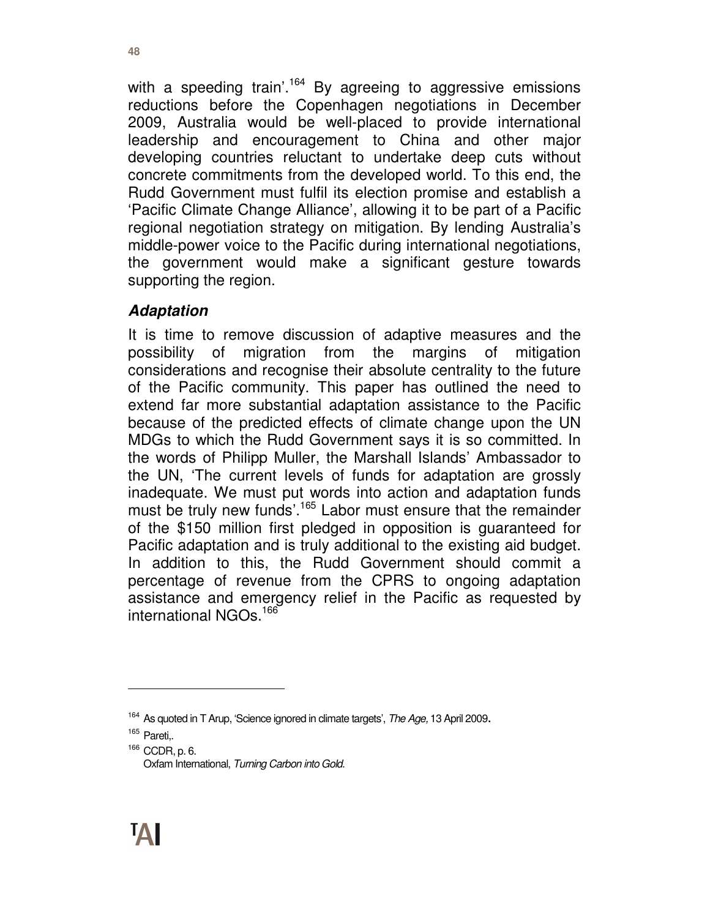with a speeding train'.[164] By agreeing to aggressive emissions reductions before the Copenhagen negotiations in December 2009, Australia would be well-placed to provide international leadership and encouragement to China and other major developing countries reluctant to undertake deep cuts without concrete commitments from the developed world. To this end, the Rudd Government must fulfil its election promise and establish a 'Pacific Climate Change Alliance', allowing it to be part of a Pacific regional negotiation strategy on mitigation. By lending Australia's middle-power voice to the Pacific during international negotiations, the government would make a significant gesture towards supporting the region.

### *Adaptation*

It is time to remove discussion of adaptive measures and the possibility of migration from the margins of mitigation considerations and recognise their absolute centrality to the future of the Pacific community. This paper has outlined the need to extend far more substantial adaptation assistance to the Pacific because of the predicted effects of climate change upon the UN MDGs to which the Rudd Government says it is so committed. In the words of Philipp Muller, the Marshall Islands' Ambassador to the UN, 'The current levels of funds for adaptation are grossly inadequate. We must put words into action and adaptation funds must be truly new funds'.[165] Labor must ensure that the remainder of the \$150 million first pledged in opposition is guaranteed for Pacific adaptation and is truly additional to the existing aid budget. In addition to this, the Rudd Government should commit a percentage of revenue from the CPRS to ongoing adaptation assistance and emergency relief in the Pacific as requested by international NGOs.[166]

---

[164] As quoted in T Arup, 'Science ignored in climate targets', *The Age,* 13 April 2009.

[165] Pareti,.

[166] CCDR, p. 6.
Oxfam International, *Turning Carbon into Gold.*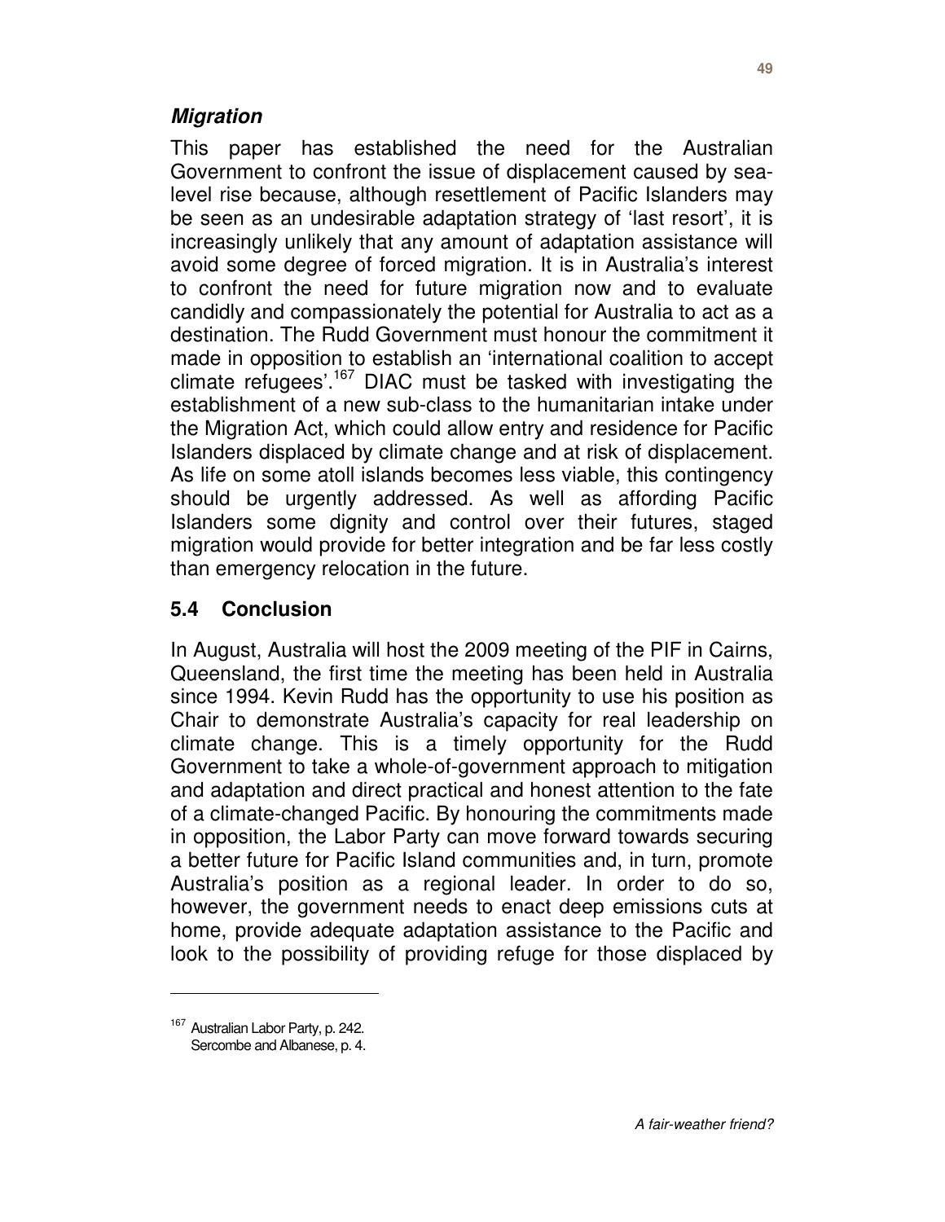### *Migration*

This paper has established the need for the Australian Government to confront the issue of displacement caused by sea-level rise because, although resettlement of Pacific Islanders may be seen as an undesirable adaptation strategy of 'last resort', it is increasingly unlikely that any amount of adaptation assistance will avoid some degree of forced migration. It is in Australia's interest to confront the need for future migration now and to evaluate candidly and compassionately the potential for Australia to act as a destination. The Rudd Government must honour the commitment it made in opposition to establish an 'international coalition to accept climate refugees'.[167] DIAC must be tasked with investigating the establishment of a new sub-class to the humanitarian intake under the Migration Act, which could allow entry and residence for Pacific Islanders displaced by climate change and at risk of displacement. As life on some atoll islands becomes less viable, this contingency should be urgently addressed. As well as affording Pacific Islanders some dignity and control over their futures, staged migration would provide for better integration and be far less costly than emergency relocation in the future.

## 5.4 Conclusion

In August, Australia will host the 2009 meeting of the PIF in Cairns, Queensland, the first time the meeting has been held in Australia since 1994. Kevin Rudd has the opportunity to use his position as Chair to demonstrate Australia's capacity for real leadership on climate change. This is a timely opportunity for the Rudd Government to take a whole-of-government approach to mitigation and adaptation and direct practical and honest attention to the fate of a climate-changed Pacific. By honouring the commitments made in opposition, the Labor Party can move forward towards securing a better future for Pacific Island communities and, in turn, promote Australia's position as a regional leader. In order to do so, however, the government needs to enact deep emissions cuts at home, provide adequate adaptation assistance to the Pacific and look to the possibility of providing refuge for those displaced by

---

[167] Australian Labor Party, p. 242.
Sercombe and Albanese, p. 4.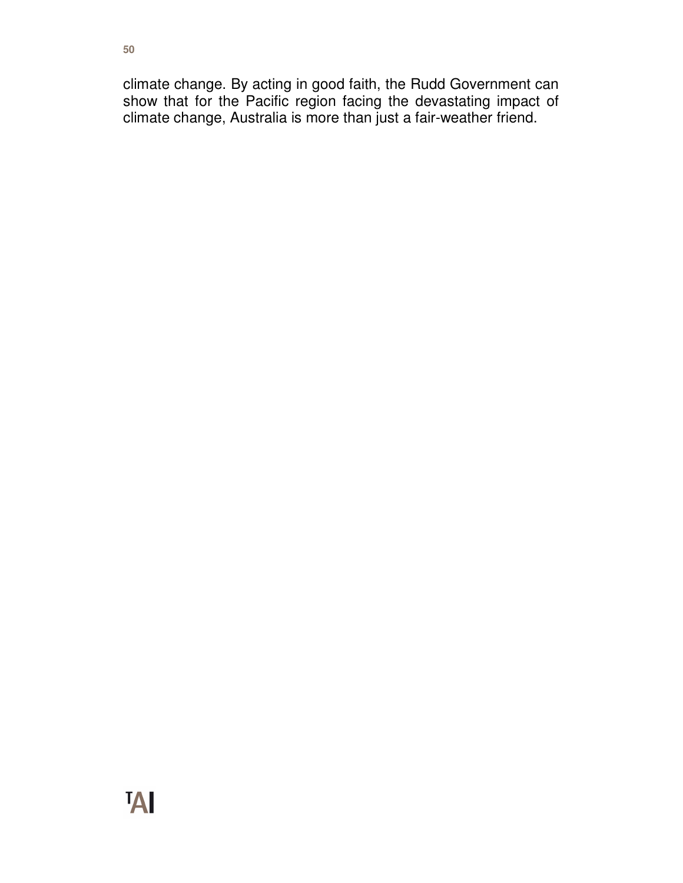climate change. By acting in good faith, the Rudd Government can show that for the Pacific region facing the devastating impact of climate change, Australia is more than just a fair-weather friend.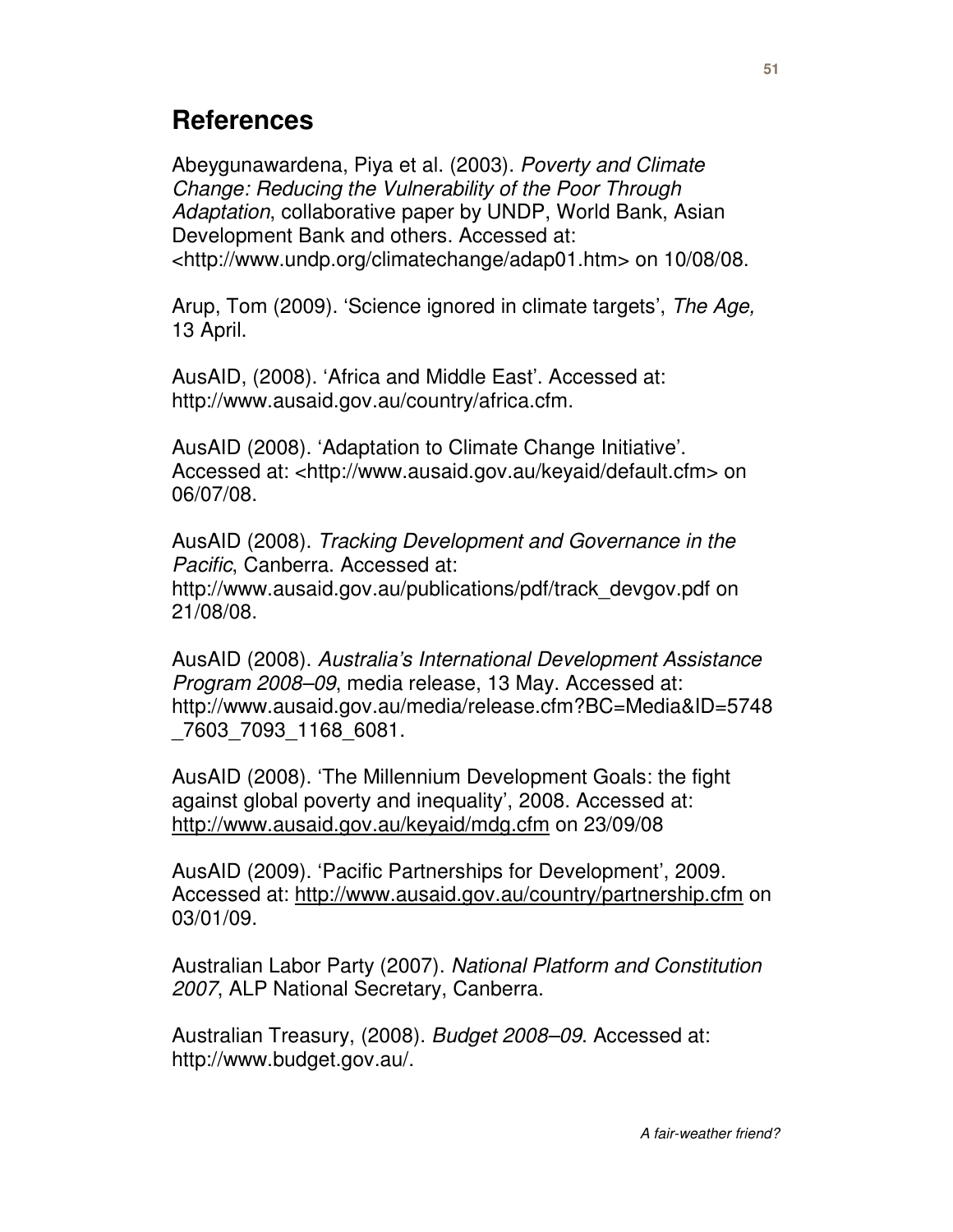## References

Abeygunawardena, Piya et al. (2003). *Poverty and Climate Change: Reducing the Vulnerability of the Poor Through Adaptation*, collaborative paper by UNDP, World Bank, Asian Development Bank and others. Accessed at: <http://www.undp.org/climatechange/adap01.htm> on 10/08/08.

Arup, Tom (2009). 'Science ignored in climate targets', *The Age,* 13 April.

AusAID, (2008). 'Africa and Middle East'. Accessed at: http://www.ausaid.gov.au/country/africa.cfm.

AusAID (2008). 'Adaptation to Climate Change Initiative'. Accessed at: <http://www.ausaid.gov.au/keyaid/default.cfm> on 06/07/08.

AusAID (2008). *Tracking Development and Governance in the Pacific*, Canberra. Accessed at: http://www.ausaid.gov.au/publications/pdf/track_devgov.pdf on 21/08/08.

AusAID (2008). *Australia's International Development Assistance Program 2008–09*, media release, 13 May. Accessed at: http://www.ausaid.gov.au/media/release.cfm?BC=Media&ID=5748_7603_7093_1168_6081.

AusAID (2008). 'The Millennium Development Goals: the fight against global poverty and inequality', 2008. Accessed at: http://www.ausaid.gov.au/keyaid/mdg.cfm on 23/09/08

AusAID (2009). 'Pacific Partnerships for Development', 2009. Accessed at: http://www.ausaid.gov.au/country/partnership.cfm on 03/01/09.

Australian Labor Party (2007). *National Platform and Constitution 2007*, ALP National Secretary, Canberra.

Australian Treasury, (2008). *Budget 2008–09*. Accessed at: http://www.budget.gov.au/.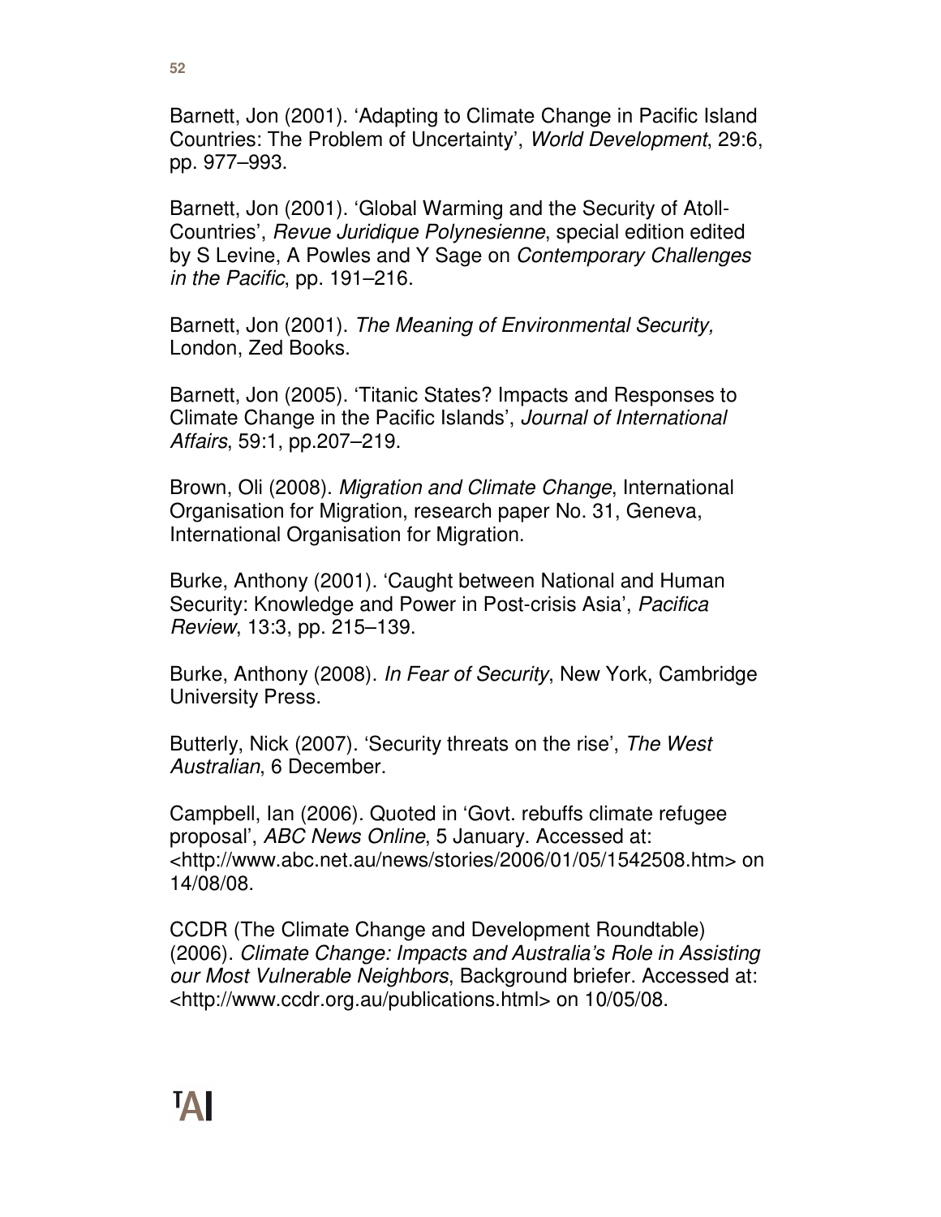Barnett, Jon (2001). ‘Adapting to Climate Change in Pacific Island Countries: The Problem of Uncertainty’, *World Development*, 29:6, pp. 977–993.

Barnett, Jon (2001). ‘Global Warming and the Security of Atoll-Countries’, *Revue Juridique Polynesienne*, special edition edited by S Levine, A Powles and Y Sage on *Contemporary Challenges in the Pacific*, pp. 191–216.

Barnett, Jon (2001). *The Meaning of Environmental Security,* London, Zed Books.

Barnett, Jon (2005). ‘Titanic States? Impacts and Responses to Climate Change in the Pacific Islands’, *Journal of International Affairs*, 59:1, pp.207–219.

Brown, Oli (2008). *Migration and Climate Change*, International Organisation for Migration, research paper No. 31, Geneva, International Organisation for Migration.

Burke, Anthony (2001). ‘Caught between National and Human Security: Knowledge and Power in Post-crisis Asia’, *Pacifica Review*, 13:3, pp. 215–139.

Burke, Anthony (2008). *In Fear of Security*, New York, Cambridge University Press.

Butterly, Nick (2007). ‘Security threats on the rise’, *The West Australian*, 6 December.

Campbell, Ian (2006). Quoted in ‘Govt. rebuffs climate refugee proposal’, *ABC News Online*, 5 January. Accessed at: <http://www.abc.net.au/news/stories/2006/01/05/1542508.htm> on 14/08/08.

CCDR (The Climate Change and Development Roundtable) (2006). *Climate Change: Impacts and Australia’s Role in Assisting our Most Vulnerable Neighbors*, Background briefer. Accessed at: <http://www.ccdr.org.au/publications.html> on 10/05/08.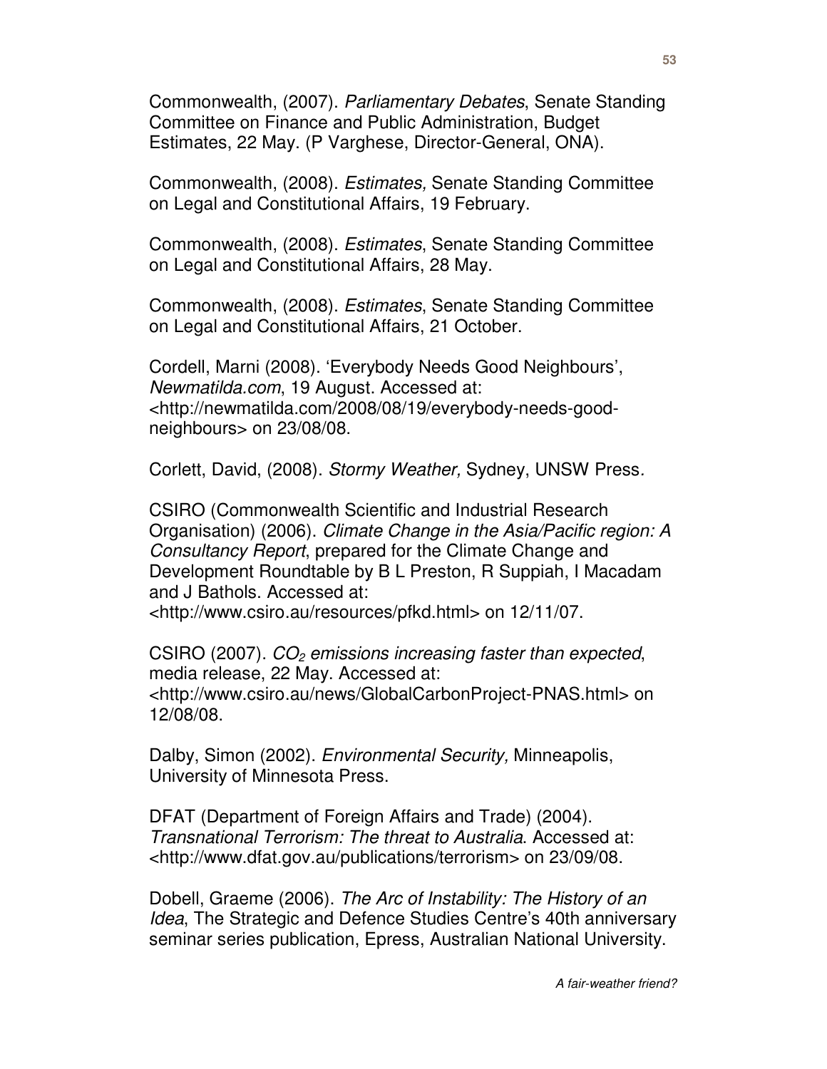Commonwealth, (2007). *Parliamentary Debates*, Senate Standing Committee on Finance and Public Administration, Budget Estimates, 22 May. (P Varghese, Director-General, ONA).

Commonwealth, (2008). *Estimates,* Senate Standing Committee on Legal and Constitutional Affairs, 19 February.

Commonwealth, (2008). *Estimates*, Senate Standing Committee on Legal and Constitutional Affairs, 28 May.

Commonwealth, (2008). *Estimates*, Senate Standing Committee on Legal and Constitutional Affairs, 21 October.

Cordell, Marni (2008). 'Everybody Needs Good Neighbours', *Newmatilda.com*, 19 August. Accessed at: <http://newmatilda.com/2008/08/19/everybody-needs-good-neighbours> on 23/08/08.

Corlett, David, (2008). *Stormy Weather,* Sydney, UNSW Press.

CSIRO (Commonwealth Scientific and Industrial Research Organisation) (2006). *Climate Change in the Asia/Pacific region: A Consultancy Report*, prepared for the Climate Change and Development Roundtable by B L Preston, R Suppiah, I Macadam and J Bathols. Accessed at: <http://www.csiro.au/resources/pfkd.html> on 12/11/07.

CSIRO (2007). *$CO_2$ emissions increasing faster than expected*, media release, 22 May. Accessed at: <http://www.csiro.au/news/GlobalCarbonProject-PNAS.html> on 12/08/08.

Dalby, Simon (2002). *Environmental Security,* Minneapolis, University of Minnesota Press.

DFAT (Department of Foreign Affairs and Trade) (2004). *Transnational Terrorism: The threat to Australia*. Accessed at: <http://www.dfat.gov.au/publications/terrorism> on 23/09/08.

Dobell, Graeme (2006). *The Arc of Instability: The History of an Idea*, The Strategic and Defence Studies Centre's 40th anniversary seminar series publication, Epress, Australian National University.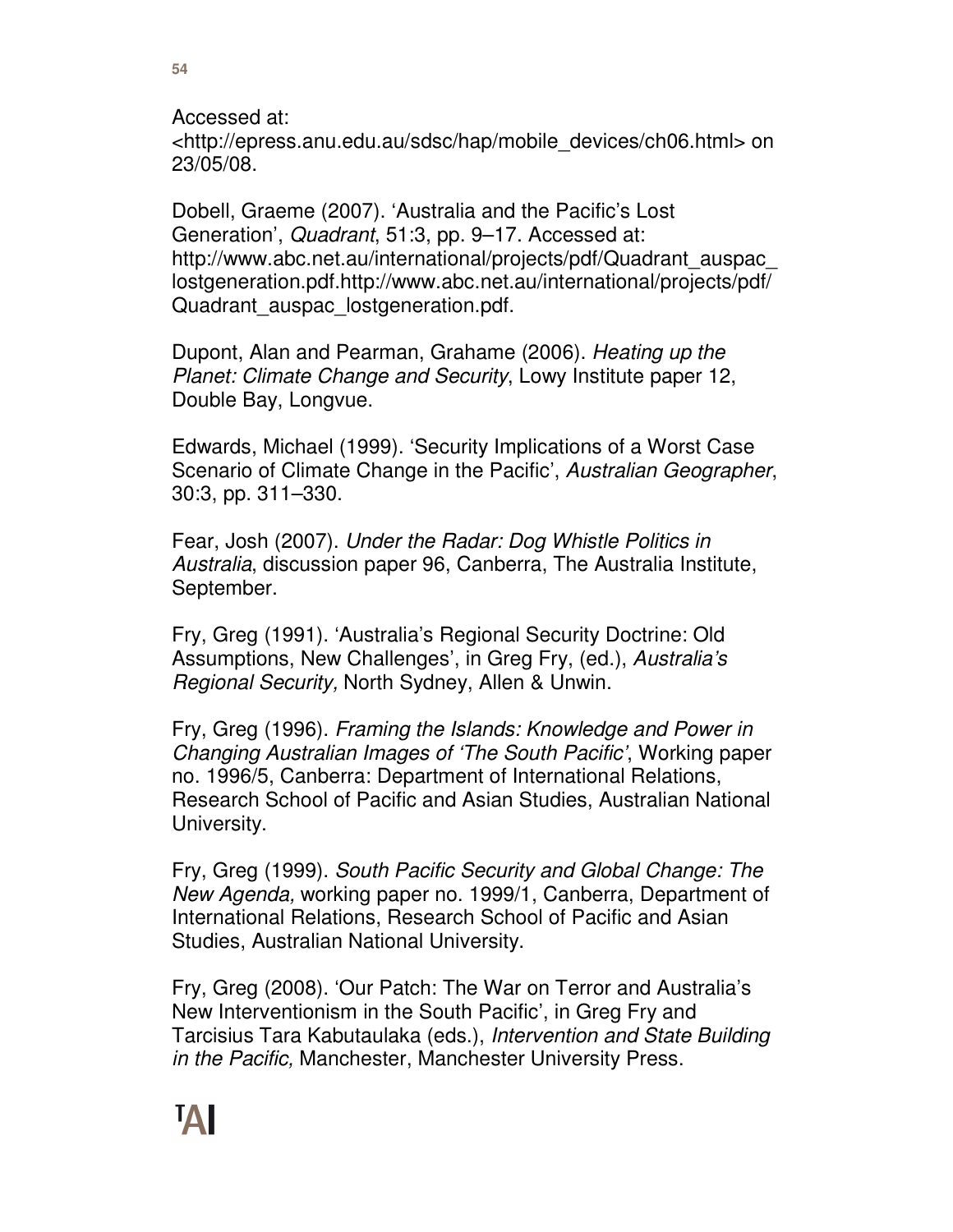Accessed at: <http://epress.anu.edu.au/sdsc/hap/mobile_devices/ch06.html> on 23/05/08.

Dobell, Graeme (2007). 'Australia and the Pacific's Lost Generation', *Quadrant*, 51:3, pp. 9–17. Accessed at: http://www.abc.net.au/international/projects/pdf/Quadrant_auspac_lostgeneration.pdf.http://www.abc.net.au/international/projects/pdf/Quadrant_auspac_lostgeneration.pdf.

Dupont, Alan and Pearman, Grahame (2006). *Heating up the Planet: Climate Change and Security*, Lowy Institute paper 12, Double Bay, Longvue.

Edwards, Michael (1999). 'Security Implications of a Worst Case Scenario of Climate Change in the Pacific', *Australian Geographer*, 30:3, pp. 311–330.

Fear, Josh (2007). *Under the Radar: Dog Whistle Politics in Australia*, discussion paper 96, Canberra, The Australia Institute, September.

Fry, Greg (1991). 'Australia's Regional Security Doctrine: Old Assumptions, New Challenges', in Greg Fry, (ed.), *Australia's Regional Security,* North Sydney, Allen & Unwin.

Fry, Greg (1996). *Framing the Islands: Knowledge and Power in Changing Australian Images of 'The South Pacific'*, Working paper no. 1996/5, Canberra: Department of International Relations, Research School of Pacific and Asian Studies, Australian National University.

Fry, Greg (1999). *South Pacific Security and Global Change: The New Agenda,* working paper no. 1999/1, Canberra, Department of International Relations, Research School of Pacific and Asian Studies, Australian National University.

Fry, Greg (2008). 'Our Patch: The War on Terror and Australia's New Interventionism in the South Pacific', in Greg Fry and Tarcisius Tara Kabutaulaka (eds.), *Intervention and State Building in the Pacific,* Manchester, Manchester University Press.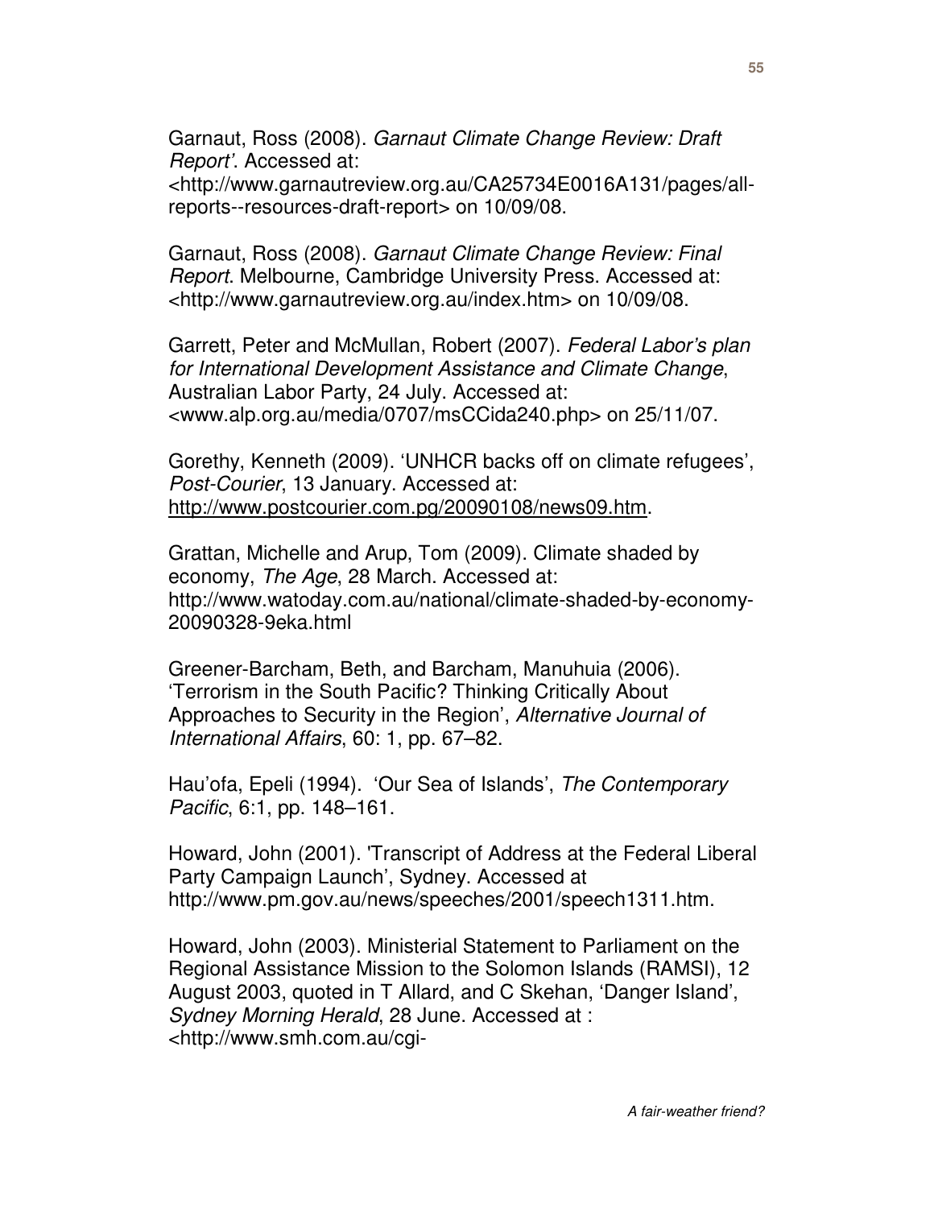Garnaut, Ross (2008). *Garnaut Climate Change Review: Draft Report'*. Accessed at: <http://www.garnautreview.org.au/CA25734E0016A131/pages/all-reports--resources-draft-report> on 10/09/08.

Garnaut, Ross (2008). *Garnaut Climate Change Review: Final Report*. Melbourne, Cambridge University Press. Accessed at: <http://www.garnautreview.org.au/index.htm> on 10/09/08.

Garrett, Peter and McMullan, Robert (2007). *Federal Labor's plan for International Development Assistance and Climate Change*, Australian Labor Party, 24 July. Accessed at: <www.alp.org.au/media/0707/msCCida240.php> on 25/11/07.

Gorethy, Kenneth (2009). 'UNHCR backs off on climate refugees', *Post-Courier*, 13 January. Accessed at: http://www.postcourier.com.pg/20090108/news09.htm.

Grattan, Michelle and Arup, Tom (2009). Climate shaded by economy, *The Age*, 28 March. Accessed at: http://www.watoday.com.au/national/climate-shaded-by-economy-20090328-9eka.html

Greener-Barcham, Beth, and Barcham, Manuhuia (2006). 'Terrorism in the South Pacific? Thinking Critically About Approaches to Security in the Region', *Alternative Journal of International Affairs*, 60: 1, pp. 67–82.

Hau'ofa, Epeli (1994). 'Our Sea of Islands', *The Contemporary Pacific*, 6:1, pp. 148–161.

Howard, John (2001). 'Transcript of Address at the Federal Liberal Party Campaign Launch', Sydney. Accessed at http://www.pm.gov.au/news/speeches/2001/speech1311.htm.

Howard, John (2003). Ministerial Statement to Parliament on the Regional Assistance Mission to the Solomon Islands (RAMSI), 12 August 2003, quoted in T Allard, and C Skehan, 'Danger Island', *Sydney Morning Herald*, 28 June. Accessed at : <http://www.smh.com.au/cgi-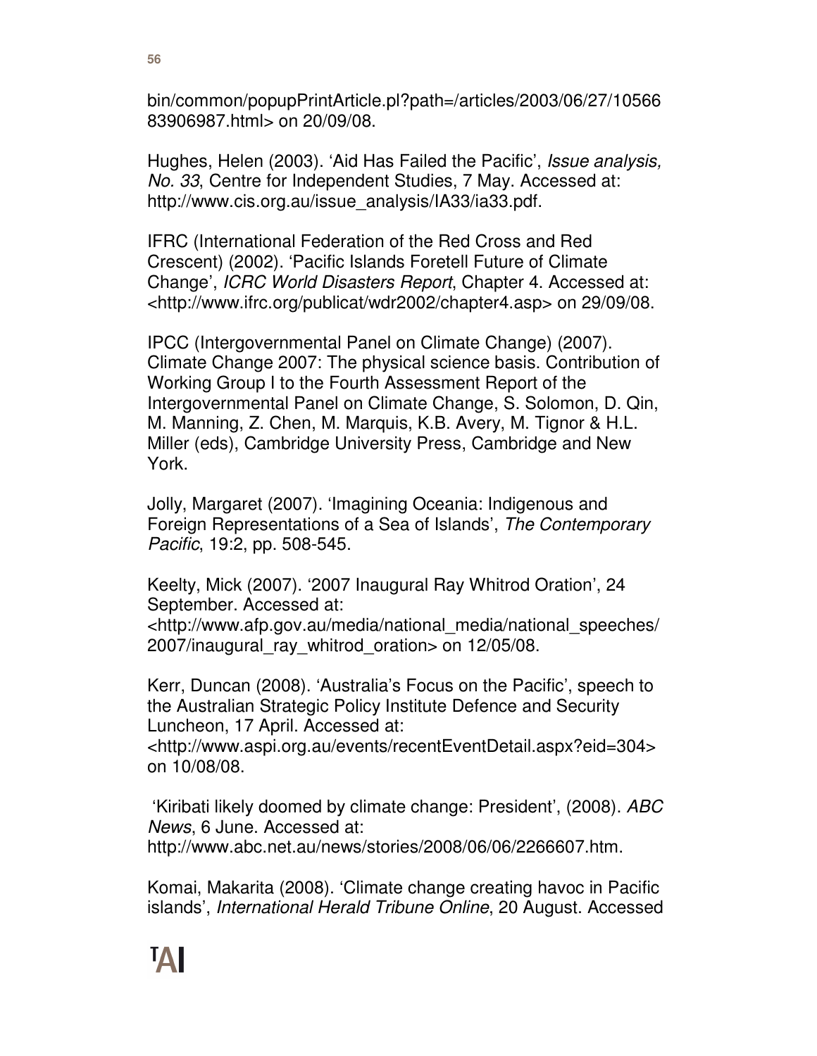bin/common/popupPrintArticle.pl?path=/articles/2003/06/27/1056683906987.html> on 20/09/08.

Hughes, Helen (2003). 'Aid Has Failed the Pacific', *Issue analysis, No. 33*, Centre for Independent Studies, 7 May. Accessed at: http://www.cis.org.au/issue_analysis/IA33/ia33.pdf.

IFRC (International Federation of the Red Cross and Red Crescent) (2002). 'Pacific Islands Foretell Future of Climate Change', *ICRC World Disasters Report*, Chapter 4. Accessed at: <http://www.ifrc.org/publicat/wdr2002/chapter4.asp> on 29/09/08.

IPCC (Intergovernmental Panel on Climate Change) (2007). Climate Change 2007: The physical science basis. Contribution of Working Group I to the Fourth Assessment Report of the Intergovernmental Panel on Climate Change, S. Solomon, D. Qin, M. Manning, Z. Chen, M. Marquis, K.B. Avery, M. Tignor & H.L. Miller (eds), Cambridge University Press, Cambridge and New York.

Jolly, Margaret (2007). 'Imagining Oceania: Indigenous and Foreign Representations of a Sea of Islands', *The Contemporary Pacific*, 19:2, pp. 508-545.

Keelty, Mick (2007). '2007 Inaugural Ray Whitrod Oration', 24 September. Accessed at: <http://www.afp.gov.au/media/national_media/national_speeches/2007/inaugural_ray_whitrod_oration> on 12/05/08.

Kerr, Duncan (2008). 'Australia's Focus on the Pacific', speech to the Australian Strategic Policy Institute Defence and Security Luncheon, 17 April. Accessed at: <http://www.aspi.org.au/events/recentEventDetail.aspx?eid=304> on 10/08/08.

'Kiribati likely doomed by climate change: President', (2008). *ABC News*, 6 June. Accessed at: http://www.abc.net.au/news/stories/2008/06/06/2266607.htm.

Komai, Makarita (2008). 'Climate change creating havoc in Pacific islands', *International Herald Tribune Online*, 20 August. Accessed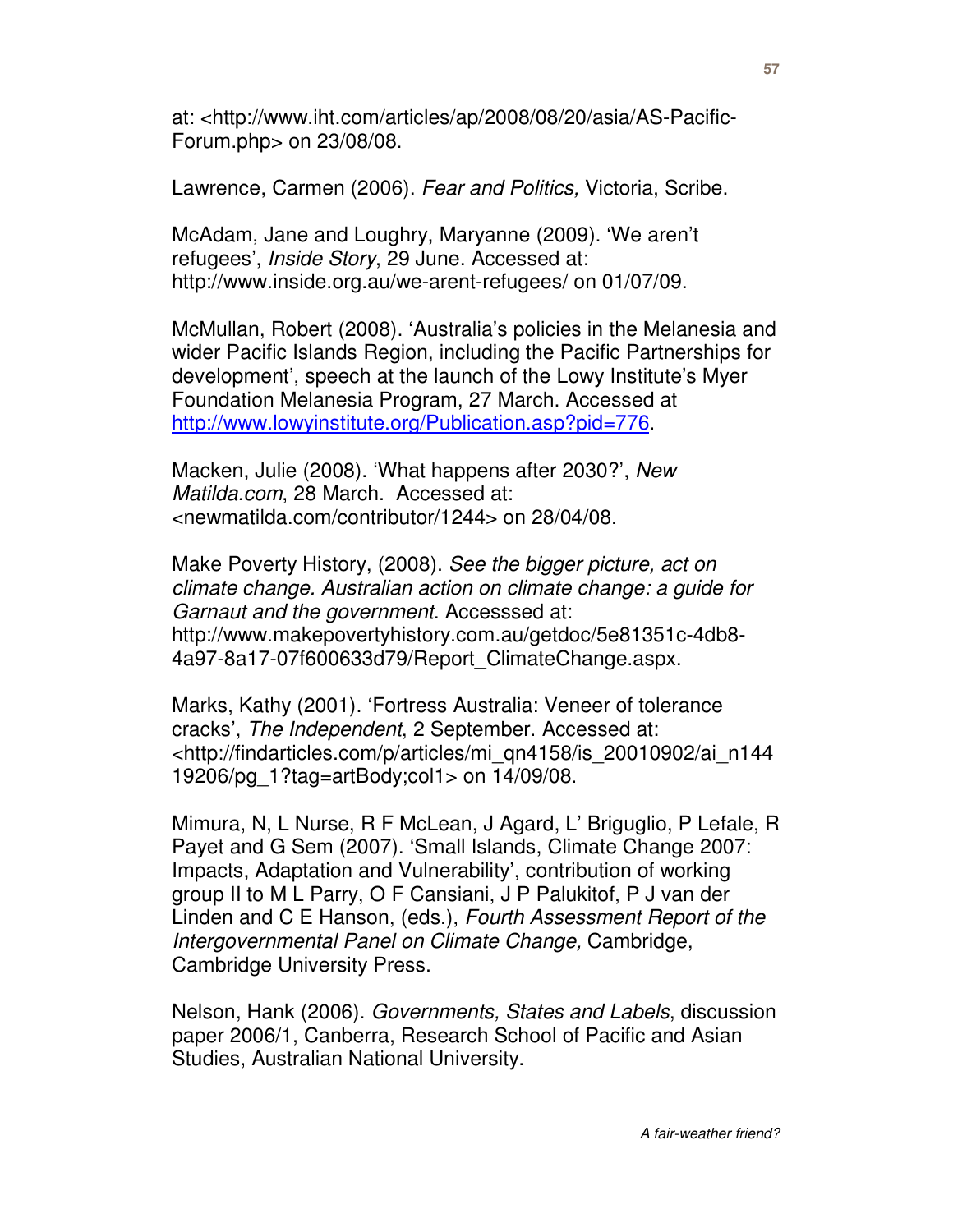at: <http://www.iht.com/articles/ap/2008/08/20/asia/AS-Pacific-Forum.php> on 23/08/08.

Lawrence, Carmen (2006). *Fear and Politics,* Victoria, Scribe.

McAdam, Jane and Loughry, Maryanne (2009). 'We aren't refugees', *Inside Story*, 29 June. Accessed at: http://www.inside.org.au/we-arent-refugees/ on 01/07/09.

McMullan, Robert (2008). 'Australia's policies in the Melanesia and wider Pacific Islands Region, including the Pacific Partnerships for development', speech at the launch of the Lowy Institute's Myer Foundation Melanesia Program, 27 March. Accessed at http://www.lowyinstitute.org/Publication.asp?pid=776.

Macken, Julie (2008). 'What happens after 2030?', *New Matilda.com*, 28 March. Accessed at: <newmatilda.com/contributor/1244> on 28/04/08.

Make Poverty History, (2008). *See the bigger picture, act on climate change. Australian action on climate change: a guide for Garnaut and the government*. Accesssed at: http://www.makepovertyhistory.com.au/getdoc/5e81351c-4db8-4a97-8a17-07f600633d79/Report_ClimateChange.aspx.

Marks, Kathy (2001). 'Fortress Australia: Veneer of tolerance cracks', *The Independent*, 2 September. Accessed at: <http://findarticles.com/p/articles/mi_qn4158/is_20010902/ai_n14419206/pg_1?tag=artBody;col1> on 14/09/08.

Mimura, N, L Nurse, R F McLean, J Agard, L' Briguglio, P Lefale, R Payet and G Sem (2007). 'Small Islands, Climate Change 2007: Impacts, Adaptation and Vulnerability', contribution of working group II to M L Parry, O F Cansiani, J P Palukitof, P J van der Linden and C E Hanson, (eds.), *Fourth Assessment Report of the Intergovernmental Panel on Climate Change,* Cambridge, Cambridge University Press.

Nelson, Hank (2006). *Governments, States and Labels*, discussion paper 2006/1, Canberra, Research School of Pacific and Asian Studies, Australian National University.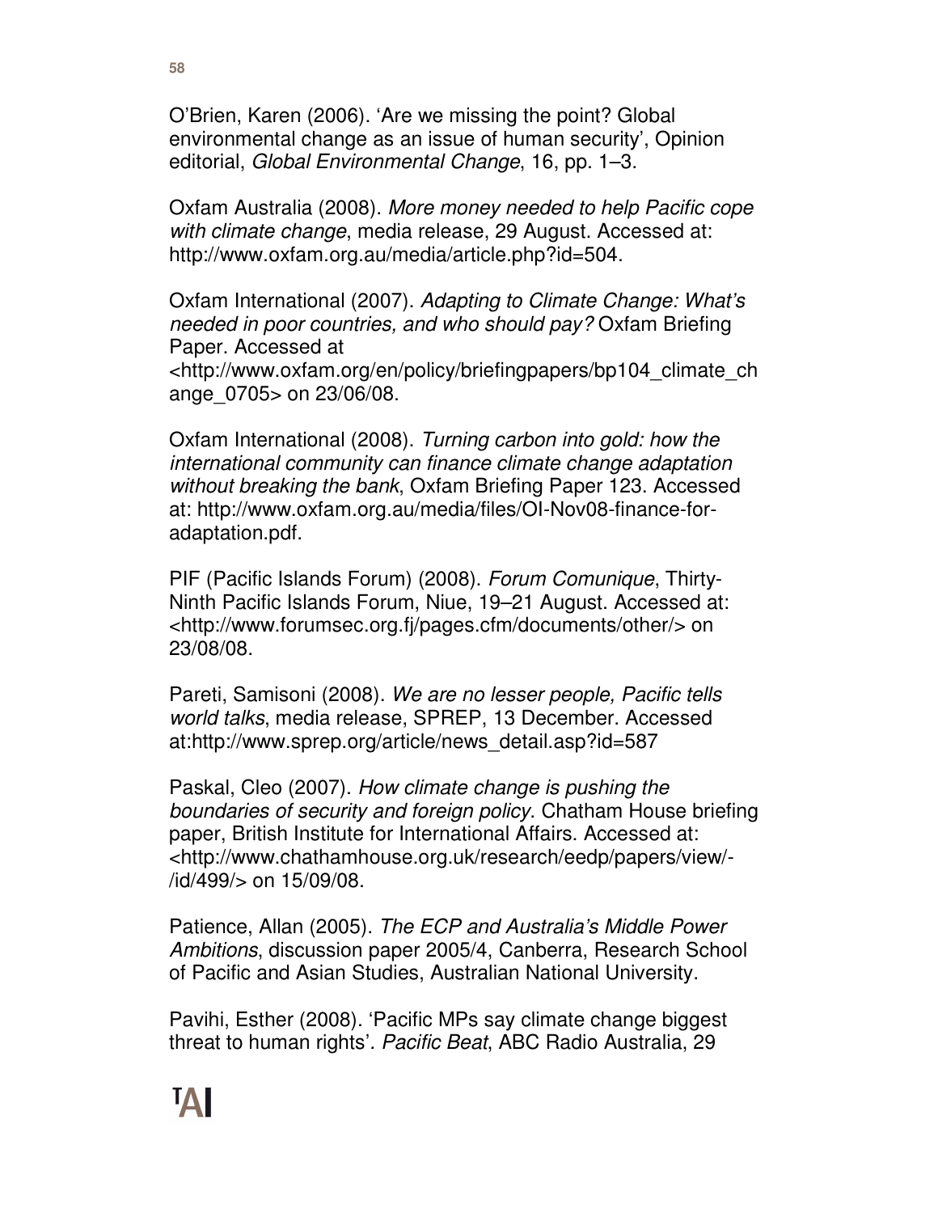O'Brien, Karen (2006). 'Are we missing the point? Global environmental change as an issue of human security', Opinion editorial, *Global Environmental Change*, 16, pp. 1–3.

Oxfam Australia (2008). *More money needed to help Pacific cope with climate change*, media release, 29 August. Accessed at: http://www.oxfam.org.au/media/article.php?id=504.

Oxfam International (2007). *Adapting to Climate Change: What's needed in poor countries, and who should pay?* Oxfam Briefing Paper. Accessed at <http://www.oxfam.org/en/policy/briefingpapers/bp104_climate_change_0705> on 23/06/08.

Oxfam International (2008). *Turning carbon into gold: how the international community can finance climate change adaptation without breaking the bank*, Oxfam Briefing Paper 123. Accessed at: http://www.oxfam.org.au/media/files/OI-Nov08-finance-for-adaptation.pdf.

PIF (Pacific Islands Forum) (2008). *Forum Comunique*, Thirty-Ninth Pacific Islands Forum, Niue, 19–21 August. Accessed at: <http://www.forumsec.org.fj/pages.cfm/documents/other/> on 23/08/08.

Pareti, Samisoni (2008). *We are no lesser people, Pacific tells world talks*, media release, SPREP, 13 December. Accessed at:http://www.sprep.org/article/news_detail.asp?id=587

Paskal, Cleo (2007). *How climate change is pushing the boundaries of security and foreign policy*. Chatham House briefing paper, British Institute for International Affairs. Accessed at: <http://www.chathamhouse.org.uk/research/eedp/papers/view/-/id/499/> on 15/09/08.

Patience, Allan (2005). *The ECP and Australia's Middle Power Ambitions*, discussion paper 2005/4, Canberra, Research School of Pacific and Asian Studies, Australian National University.

Pavihi, Esther (2008). 'Pacific MPs say climate change biggest threat to human rights'. *Pacific Beat*, ABC Radio Australia, 29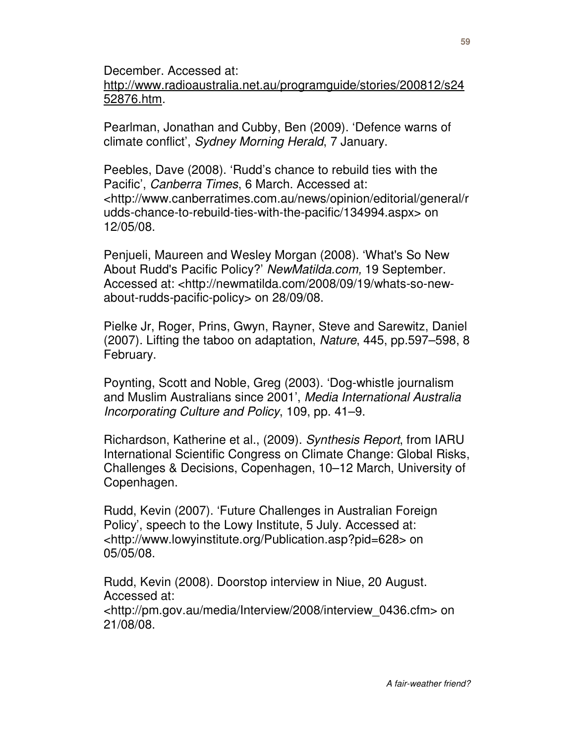December. Accessed at: http://www.radioaustralia.net.au/programguide/stories/200812/s2452876.htm.

Pearlman, Jonathan and Cubby, Ben (2009). 'Defence warns of climate conflict', *Sydney Morning Herald*, 7 January.

Peebles, Dave (2008). 'Rudd's chance to rebuild ties with the Pacific', *Canberra Times*, 6 March. Accessed at: <http://www.canberratimes.com.au/news/opinion/editorial/general/rudds-chance-to-rebuild-ties-with-the-pacific/134994.aspx> on 12/05/08.

Penjueli, Maureen and Wesley Morgan (2008). 'What's So New About Rudd's Pacific Policy?' *NewMatilda.com,* 19 September. Accessed at: <http://newmatilda.com/2008/09/19/whats-so-new-about-rudds-pacific-policy> on 28/09/08.

Pielke Jr, Roger, Prins, Gwyn, Rayner, Steve and Sarewitz, Daniel (2007). Lifting the taboo on adaptation, *Nature*, 445, pp.597–598, 8 February.

Poynting, Scott and Noble, Greg (2003). 'Dog-whistle journalism and Muslim Australians since 2001', *Media International Australia Incorporating Culture and Policy*, 109, pp. 41–9.

Richardson, Katherine et al., (2009). *Synthesis Report*, from IARU International Scientific Congress on Climate Change: Global Risks, Challenges & Decisions, Copenhagen, 10–12 March, University of Copenhagen.

Rudd, Kevin (2007). 'Future Challenges in Australian Foreign Policy', speech to the Lowy Institute, 5 July. Accessed at: <http://www.lowyinstitute.org/Publication.asp?pid=628> on 05/05/08.

Rudd, Kevin (2008). Doorstop interview in Niue, 20 August. Accessed at: <http://pm.gov.au/media/Interview/2008/interview_0436.cfm> on 21/08/08.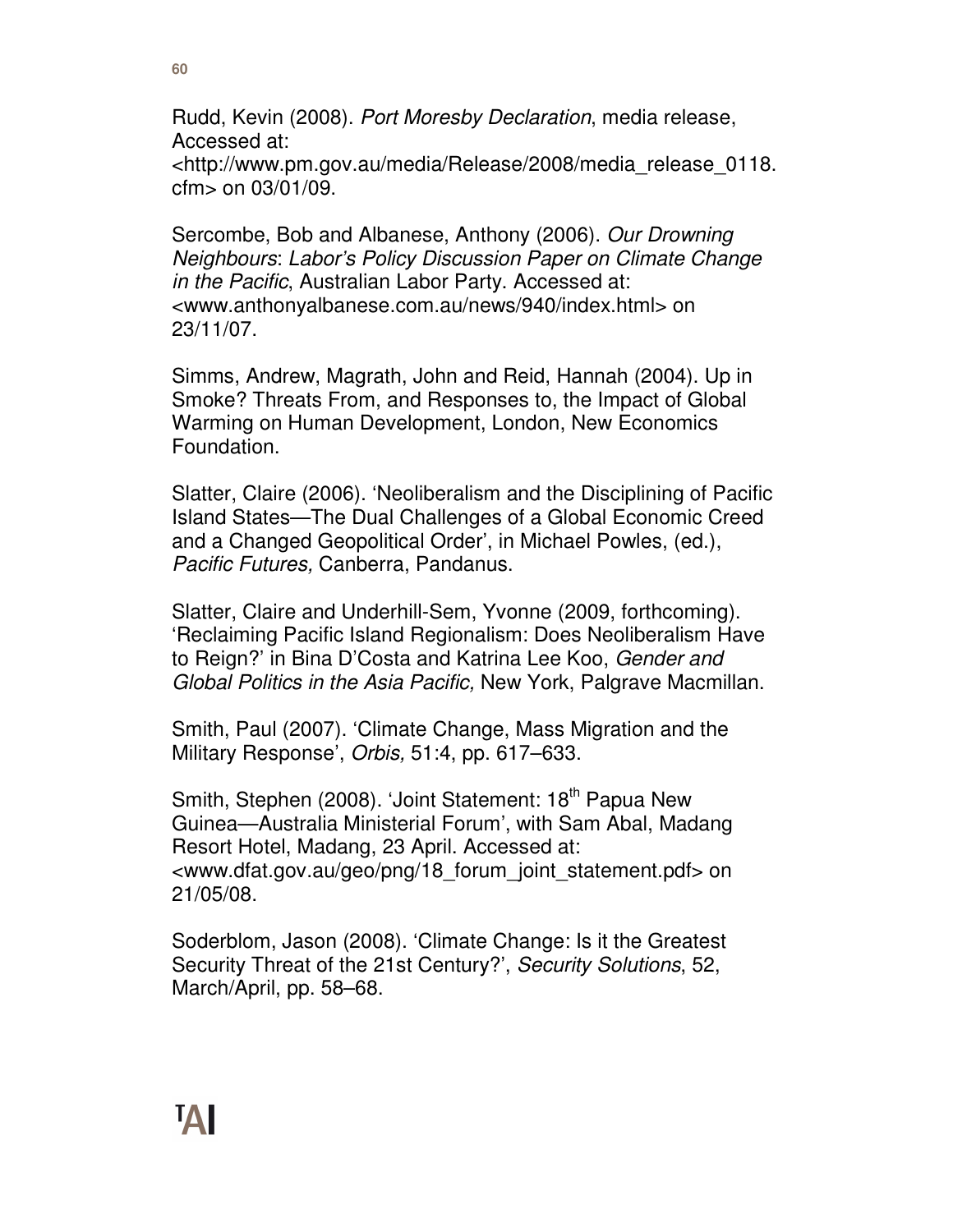Rudd, Kevin (2008). *Port Moresby Declaration*, media release, Accessed at: <http://www.pm.gov.au/media/Release/2008/media_release_0118.cfm> on 03/01/09.

Sercombe, Bob and Albanese, Anthony (2006). *Our Drowning Neighbours*: *Labor's Policy Discussion Paper on Climate Change in the Pacific*, Australian Labor Party. Accessed at: <www.anthonyalbanese.com.au/news/940/index.html> on 23/11/07.

Simms, Andrew, Magrath, John and Reid, Hannah (2004). Up in Smoke? Threats From, and Responses to, the Impact of Global Warming on Human Development, London, New Economics Foundation.

Slatter, Claire (2006). 'Neoliberalism and the Disciplining of Pacific Island States—The Dual Challenges of a Global Economic Creed and a Changed Geopolitical Order', in Michael Powles, (ed.), *Pacific Futures,* Canberra, Pandanus.

Slatter, Claire and Underhill-Sem, Yvonne (2009, forthcoming). 'Reclaiming Pacific Island Regionalism: Does Neoliberalism Have to Reign?' in Bina D'Costa and Katrina Lee Koo, *Gender and Global Politics in the Asia Pacific,* New York, Palgrave Macmillan.

Smith, Paul (2007). 'Climate Change, Mass Migration and the Military Response', *Orbis,* 51:4, pp. 617–633.

Smith, Stephen (2008). 'Joint Statement: 18th Papua New Guinea—Australia Ministerial Forum', with Sam Abal, Madang Resort Hotel, Madang, 23 April. Accessed at: <www.dfat.gov.au/geo/png/18_forum_joint_statement.pdf> on 21/05/08.

Soderblom, Jason (2008). 'Climate Change: Is it the Greatest Security Threat of the 21st Century?', *Security Solutions*, 52, March/April, pp. 58–68.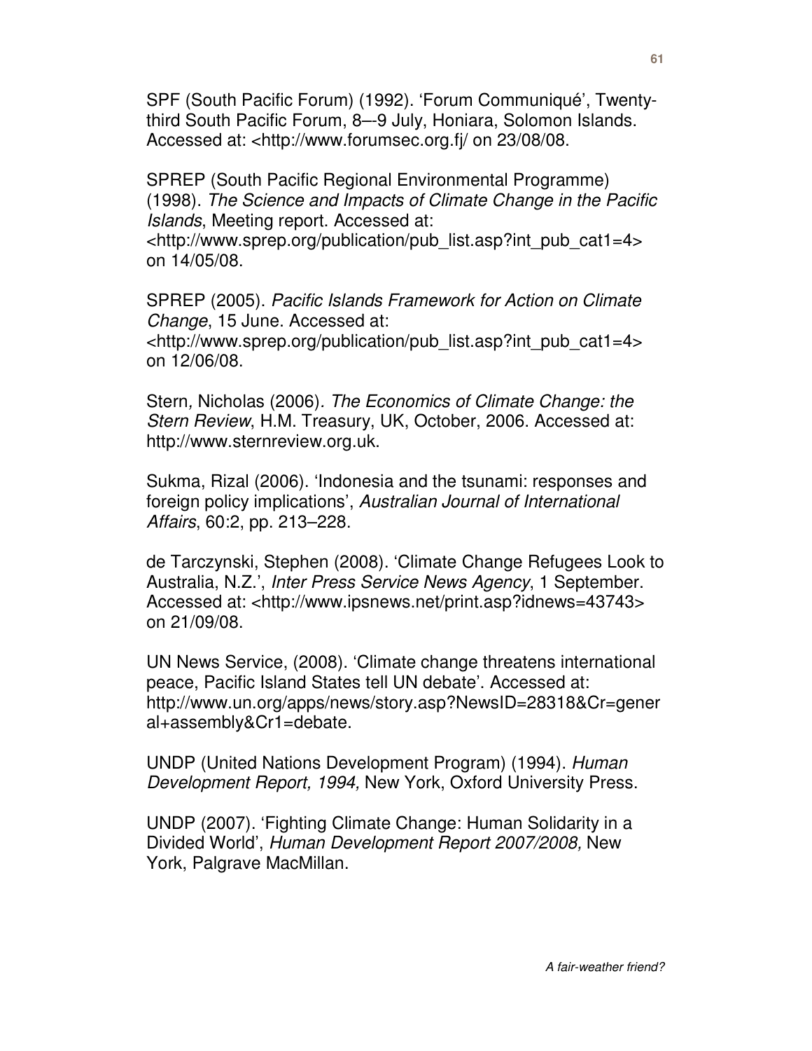SPF (South Pacific Forum) (1992). 'Forum Communiqué', Twenty-third South Pacific Forum, 8–-9 July, Honiara, Solomon Islands. Accessed at: <http://www.forumsec.org.fj/ on 23/08/08.

SPREP (South Pacific Regional Environmental Programme) (1998). *The Science and Impacts of Climate Change in the Pacific Islands*, Meeting report. Accessed at: <http://www.sprep.org/publication/pub_list.asp?int_pub_cat1=4> on 14/05/08.

SPREP (2005). *Pacific Islands Framework for Action on Climate Change*, 15 June. Accessed at: <http://www.sprep.org/publication/pub_list.asp?int_pub_cat1=4> on 12/06/08.

Stern, Nicholas (2006). *The Economics of Climate Change: the Stern Review*, H.M. Treasury, UK, October, 2006. Accessed at: http://www.sternreview.org.uk.

Sukma, Rizal (2006). 'Indonesia and the tsunami: responses and foreign policy implications', *Australian Journal of International Affairs*, 60:2, pp. 213–228.

de Tarczynski, Stephen (2008). 'Climate Change Refugees Look to Australia, N.Z.', *Inter Press Service News Agency*, 1 September. Accessed at: <http://www.ipsnews.net/print.asp?idnews=43743> on 21/09/08.

UN News Service, (2008). 'Climate change threatens international peace, Pacific Island States tell UN debate'. Accessed at: http://www.un.org/apps/news/story.asp?NewsID=28318&Cr=general+assembly&Cr1=debate.

UNDP (United Nations Development Program) (1994). *Human Development Report, 1994,* New York, Oxford University Press.

UNDP (2007). 'Fighting Climate Change: Human Solidarity in a Divided World', *Human Development Report 2007/2008,* New York, Palgrave MacMillan.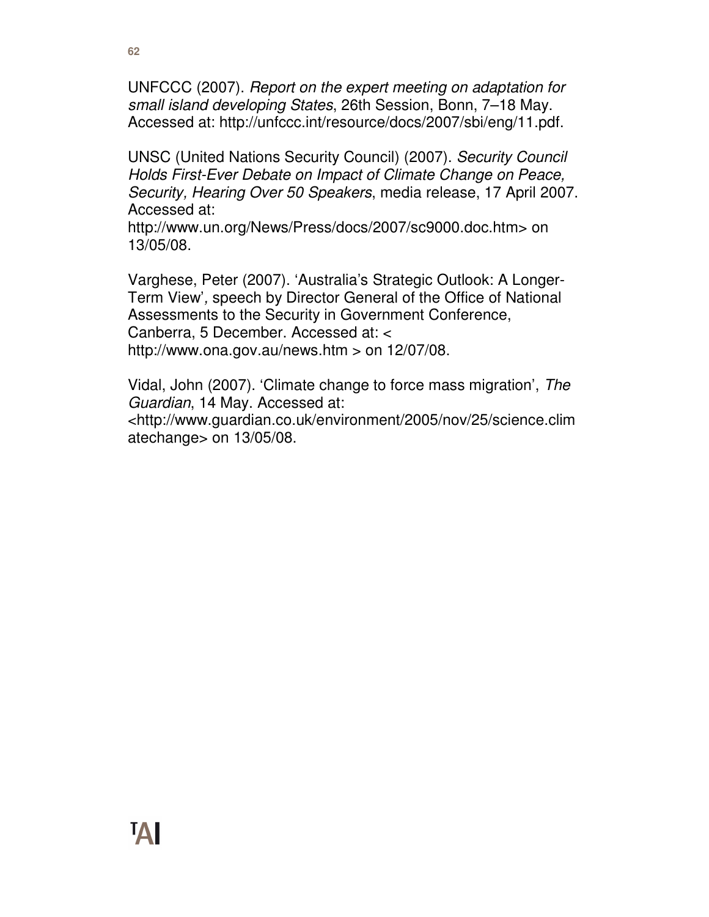UNFCCC (2007). *Report on the expert meeting on adaptation for small island developing States*, 26th Session, Bonn, 7–18 May. Accessed at: http://unfccc.int/resource/docs/2007/sbi/eng/11.pdf.

UNSC (United Nations Security Council) (2007). *Security Council Holds First-Ever Debate on Impact of Climate Change on Peace, Security, Hearing Over 50 Speakers*, media release, 17 April 2007. Accessed at: http://www.un.org/News/Press/docs/2007/sc9000.doc.htm> on 13/05/08.

Varghese, Peter (2007). 'Australia's Strategic Outlook: A Longer-Term View', speech by Director General of the Office of National Assessments to the Security in Government Conference, Canberra, 5 December. Accessed at: < http://www.ona.gov.au/news.htm > on 12/07/08.

Vidal, John (2007). 'Climate change to force mass migration', *The Guardian*, 14 May. Accessed at: <http://www.guardian.co.uk/environment/2005/nov/25/science.climatechange> on 13/05/08.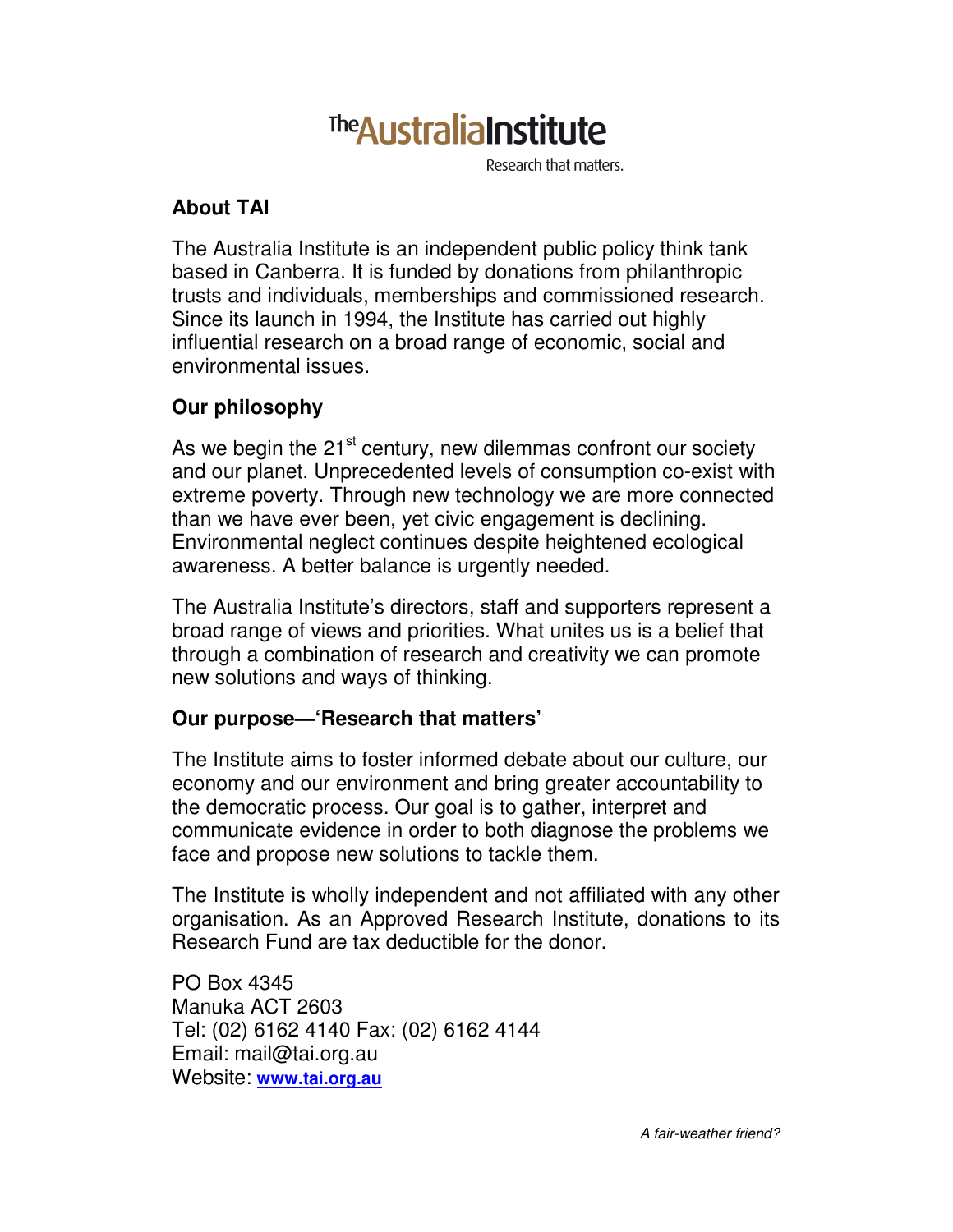# The Australia Institute

Research that matters.

## About TAI

The Australia Institute is an independent public policy think tank based in Canberra. It is funded by donations from philanthropic trusts and individuals, memberships and commissioned research. Since its launch in 1994, the Institute has carried out highly influential research on a broad range of economic, social and environmental issues.

## Our philosophy

As we begin the 21st century, new dilemmas confront our society and our planet. Unprecedented levels of consumption co-exist with extreme poverty. Through new technology we are more connected than we have ever been, yet civic engagement is declining. Environmental neglect continues despite heightened ecological awareness. A better balance is urgently needed.

The Australia Institute's directors, staff and supporters represent a broad range of views and priorities. What unites us is a belief that through a combination of research and creativity we can promote new solutions and ways of thinking.

## Our purpose—'Research that matters'

The Institute aims to foster informed debate about our culture, our economy and our environment and bring greater accountability to the democratic process. Our goal is to gather, interpret and communicate evidence in order to both diagnose the problems we face and propose new solutions to tackle them.

The Institute is wholly independent and not affiliated with any other organisation. As an Approved Research Institute, donations to its Research Fund are tax deductible for the donor.

PO Box 4345
Manuka ACT 2603
Tel: (02) 6162 4140 Fax: (02) 6162 4144
Email: mail@tai.org.au
Website: **www.tai.org.au**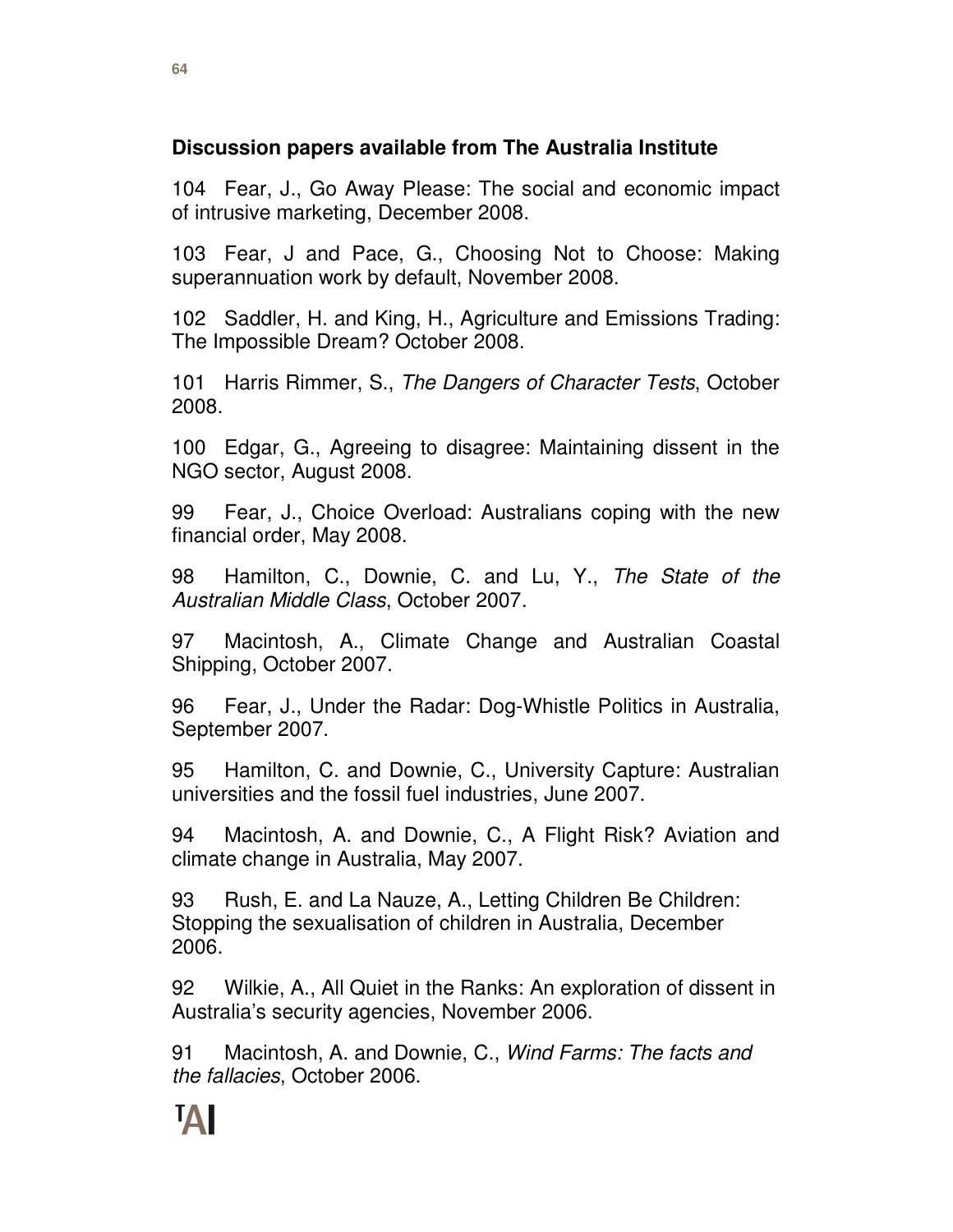## Discussion papers available from The Australia Institute

104 Fear, J., Go Away Please: The social and economic impact of intrusive marketing, December 2008.

103 Fear, J and Pace, G., Choosing Not to Choose: Making superannuation work by default, November 2008.

102 Saddler, H. and King, H., Agriculture and Emissions Trading: The Impossible Dream? October 2008.

101 Harris Rimmer, S., *The Dangers of Character Tests*, October 2008.

100 Edgar, G., Agreeing to disagree: Maintaining dissent in the NGO sector, August 2008.

99 Fear, J., Choice Overload: Australians coping with the new financial order, May 2008.

98 Hamilton, C., Downie, C. and Lu, Y., *The State of the Australian Middle Class*, October 2007.

97 Macintosh, A., Climate Change and Australian Coastal Shipping, October 2007.

96 Fear, J., Under the Radar: Dog-Whistle Politics in Australia, September 2007.

95 Hamilton, C. and Downie, C., University Capture: Australian universities and the fossil fuel industries, June 2007.

94 Macintosh, A. and Downie, C., A Flight Risk? Aviation and climate change in Australia, May 2007.

93 Rush, E. and La Nauze, A., Letting Children Be Children: Stopping the sexualisation of children in Australia, December 2006.

92 Wilkie, A., All Quiet in the Ranks: An exploration of dissent in Australia's security agencies, November 2006.

91 Macintosh, A. and Downie, C., *Wind Farms: The facts and the fallacies*, October 2006.